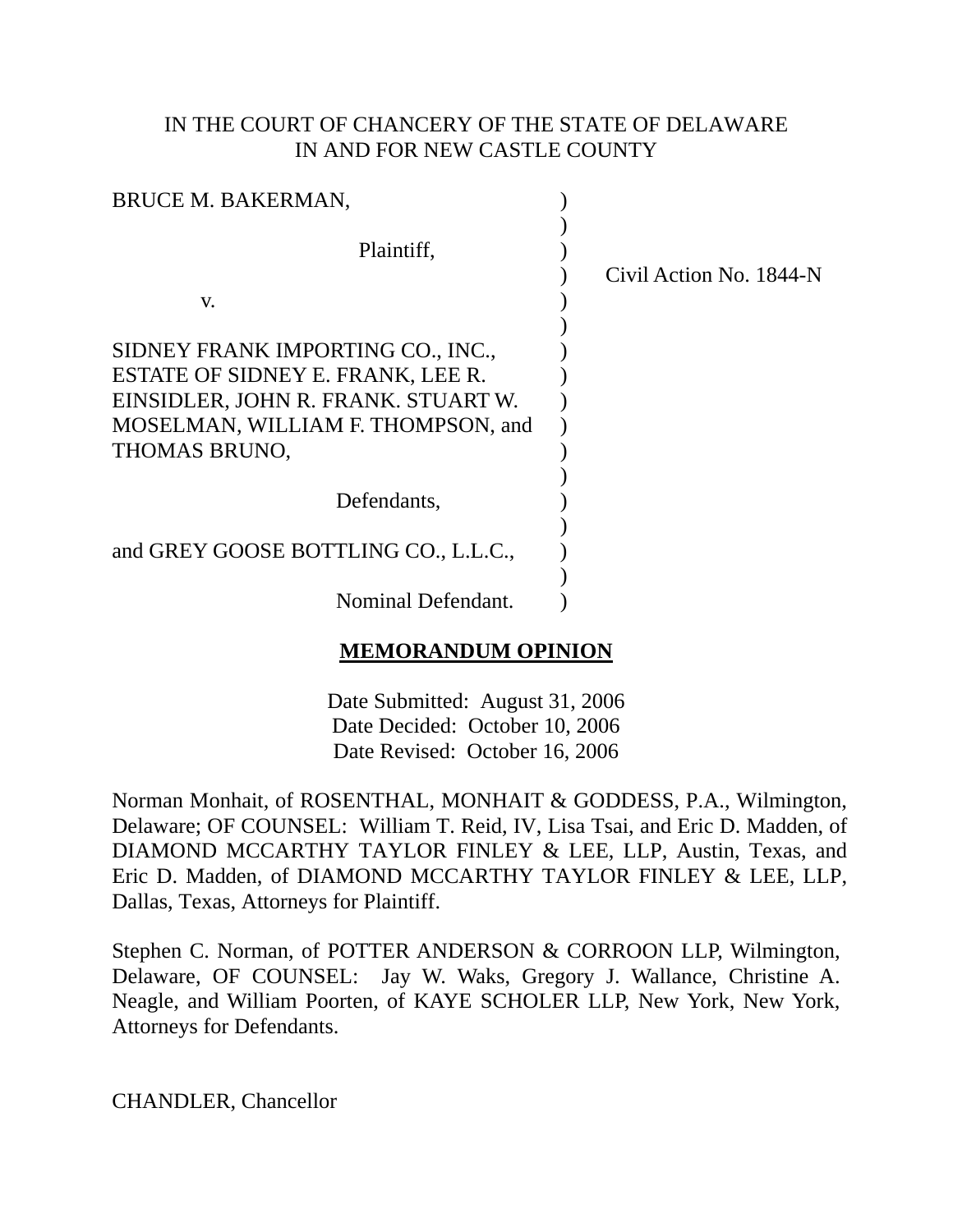IN THE COURT OF CHANCERY OF THE STATE OF DELAWARE
IN AND FOR NEW CASTLE COUNTY

BRUCE M. BAKERMAN,

Plaintiff,

v.

SIDNEY FRANK IMPORTING CO., INC., ESTATE OF SIDNEY E. FRANK, LEE R. EINSIDLER, JOHN R. FRANK. STUART W. MOSELMAN, WILLIAM F. THOMPSON, and THOMAS BRUNO,

Defendants,

and GREY GOOSE BOTTLING CO., L.L.C.,

Nominal Defendant.

Civil Action No. 1844-N

**MEMORANDUM OPINION**

Date Submitted: August 31, 2006
Date Decided: October 10, 2006
Date Revised: October 16, 2006

Norman Monhait, of ROSENTHAL, MONHAIT & GODDESS, P.A., Wilmington, Delaware; OF COUNSEL: William T. Reid, IV, Lisa Tsai, and Eric D. Madden, of DIAMOND MCCARTHY TAYLOR FINLEY & LEE, LLP, Austin, Texas, and Eric D. Madden, of DIAMOND MCCARTHY TAYLOR FINLEY & LEE, LLP, Dallas, Texas, Attorneys for Plaintiff.

Stephen C. Norman, of POTTER ANDERSON & CORROON LLP, Wilmington, Delaware, OF COUNSEL: Jay W. Waks, Gregory J. Wallance, Christine A. Neagle, and William Poorten, of KAYE SCHOLER LLP, New York, New York, Attorneys for Defendants.

CHANDLER, Chancellor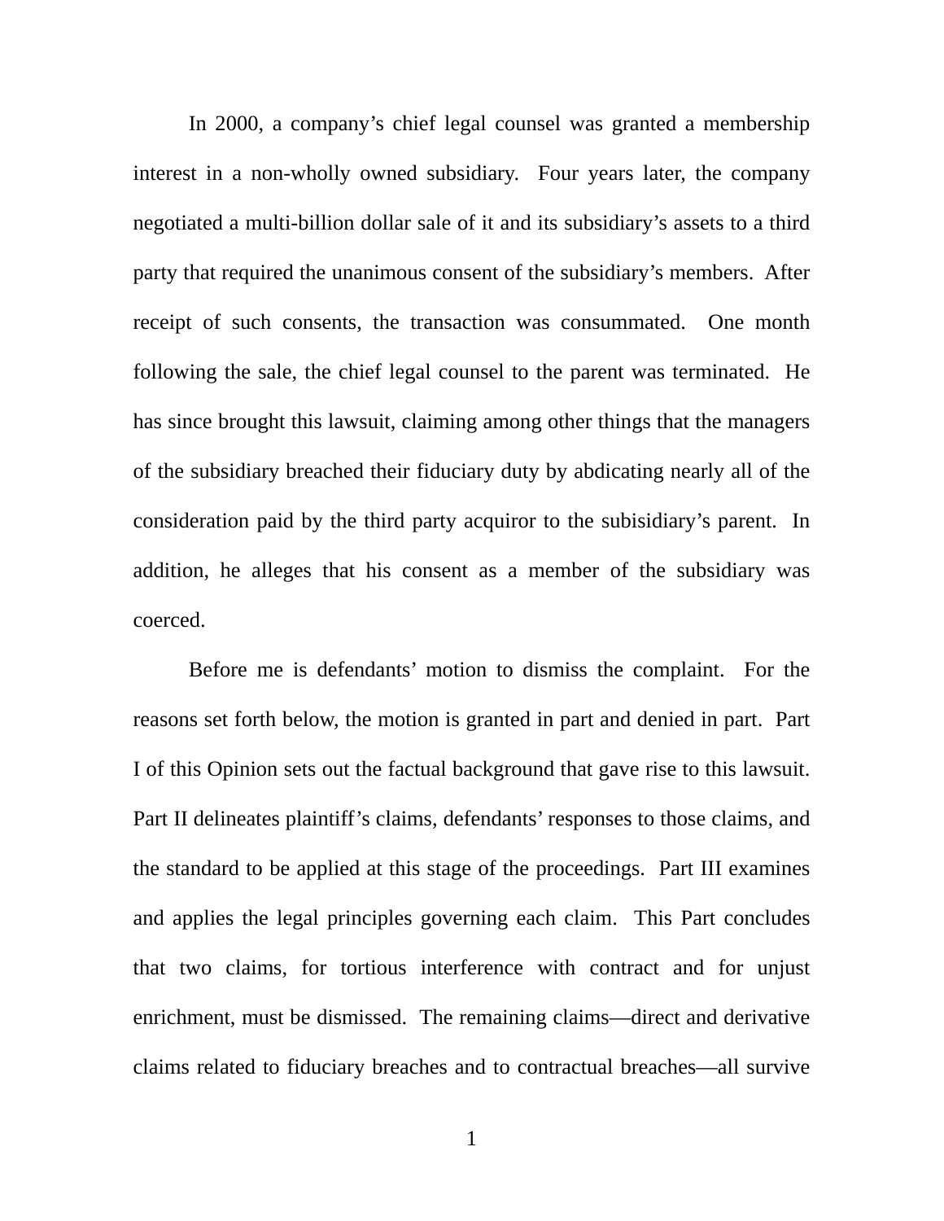In 2000, a company's chief legal counsel was granted a membership interest in a non-wholly owned subsidiary. Four years later, the company negotiated a multi-billion dollar sale of it and its subsidiary's assets to a third party that required the unanimous consent of the subsidiary's members. After receipt of such consents, the transaction was consummated. One month following the sale, the chief legal counsel to the parent was terminated. He has since brought this lawsuit, claiming among other things that the managers of the subsidiary breached their fiduciary duty by abdicating nearly all of the consideration paid by the third party acquiror to the subisidiary's parent. In addition, he alleges that his consent as a member of the subsidiary was coerced.

Before me is defendants' motion to dismiss the complaint. For the reasons set forth below, the motion is granted in part and denied in part. Part I of this Opinion sets out the factual background that gave rise to this lawsuit. Part II delineates plaintiff's claims, defendants' responses to those claims, and the standard to be applied at this stage of the proceedings. Part III examines and applies the legal principles governing each claim. This Part concludes that two claims, for tortious interference with contract and for unjust enrichment, must be dismissed. The remaining claims—direct and derivative claims related to fiduciary breaches and to contractual breaches—all survive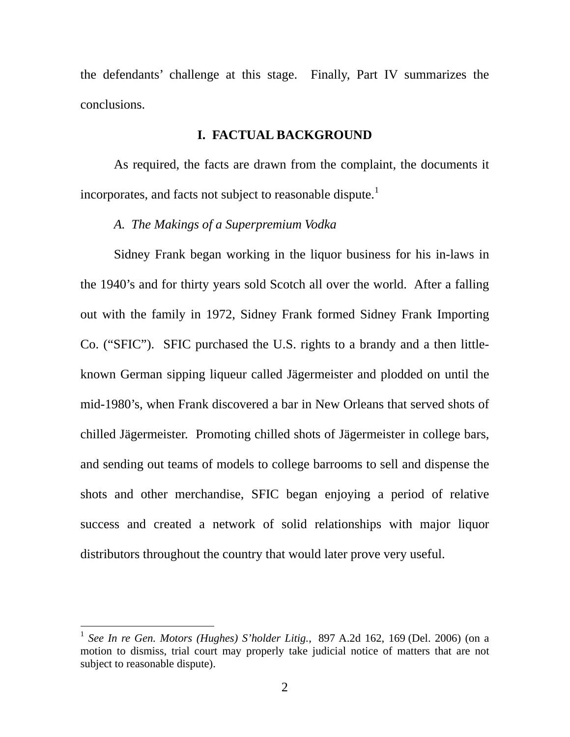the defendants' challenge at this stage. Finally, Part IV summarizes the conclusions.

## I. FACTUAL BACKGROUND

As required, the facts are drawn from the complaint, the documents it incorporates, and facts not subject to reasonable dispute.[1]

### *A. The Makings of a Superpremium Vodka*

Sidney Frank began working in the liquor business for his in-laws in the 1940's and for thirty years sold Scotch all over the world. After a falling out with the family in 1972, Sidney Frank formed Sidney Frank Importing Co. ("SFIC"). SFIC purchased the U.S. rights to a brandy and a then little-known German sipping liqueur called Jägermeister and plodded on until the mid-1980's, when Frank discovered a bar in New Orleans that served shots of chilled Jägermeister. Promoting chilled shots of Jägermeister in college bars, and sending out teams of models to college barrooms to sell and dispense the shots and other merchandise, SFIC began enjoying a period of relative success and created a network of solid relationships with major liquor distributors throughout the country that would later prove very useful.

---

[1] *See In re Gen. Motors (Hughes) S'holder Litig.*, 897 A.2d 162, 169 (Del. 2006) (on a motion to dismiss, trial court may properly take judicial notice of matters that are not subject to reasonable dispute).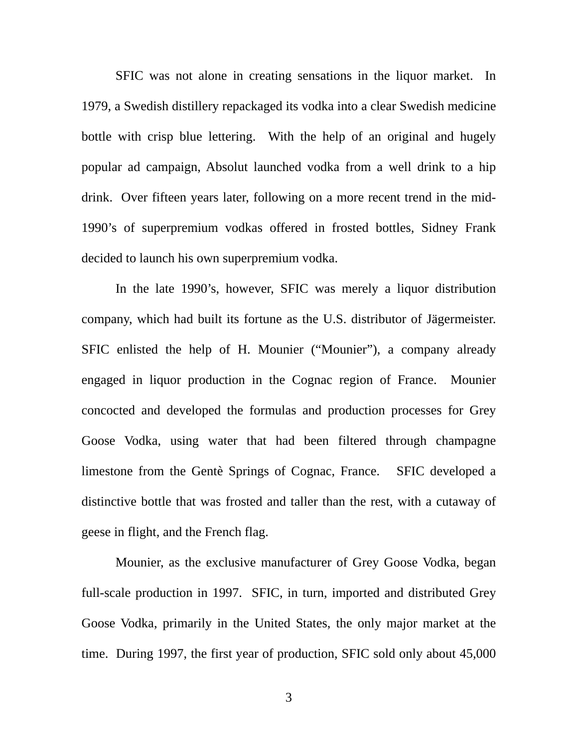SFIC was not alone in creating sensations in the liquor market. In 1979, a Swedish distillery repackaged its vodka into a clear Swedish medicine bottle with crisp blue lettering. With the help of an original and hugely popular ad campaign, Absolut launched vodka from a well drink to a hip drink. Over fifteen years later, following on a more recent trend in the mid-1990's of superpremium vodkas offered in frosted bottles, Sidney Frank decided to launch his own superpremium vodka.

In the late 1990's, however, SFIC was merely a liquor distribution company, which had built its fortune as the U.S. distributor of Jägermeister. SFIC enlisted the help of H. Mounier ("Mounier"), a company already engaged in liquor production in the Cognac region of France. Mounier concocted and developed the formulas and production processes for Grey Goose Vodka, using water that had been filtered through champagne limestone from the Gentè Springs of Cognac, France. SFIC developed a distinctive bottle that was frosted and taller than the rest, with a cutaway of geese in flight, and the French flag.

Mounier, as the exclusive manufacturer of Grey Goose Vodka, began full-scale production in 1997. SFIC, in turn, imported and distributed Grey Goose Vodka, primarily in the United States, the only major market at the time. During 1997, the first year of production, SFIC sold only about 45,000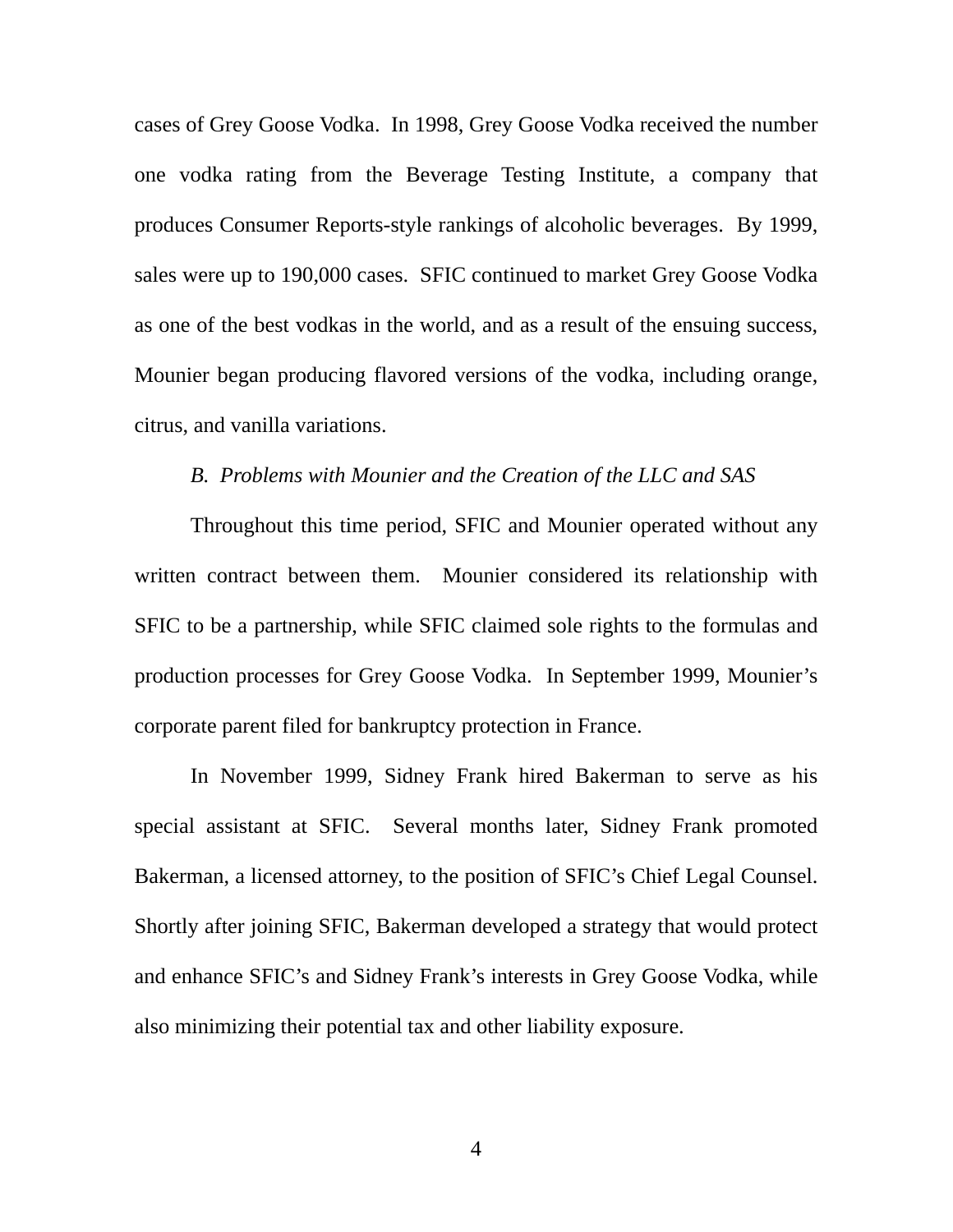cases of Grey Goose Vodka. In 1998, Grey Goose Vodka received the number one vodka rating from the Beverage Testing Institute, a company that produces Consumer Reports-style rankings of alcoholic beverages. By 1999, sales were up to 190,000 cases. SFIC continued to market Grey Goose Vodka as one of the best vodkas in the world, and as a result of the ensuing success, Mounier began producing flavored versions of the vodka, including orange, citrus, and vanilla variations.

*B. Problems with Mounier and the Creation of the LLC and SAS*

Throughout this time period, SFIC and Mounier operated without any written contract between them. Mounier considered its relationship with SFIC to be a partnership, while SFIC claimed sole rights to the formulas and production processes for Grey Goose Vodka. In September 1999, Mounier's corporate parent filed for bankruptcy protection in France.

In November 1999, Sidney Frank hired Bakerman to serve as his special assistant at SFIC. Several months later, Sidney Frank promoted Bakerman, a licensed attorney, to the position of SFIC's Chief Legal Counsel. Shortly after joining SFIC, Bakerman developed a strategy that would protect and enhance SFIC's and Sidney Frank's interests in Grey Goose Vodka, while also minimizing their potential tax and other liability exposure.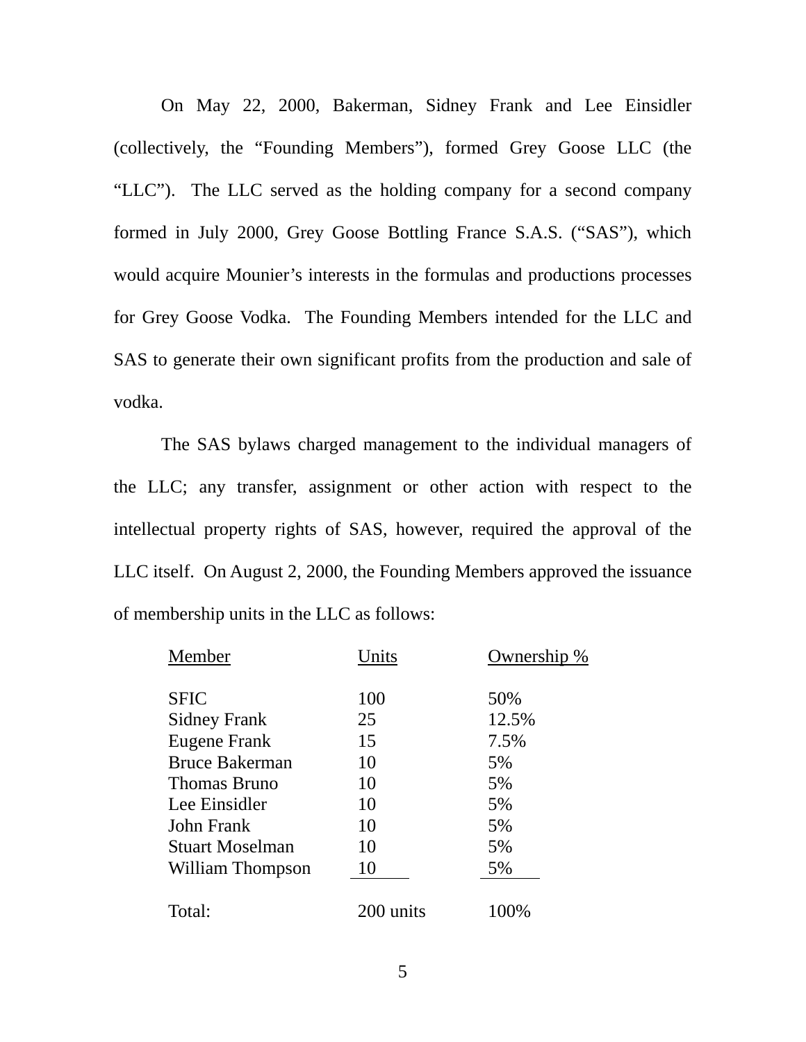On May 22, 2000, Bakerman, Sidney Frank and Lee Einsidler (collectively, the "Founding Members"), formed Grey Goose LLC (the "LLC"). The LLC served as the holding company for a second company formed in July 2000, Grey Goose Bottling France S.A.S. ("SAS"), which would acquire Mounier's interests in the formulas and productions processes for Grey Goose Vodka. The Founding Members intended for the LLC and SAS to generate their own significant profits from the production and sale of vodka.

The SAS bylaws charged management to the individual managers of the LLC; any transfer, assignment or other action with respect to the intellectual property rights of SAS, however, required the approval of the LLC itself. On August 2, 2000, the Founding Members approved the issuance of membership units in the LLC as follows:

| Member | Units | Ownership % |
|---|---|---|
| SFIC | 100 | 50% |
| Sidney Frank | 25 | 12.5% |
| Eugene Frank | 15 | 7.5% |
| Bruce Bakerman | 10 | 5% |
| Thomas Bruno | 10 | 5% |
| Lee Einsidler | 10 | 5% |
| John Frank | 10 | 5% |
| Stuart Moselman | 10 | 5% |
| William Thompson | 10 | 5% |
| Total: | 200 units | 100% |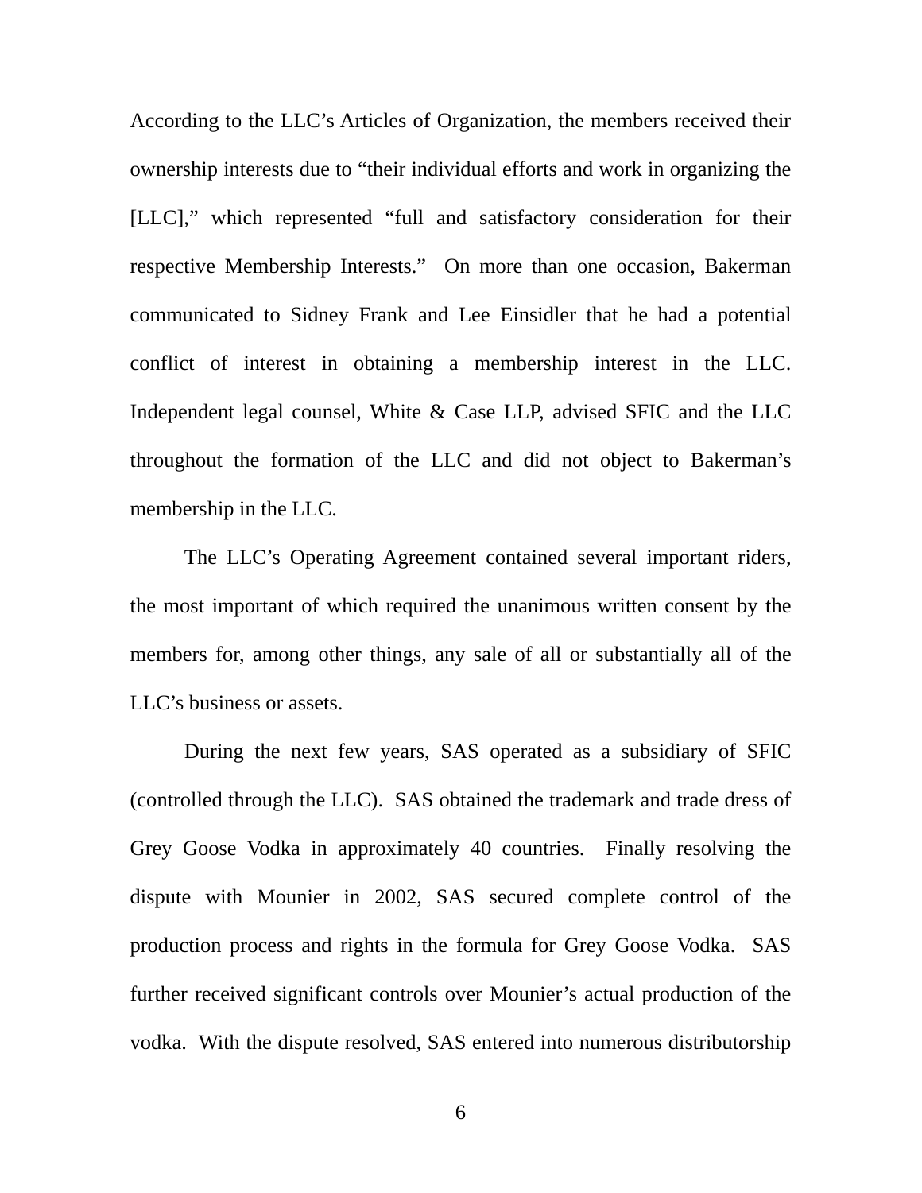According to the LLC's Articles of Organization, the members received their ownership interests due to "their individual efforts and work in organizing the [LLC]," which represented "full and satisfactory consideration for their respective Membership Interests." On more than one occasion, Bakerman communicated to Sidney Frank and Lee Einsidler that he had a potential conflict of interest in obtaining a membership interest in the LLC. Independent legal counsel, White & Case LLP, advised SFIC and the LLC throughout the formation of the LLC and did not object to Bakerman's membership in the LLC.

The LLC's Operating Agreement contained several important riders, the most important of which required the unanimous written consent by the members for, among other things, any sale of all or substantially all of the LLC's business or assets.

During the next few years, SAS operated as a subsidiary of SFIC (controlled through the LLC). SAS obtained the trademark and trade dress of Grey Goose Vodka in approximately 40 countries. Finally resolving the dispute with Mounier in 2002, SAS secured complete control of the production process and rights in the formula for Grey Goose Vodka. SAS further received significant controls over Mounier's actual production of the vodka. With the dispute resolved, SAS entered into numerous distributorship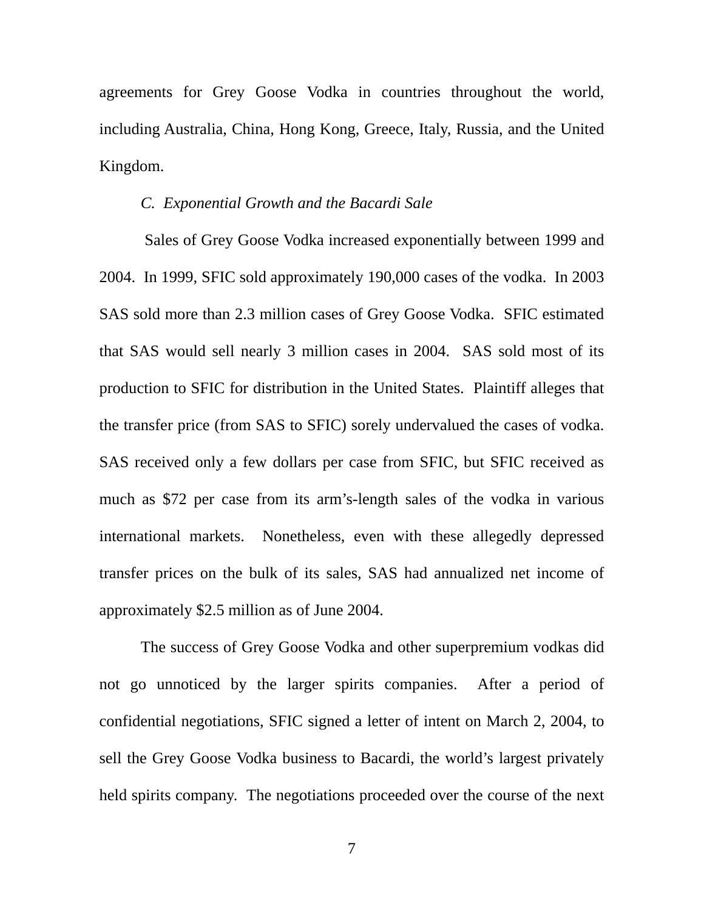agreements for Grey Goose Vodka in countries throughout the world, including Australia, China, Hong Kong, Greece, Italy, Russia, and the United Kingdom.

*C. Exponential Growth and the Bacardi Sale*

Sales of Grey Goose Vodka increased exponentially between 1999 and 2004. In 1999, SFIC sold approximately 190,000 cases of the vodka. In 2003 SAS sold more than 2.3 million cases of Grey Goose Vodka. SFIC estimated that SAS would sell nearly 3 million cases in 2004. SAS sold most of its production to SFIC for distribution in the United States. Plaintiff alleges that the transfer price (from SAS to SFIC) sorely undervalued the cases of vodka. SAS received only a few dollars per case from SFIC, but SFIC received as much as $72 per case from its arm's-length sales of the vodka in various international markets. Nonetheless, even with these allegedly depressed transfer prices on the bulk of its sales, SAS had annualized net income of approximately $2.5 million as of June 2004.

The success of Grey Goose Vodka and other superpremium vodkas did not go unnoticed by the larger spirits companies. After a period of confidential negotiations, SFIC signed a letter of intent on March 2, 2004, to sell the Grey Goose Vodka business to Bacardi, the world's largest privately held spirits company. The negotiations proceeded over the course of the next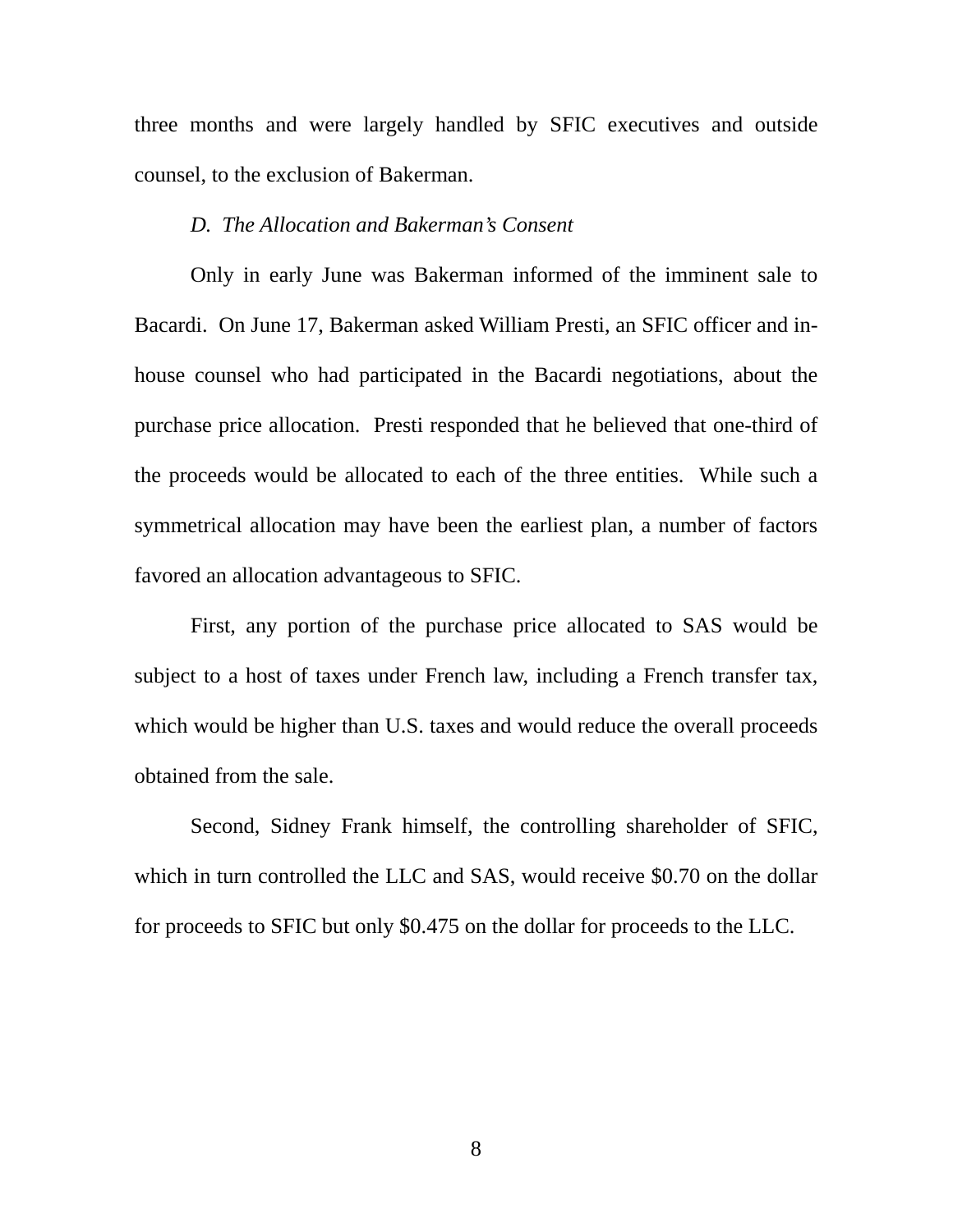three months and were largely handled by SFIC executives and outside counsel, to the exclusion of Bakerman.

*D. The Allocation and Bakerman's Consent*

Only in early June was Bakerman informed of the imminent sale to Bacardi. On June 17, Bakerman asked William Presti, an SFIC officer and in-house counsel who had participated in the Bacardi negotiations, about the purchase price allocation. Presti responded that he believed that one-third of the proceeds would be allocated to each of the three entities. While such a symmetrical allocation may have been the earliest plan, a number of factors favored an allocation advantageous to SFIC.

First, any portion of the purchase price allocated to SAS would be subject to a host of taxes under French law, including a French transfer tax, which would be higher than U.S. taxes and would reduce the overall proceeds obtained from the sale.

Second, Sidney Frank himself, the controlling shareholder of SFIC, which in turn controlled the LLC and SAS, would receive $0.70 on the dollar for proceeds to SFIC but only $0.475 on the dollar for proceeds to the LLC.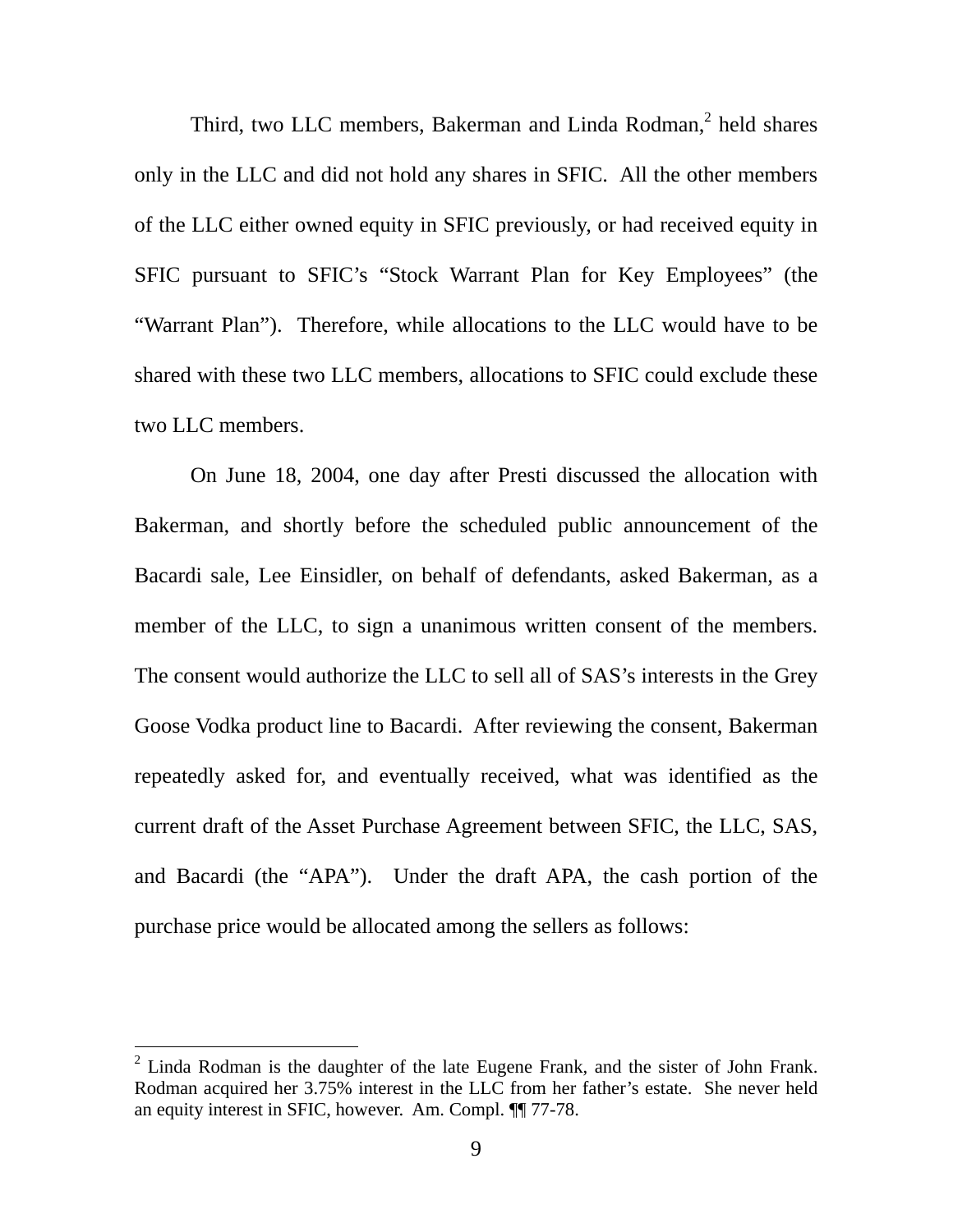Third, two LLC members, Bakerman and Linda Rodman,[2] held shares only in the LLC and did not hold any shares in SFIC. All the other members of the LLC either owned equity in SFIC previously, or had received equity in SFIC pursuant to SFIC's "Stock Warrant Plan for Key Employees" (the "Warrant Plan"). Therefore, while allocations to the LLC would have to be shared with these two LLC members, allocations to SFIC could exclude these two LLC members.

On June 18, 2004, one day after Presti discussed the allocation with Bakerman, and shortly before the scheduled public announcement of the Bacardi sale, Lee Einsidler, on behalf of defendants, asked Bakerman, as a member of the LLC, to sign a unanimous written consent of the members. The consent would authorize the LLC to sell all of SAS's interests in the Grey Goose Vodka product line to Bacardi. After reviewing the consent, Bakerman repeatedly asked for, and eventually received, what was identified as the current draft of the Asset Purchase Agreement between SFIC, the LLC, SAS, and Bacardi (the "APA"). Under the draft APA, the cash portion of the purchase price would be allocated among the sellers as follows:

---

[2] Linda Rodman is the daughter of the late Eugene Frank, and the sister of John Frank. Rodman acquired her 3.75% interest in the LLC from her father's estate. She never held an equity interest in SFIC, however. Am. Compl. ¶¶ 77-78.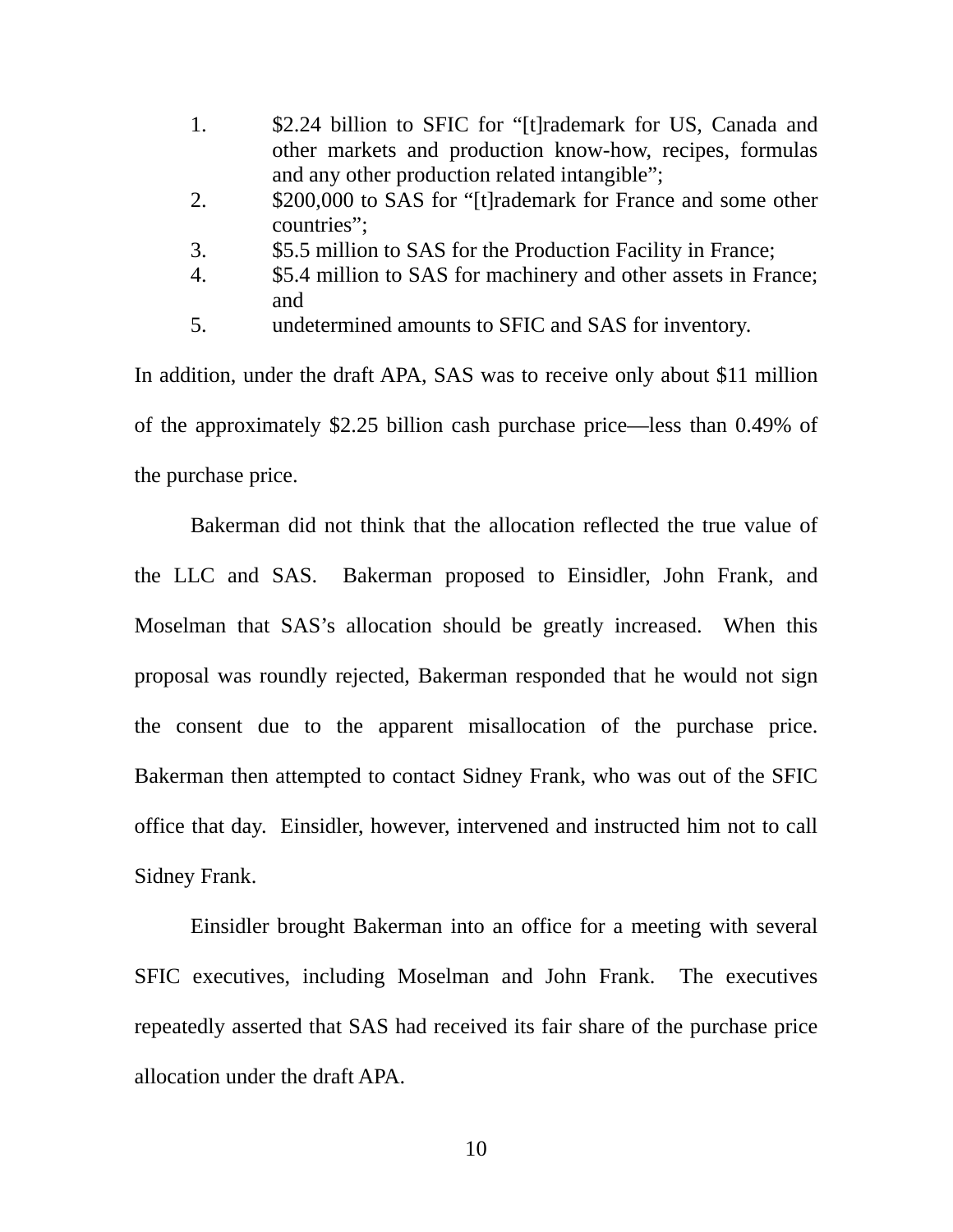1. $2.24 billion to SFIC for "[t]rademark for US, Canada and other markets and production know-how, recipes, formulas and any other production related intangible";
2. $200,000 to SAS for "[t]rademark for France and some other countries";
3. $5.5 million to SAS for the Production Facility in France;
4. $5.4 million to SAS for machinery and other assets in France; and
5. undetermined amounts to SFIC and SAS for inventory.

In addition, under the draft APA, SAS was to receive only about $11 million of the approximately $2.25 billion cash purchase price—less than 0.49% of the purchase price.

Bakerman did not think that the allocation reflected the true value of the LLC and SAS. Bakerman proposed to Einsidler, John Frank, and Moselman that SAS's allocation should be greatly increased. When this proposal was roundly rejected, Bakerman responded that he would not sign the consent due to the apparent misallocation of the purchase price. Bakerman then attempted to contact Sidney Frank, who was out of the SFIC office that day. Einsidler, however, intervened and instructed him not to call Sidney Frank.

Einsidler brought Bakerman into an office for a meeting with several SFIC executives, including Moselman and John Frank. The executives repeatedly asserted that SAS had received its fair share of the purchase price allocation under the draft APA.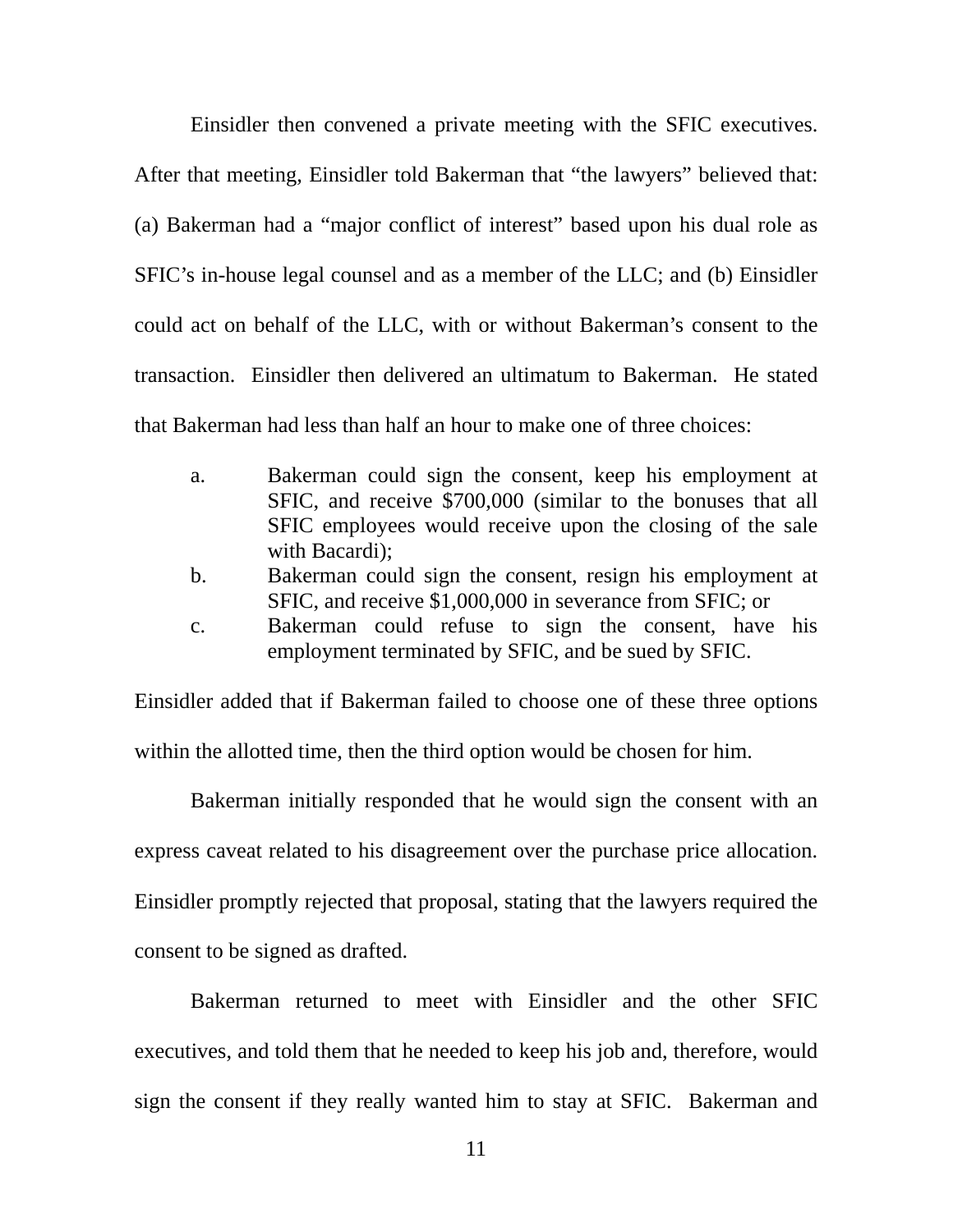Einsidler then convened a private meeting with the SFIC executives. After that meeting, Einsidler told Bakerman that "the lawyers" believed that: (a) Bakerman had a "major conflict of interest" based upon his dual role as SFIC's in-house legal counsel and as a member of the LLC; and (b) Einsidler could act on behalf of the LLC, with or without Bakerman's consent to the transaction. Einsidler then delivered an ultimatum to Bakerman. He stated that Bakerman had less than half an hour to make one of three choices:

a. Bakerman could sign the consent, keep his employment at SFIC, and receive $700,000 (similar to the bonuses that all SFIC employees would receive upon the closing of the sale with Bacardi);
b. Bakerman could sign the consent, resign his employment at SFIC, and receive $1,000,000 in severance from SFIC; or
c. Bakerman could refuse to sign the consent, have his employment terminated by SFIC, and be sued by SFIC.

Einsidler added that if Bakerman failed to choose one of these three options within the allotted time, then the third option would be chosen for him.

Bakerman initially responded that he would sign the consent with an express caveat related to his disagreement over the purchase price allocation. Einsidler promptly rejected that proposal, stating that the lawyers required the consent to be signed as drafted.

Bakerman returned to meet with Einsidler and the other SFIC executives, and told them that he needed to keep his job and, therefore, would sign the consent if they really wanted him to stay at SFIC. Bakerman and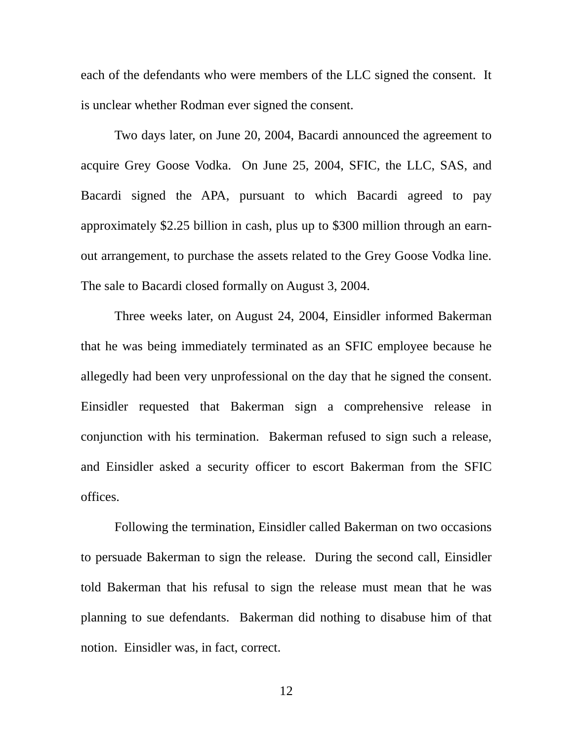each of the defendants who were members of the LLC signed the consent. It is unclear whether Rodman ever signed the consent.

Two days later, on June 20, 2004, Bacardi announced the agreement to acquire Grey Goose Vodka. On June 25, 2004, SFIC, the LLC, SAS, and Bacardi signed the APA, pursuant to which Bacardi agreed to pay approximately $2.25 billion in cash, plus up to $300 million through an earn-out arrangement, to purchase the assets related to the Grey Goose Vodka line. The sale to Bacardi closed formally on August 3, 2004.

Three weeks later, on August 24, 2004, Einsidler informed Bakerman that he was being immediately terminated as an SFIC employee because he allegedly had been very unprofessional on the day that he signed the consent. Einsidler requested that Bakerman sign a comprehensive release in conjunction with his termination. Bakerman refused to sign such a release, and Einsidler asked a security officer to escort Bakerman from the SFIC offices.

Following the termination, Einsidler called Bakerman on two occasions to persuade Bakerman to sign the release. During the second call, Einsidler told Bakerman that his refusal to sign the release must mean that he was planning to sue defendants. Bakerman did nothing to disabuse him of that notion. Einsidler was, in fact, correct.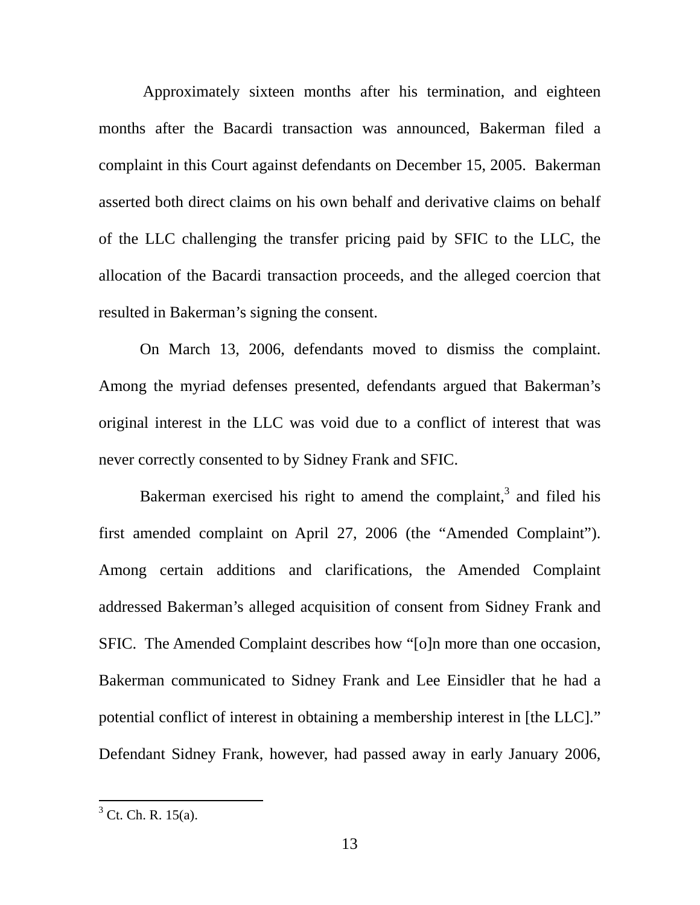Approximately sixteen months after his termination, and eighteen months after the Bacardi transaction was announced, Bakerman filed a complaint in this Court against defendants on December 15, 2005. Bakerman asserted both direct claims on his own behalf and derivative claims on behalf of the LLC challenging the transfer pricing paid by SFIC to the LLC, the allocation of the Bacardi transaction proceeds, and the alleged coercion that resulted in Bakerman's signing the consent.

On March 13, 2006, defendants moved to dismiss the complaint. Among the myriad defenses presented, defendants argued that Bakerman's original interest in the LLC was void due to a conflict of interest that was never correctly consented to by Sidney Frank and SFIC.

Bakerman exercised his right to amend the complaint,[3] and filed his first amended complaint on April 27, 2006 (the "Amended Complaint"). Among certain additions and clarifications, the Amended Complaint addressed Bakerman's alleged acquisition of consent from Sidney Frank and SFIC. The Amended Complaint describes how "[o]n more than one occasion, Bakerman communicated to Sidney Frank and Lee Einsidler that he had a potential conflict of interest in obtaining a membership interest in [the LLC]." Defendant Sidney Frank, however, had passed away in early January 2006,

[3] Ct. Ch. R. 15(a).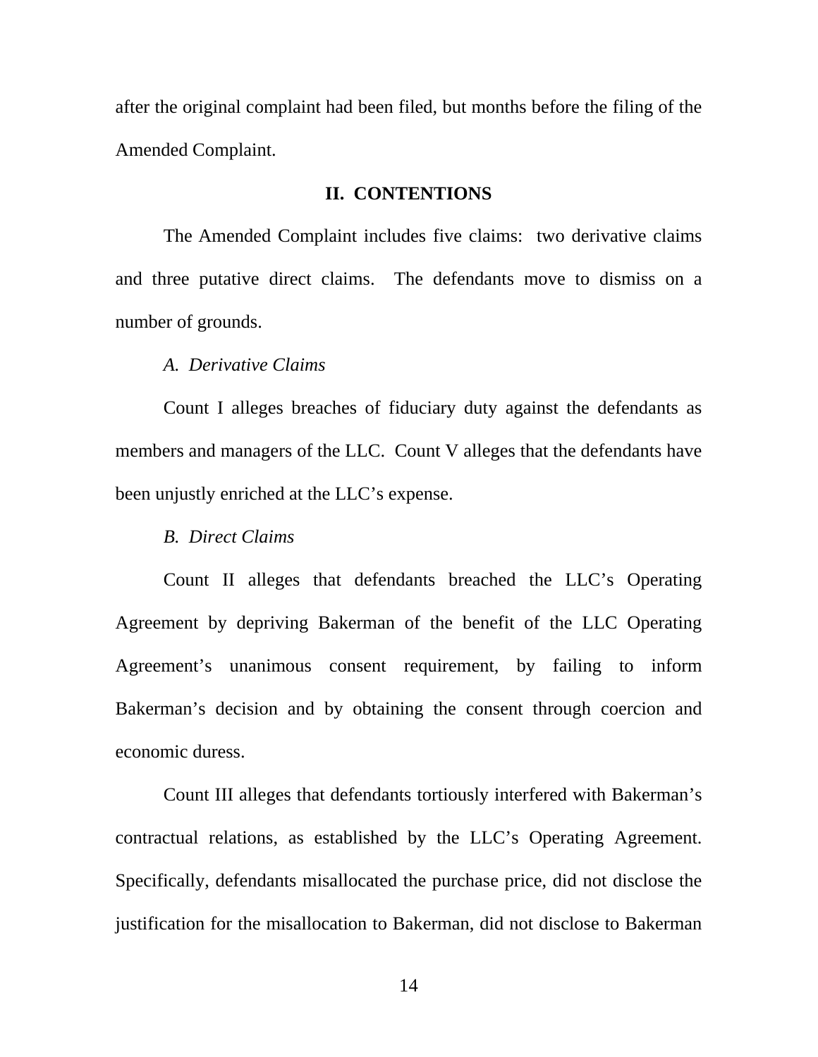after the original complaint had been filed, but months before the filing of the Amended Complaint.

## II. CONTENTIONS

The Amended Complaint includes five claims: two derivative claims and three putative direct claims. The defendants move to dismiss on a number of grounds.

### *A. Derivative Claims*

Count I alleges breaches of fiduciary duty against the defendants as members and managers of the LLC. Count V alleges that the defendants have been unjustly enriched at the LLC's expense.

### *B. Direct Claims*

Count II alleges that defendants breached the LLC's Operating Agreement by depriving Bakerman of the benefit of the LLC Operating Agreement's unanimous consent requirement, by failing to inform Bakerman's decision and by obtaining the consent through coercion and economic duress.

Count III alleges that defendants tortiously interfered with Bakerman's contractual relations, as established by the LLC's Operating Agreement. Specifically, defendants misallocated the purchase price, did not disclose the justification for the misallocation to Bakerman, did not disclose to Bakerman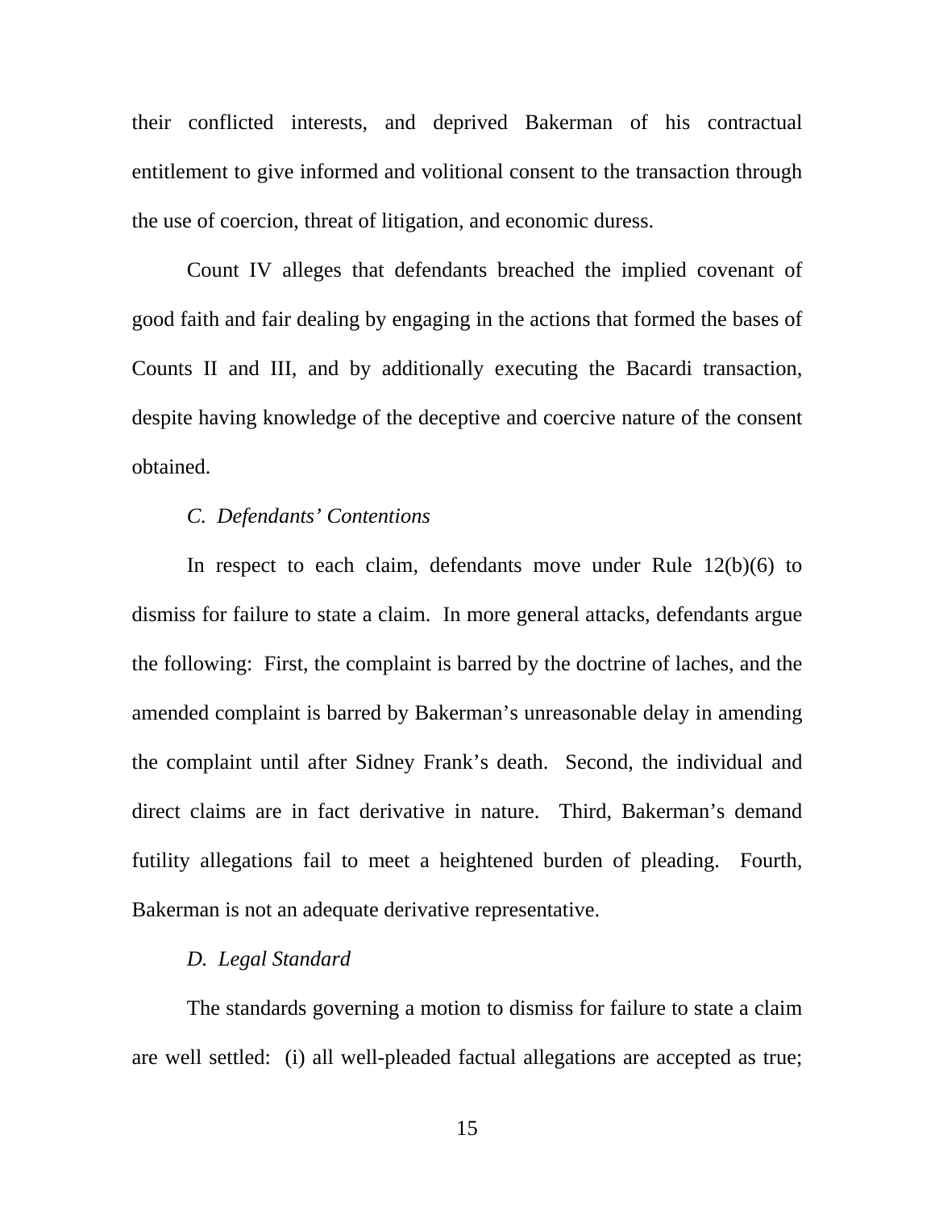their conflicted interests, and deprived Bakerman of his contractual entitlement to give informed and volitional consent to the transaction through the use of coercion, threat of litigation, and economic duress.

Count IV alleges that defendants breached the implied covenant of good faith and fair dealing by engaging in the actions that formed the bases of Counts II and III, and by additionally executing the Bacardi transaction, despite having knowledge of the deceptive and coercive nature of the consent obtained.

*C. Defendants' Contentions*

In respect to each claim, defendants move under Rule 12(b)(6) to dismiss for failure to state a claim. In more general attacks, defendants argue the following: First, the complaint is barred by the doctrine of laches, and the amended complaint is barred by Bakerman's unreasonable delay in amending the complaint until after Sidney Frank's death. Second, the individual and direct claims are in fact derivative in nature. Third, Bakerman's demand futility allegations fail to meet a heightened burden of pleading. Fourth, Bakerman is not an adequate derivative representative.

*D. Legal Standard*

The standards governing a motion to dismiss for failure to state a claim are well settled: (i) all well-pleaded factual allegations are accepted as true;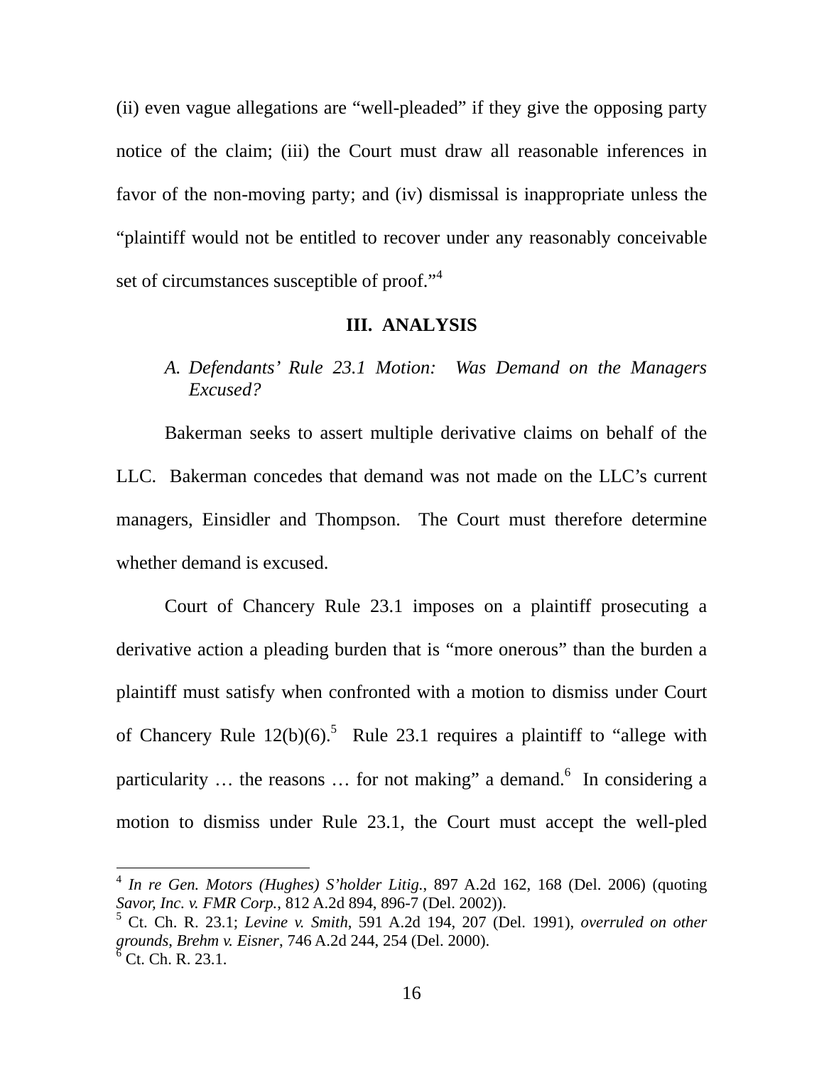(ii) even vague allegations are "well-pleaded" if they give the opposing party notice of the claim; (iii) the Court must draw all reasonable inferences in favor of the non-moving party; and (iv) dismissal is inappropriate unless the "plaintiff would not be entitled to recover under any reasonably conceivable set of circumstances susceptible of proof."[4]

## III. ANALYSIS

### *A. Defendants' Rule 23.1 Motion: Was Demand on the Managers Excused?*

Bakerman seeks to assert multiple derivative claims on behalf of the LLC. Bakerman concedes that demand was not made on the LLC's current managers, Einsidler and Thompson. The Court must therefore determine whether demand is excused.

Court of Chancery Rule 23.1 imposes on a plaintiff prosecuting a derivative action a pleading burden that is "more onerous" than the burden a plaintiff must satisfy when confronted with a motion to dismiss under Court of Chancery Rule 12(b)(6).[5] Rule 23.1 requires a plaintiff to "allege with particularity … the reasons … for not making" a demand.[6] In considering a motion to dismiss under Rule 23.1, the Court must accept the well-pled

---

[4] *In re Gen. Motors (Hughes) S'holder Litig.*, 897 A.2d 162, 168 (Del. 2006) (quoting *Savor, Inc. v. FMR Corp.*, 812 A.2d 894, 896-7 (Del. 2002)).

[5] Ct. Ch. R. 23.1; *Levine v. Smith*, 591 A.2d 194, 207 (Del. 1991), *overruled on other grounds*, *Brehm v. Eisner*, 746 A.2d 244, 254 (Del. 2000).

[6] Ct. Ch. R. 23.1.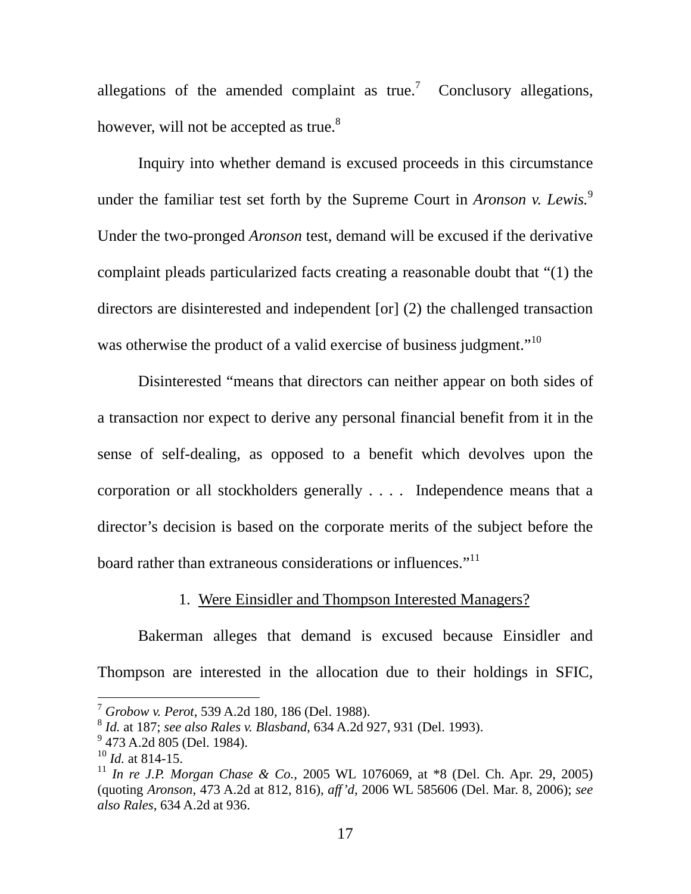allegations of the amended complaint as true.[7] Conclusory allegations, however, will not be accepted as true.[8]

Inquiry into whether demand is excused proceeds in this circumstance under the familiar test set forth by the Supreme Court in *Aronson v. Lewis.*[9] Under the two-pronged *Aronson* test, demand will be excused if the derivative complaint pleads particularized facts creating a reasonable doubt that "(1) the directors are disinterested and independent [or] (2) the challenged transaction was otherwise the product of a valid exercise of business judgment."[10]

Disinterested "means that directors can neither appear on both sides of a transaction nor expect to derive any personal financial benefit from it in the sense of self-dealing, as opposed to a benefit which devolves upon the corporation or all stockholders generally . . . . Independence means that a director's decision is based on the corporate merits of the subject before the board rather than extraneous considerations or influences."[11]

1. Were Einsidler and Thompson Interested Managers?

Bakerman alleges that demand is excused because Einsidler and Thompson are interested in the allocation due to their holdings in SFIC,

---

[7] *Grobow v. Perot*, 539 A.2d 180, 186 (Del. 1988).

[8] *Id.* at 187; *see also Rales v. Blasband*, 634 A.2d 927, 931 (Del. 1993).

[9] 473 A.2d 805 (Del. 1984).

[10] *Id.* at 814-15.

[11] *In re J.P. Morgan Chase & Co.*, 2005 WL 1076069, at *8 (Del. Ch. Apr. 29, 2005) (quoting *Aronson*, 473 A.2d at 812, 816), *aff'd*, 2006 WL 585606 (Del. Mar. 8, 2006); *see also Rales*, 634 A.2d at 936.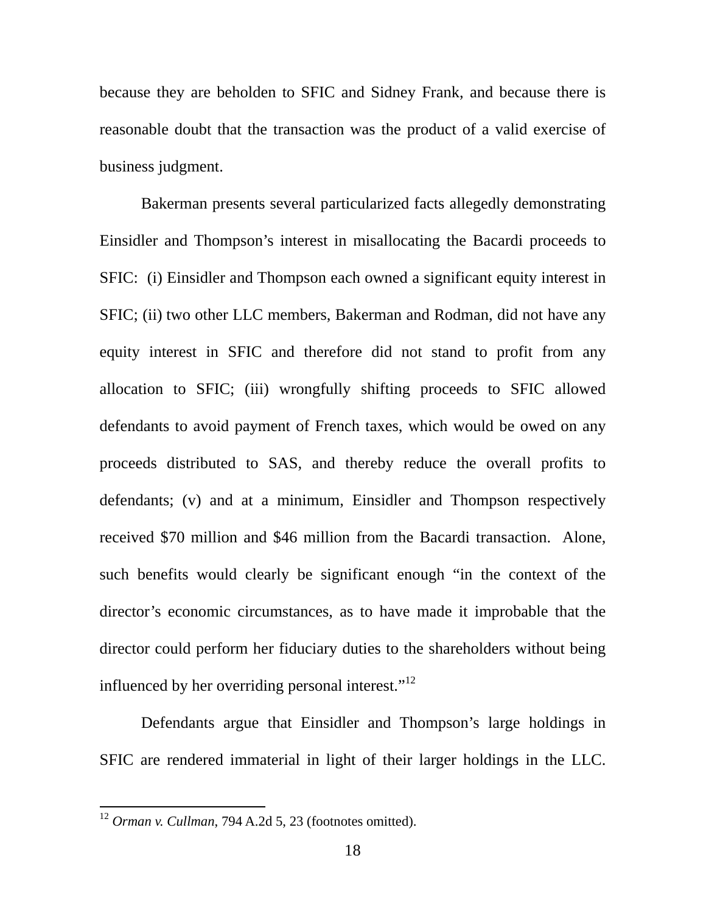because they are beholden to SFIC and Sidney Frank, and because there is reasonable doubt that the transaction was the product of a valid exercise of business judgment.

Bakerman presents several particularized facts allegedly demonstrating Einsidler and Thompson's interest in misallocating the Bacardi proceeds to SFIC: (i) Einsidler and Thompson each owned a significant equity interest in SFIC; (ii) two other LLC members, Bakerman and Rodman, did not have any equity interest in SFIC and therefore did not stand to profit from any allocation to SFIC; (iii) wrongfully shifting proceeds to SFIC allowed defendants to avoid payment of French taxes, which would be owed on any proceeds distributed to SAS, and thereby reduce the overall profits to defendants; (v) and at a minimum, Einsidler and Thompson respectively received $70 million and $46 million from the Bacardi transaction. Alone, such benefits would clearly be significant enough "in the context of the director's economic circumstances, as to have made it improbable that the director could perform her fiduciary duties to the shareholders without being influenced by her overriding personal interest."[12]

Defendants argue that Einsidler and Thompson's large holdings in SFIC are rendered immaterial in light of their larger holdings in the LLC.

[12] *Orman v. Cullman*, 794 A.2d 5, 23 (footnotes omitted).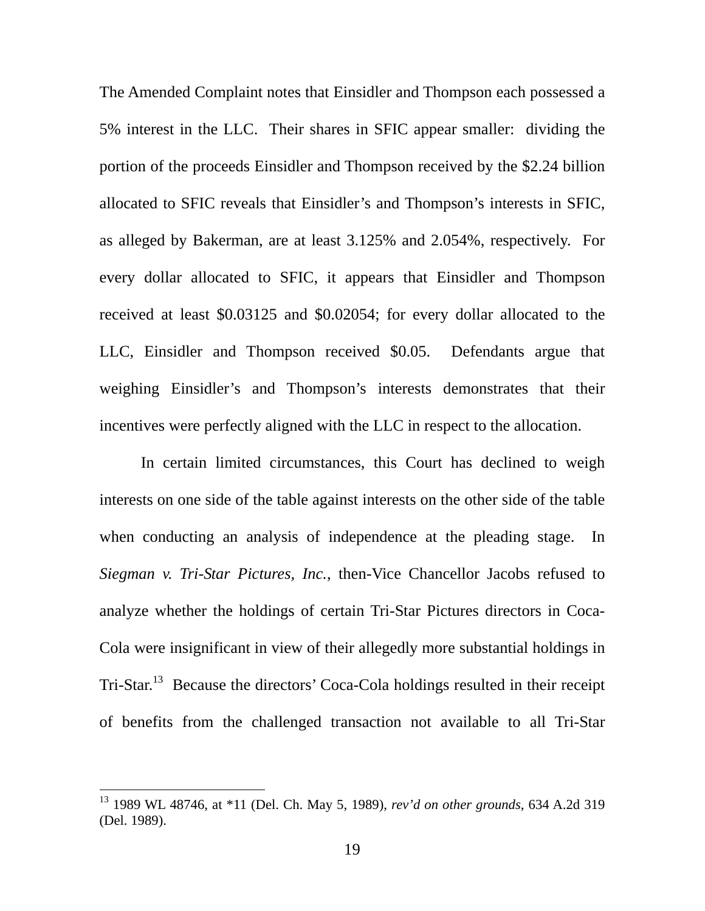The Amended Complaint notes that Einsidler and Thompson each possessed a 5% interest in the LLC. Their shares in SFIC appear smaller: dividing the portion of the proceeds Einsidler and Thompson received by the $2.24 billion allocated to SFIC reveals that Einsidler's and Thompson's interests in SFIC, as alleged by Bakerman, are at least 3.125% and 2.054%, respectively. For every dollar allocated to SFIC, it appears that Einsidler and Thompson received at least $0.03125 and $0.02054; for every dollar allocated to the LLC, Einsidler and Thompson received $0.05. Defendants argue that weighing Einsidler's and Thompson's interests demonstrates that their incentives were perfectly aligned with the LLC in respect to the allocation.

In certain limited circumstances, this Court has declined to weigh interests on one side of the table against interests on the other side of the table when conducting an analysis of independence at the pleading stage. In *Siegman v. Tri-Star Pictures, Inc.*, then-Vice Chancellor Jacobs refused to analyze whether the holdings of certain Tri-Star Pictures directors in Coca-Cola were insignificant in view of their allegedly more substantial holdings in Tri-Star.[13] Because the directors' Coca-Cola holdings resulted in their receipt of benefits from the challenged transaction not available to all Tri-Star

---

[13] 1989 WL 48746, at *11 (Del. Ch. May 5, 1989), *rev'd on other grounds*, 634 A.2d 319 (Del. 1989).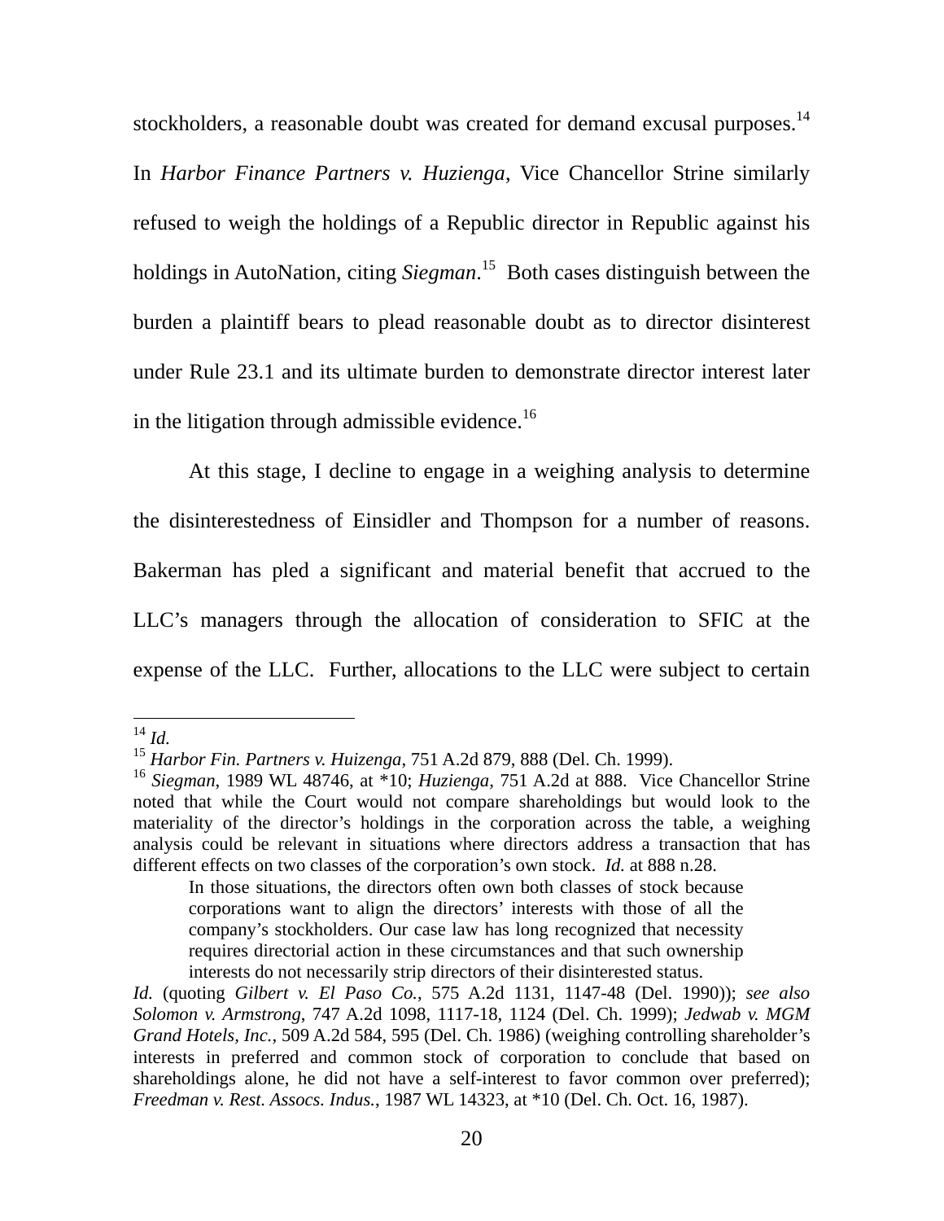stockholders, a reasonable doubt was created for demand excusal purposes.[14] In *Harbor Finance Partners v. Huzienga*, Vice Chancellor Strine similarly refused to weigh the holdings of a Republic director in Republic against his holdings in AutoNation, citing *Siegman*.[15] Both cases distinguish between the burden a plaintiff bears to plead reasonable doubt as to director disinterest under Rule 23.1 and its ultimate burden to demonstrate director interest later in the litigation through admissible evidence.[16]

At this stage, I decline to engage in a weighing analysis to determine the disinterestedness of Einsidler and Thompson for a number of reasons. Bakerman has pled a significant and material benefit that accrued to the LLC's managers through the allocation of consideration to SFIC at the expense of the LLC. Further, allocations to the LLC were subject to certain

---

[14] *Id.*

[15] *Harbor Fin. Partners v. Huizenga*, 751 A.2d 879, 888 (Del. Ch. 1999).

[16] *Siegman*, 1989 WL 48746, at *10; *Huizenga*, 751 A.2d at 888. Vice Chancellor Strine noted that while the Court would not compare shareholdings but would look to the materiality of the director's holdings in the corporation across the table, a weighing analysis could be relevant in situations where directors address a transaction that has different effects on two classes of the corporation's own stock. *Id.* at 888 n.28.

> In those situations, the directors often own both classes of stock because corporations want to align the directors' interests with those of all the company's stockholders. Our case law has long recognized that necessity requires directorial action in these circumstances and that such ownership interests do not necessarily strip directors of their disinterested status.

*Id.* (quoting *Gilbert v. El Paso Co.*, 575 A.2d 1131, 1147-48 (Del. 1990)); *see also Solomon v. Armstrong*, 747 A.2d 1098, 1117-18, 1124 (Del. Ch. 1999); *Jedwab v. MGM Grand Hotels, Inc.*, 509 A.2d 584, 595 (Del. Ch. 1986) (weighing controlling shareholder's interests in preferred and common stock of corporation to conclude that based on shareholdings alone, he did not have a self-interest to favor common over preferred); *Freedman v. Rest. Assocs. Indus.*, 1987 WL 14323, at *10 (Del. Ch. Oct. 16, 1987).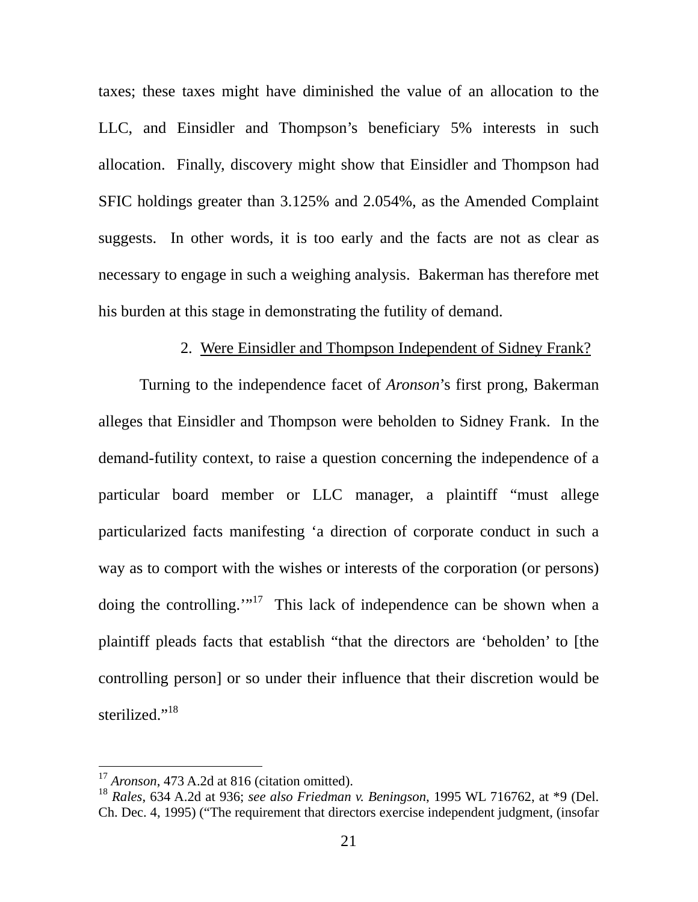taxes; these taxes might have diminished the value of an allocation to the LLC, and Einsidler and Thompson's beneficiary 5% interests in such allocation. Finally, discovery might show that Einsidler and Thompson had SFIC holdings greater than 3.125% and 2.054%, as the Amended Complaint suggests. In other words, it is too early and the facts are not as clear as necessary to engage in such a weighing analysis. Bakerman has therefore met his burden at this stage in demonstrating the futility of demand.

2. Were Einsidler and Thompson Independent of Sidney Frank?

Turning to the independence facet of *Aronson*'s first prong, Bakerman alleges that Einsidler and Thompson were beholden to Sidney Frank. In the demand-futility context, to raise a question concerning the independence of a particular board member or LLC manager, a plaintiff "must allege particularized facts manifesting 'a direction of corporate conduct in such a way as to comport with the wishes or interests of the corporation (or persons) doing the controlling.'"[17] This lack of independence can be shown when a plaintiff pleads facts that establish "that the directors are 'beholden' to [the controlling person] or so under their influence that their discretion would be sterilized."[18]

---

[17] *Aronson*, 473 A.2d at 816 (citation omitted).

[18] *Rales*, 634 A.2d at 936; *see also Friedman v. Beningson*, 1995 WL 716762, at *9 (Del. Ch. Dec. 4, 1995) ("The requirement that directors exercise independent judgment, (insofar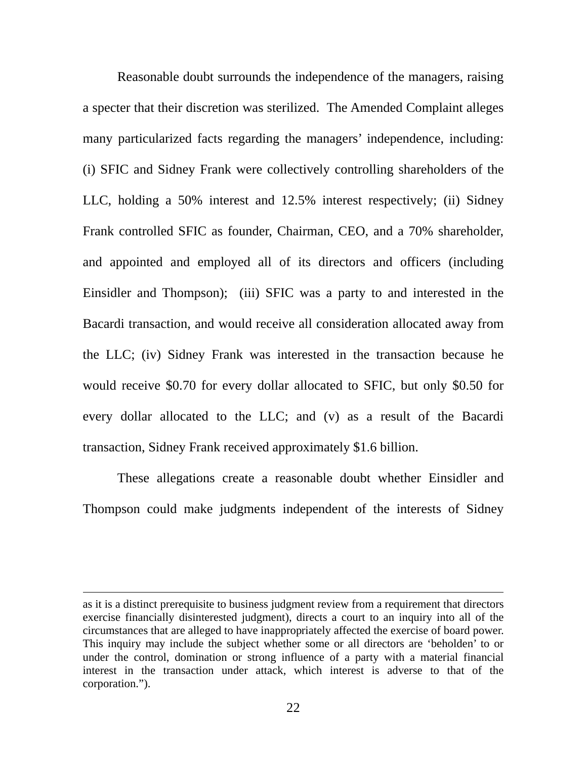Reasonable doubt surrounds the independence of the managers, raising a specter that their discretion was sterilized. The Amended Complaint alleges many particularized facts regarding the managers' independence, including: (i) SFIC and Sidney Frank were collectively controlling shareholders of the LLC, holding a 50% interest and 12.5% interest respectively; (ii) Sidney Frank controlled SFIC as founder, Chairman, CEO, and a 70% shareholder, and appointed and employed all of its directors and officers (including Einsidler and Thompson); (iii) SFIC was a party to and interested in the Bacardi transaction, and would receive all consideration allocated away from the LLC; (iv) Sidney Frank was interested in the transaction because he would receive $0.70 for every dollar allocated to SFIC, but only $0.50 for every dollar allocated to the LLC; and (v) as a result of the Bacardi transaction, Sidney Frank received approximately $1.6 billion.

These allegations create a reasonable doubt whether Einsidler and Thompson could make judgments independent of the interests of Sidney

---

as it is a distinct prerequisite to business judgment review from a requirement that directors exercise financially disinterested judgment), directs a court to an inquiry into all of the circumstances that are alleged to have inappropriately affected the exercise of board power. This inquiry may include the subject whether some or all directors are 'beholden' to or under the control, domination or strong influence of a party with a material financial interest in the transaction under attack, which interest is adverse to that of the corporation.").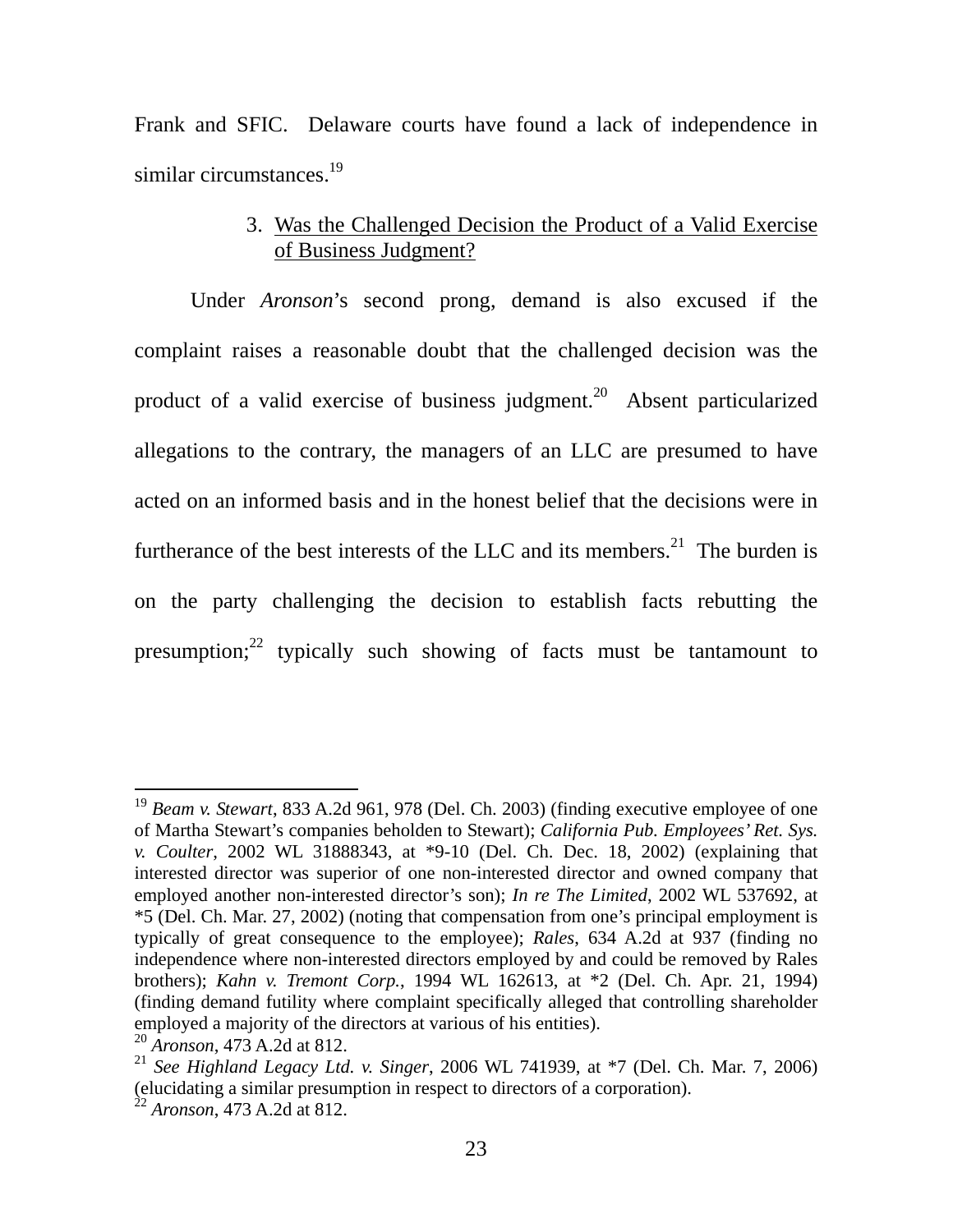Frank and SFIC. Delaware courts have found a lack of independence in similar circumstances.[19]

### 3. Was the Challenged Decision the Product of a Valid Exercise of Business Judgment?

Under *Aronson*'s second prong, demand is also excused if the complaint raises a reasonable doubt that the challenged decision was the product of a valid exercise of business judgment.[20] Absent particularized allegations to the contrary, the managers of an LLC are presumed to have acted on an informed basis and in the honest belief that the decisions were in furtherance of the best interests of the LLC and its members.[21] The burden is on the party challenging the decision to establish facts rebutting the presumption;[22] typically such showing of facts must be tantamount to

---

[19] *Beam v. Stewart*, 833 A.2d 961, 978 (Del. Ch. 2003) (finding executive employee of one of Martha Stewart's companies beholden to Stewart); *California Pub. Employees' Ret. Sys. v. Coulter*, 2002 WL 31888343, at *9-10 (Del. Ch. Dec. 18, 2002) (explaining that interested director was superior of one non-interested director and owned company that employed another non-interested director's son); *In re The Limited*, 2002 WL 537692, at *5 (Del. Ch. Mar. 27, 2002) (noting that compensation from one's principal employment is typically of great consequence to the employee); *Rales*, 634 A.2d at 937 (finding no independence where non-interested directors employed by and could be removed by Rales brothers); *Kahn v. Tremont Corp.*, 1994 WL 162613, at *2 (Del. Ch. Apr. 21, 1994) (finding demand futility where complaint specifically alleged that controlling shareholder employed a majority of the directors at various of his entities).

[20] *Aronson*, 473 A.2d at 812.

[21] *See Highland Legacy Ltd. v. Singer*, 2006 WL 741939, at *7 (Del. Ch. Mar. 7, 2006) (elucidating a similar presumption in respect to directors of a corporation).

[22] *Aronson*, 473 A.2d at 812.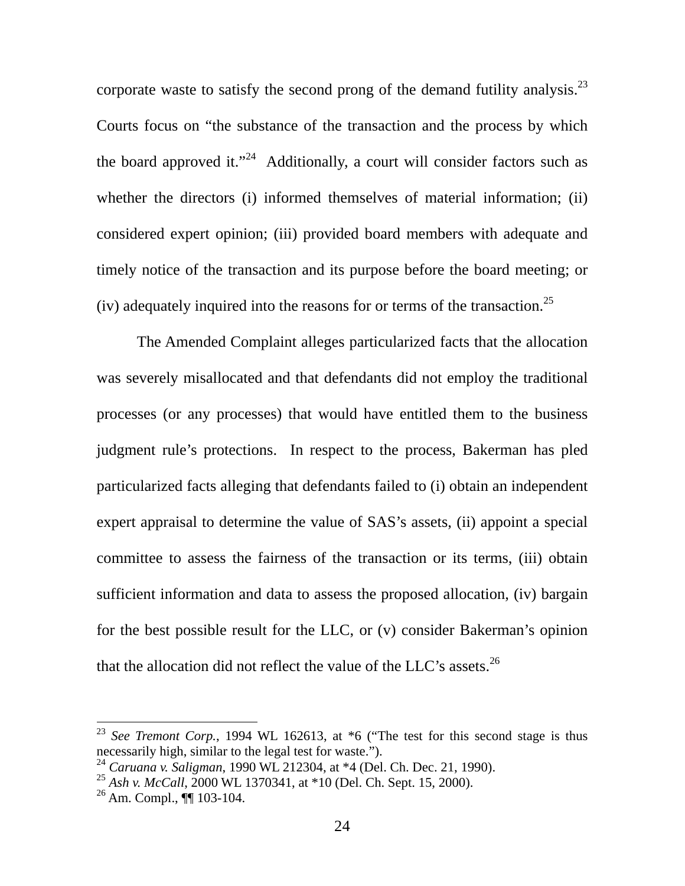corporate waste to satisfy the second prong of the demand futility analysis.[23] Courts focus on "the substance of the transaction and the process by which the board approved it."[24] Additionally, a court will consider factors such as whether the directors (i) informed themselves of material information; (ii) considered expert opinion; (iii) provided board members with adequate and timely notice of the transaction and its purpose before the board meeting; or (iv) adequately inquired into the reasons for or terms of the transaction.[25]

The Amended Complaint alleges particularized facts that the allocation was severely misallocated and that defendants did not employ the traditional processes (or any processes) that would have entitled them to the business judgment rule's protections. In respect to the process, Bakerman has pled particularized facts alleging that defendants failed to (i) obtain an independent expert appraisal to determine the value of SAS's assets, (ii) appoint a special committee to assess the fairness of the transaction or its terms, (iii) obtain sufficient information and data to assess the proposed allocation, (iv) bargain for the best possible result for the LLC, or (v) consider Bakerman's opinion that the allocation did not reflect the value of the LLC's assets.[26]

---

[23] *See Tremont Corp.*, 1994 WL 162613, at *6 ("The test for this second stage is thus necessarily high, similar to the legal test for waste.").

[24] *Caruana v. Saligman*, 1990 WL 212304, at *4 (Del. Ch. Dec. 21, 1990).

[25] *Ash v. McCall*, 2000 WL 1370341, at *10 (Del. Ch. Sept. 15, 2000).

[26] Am. Compl., ¶¶ 103-104.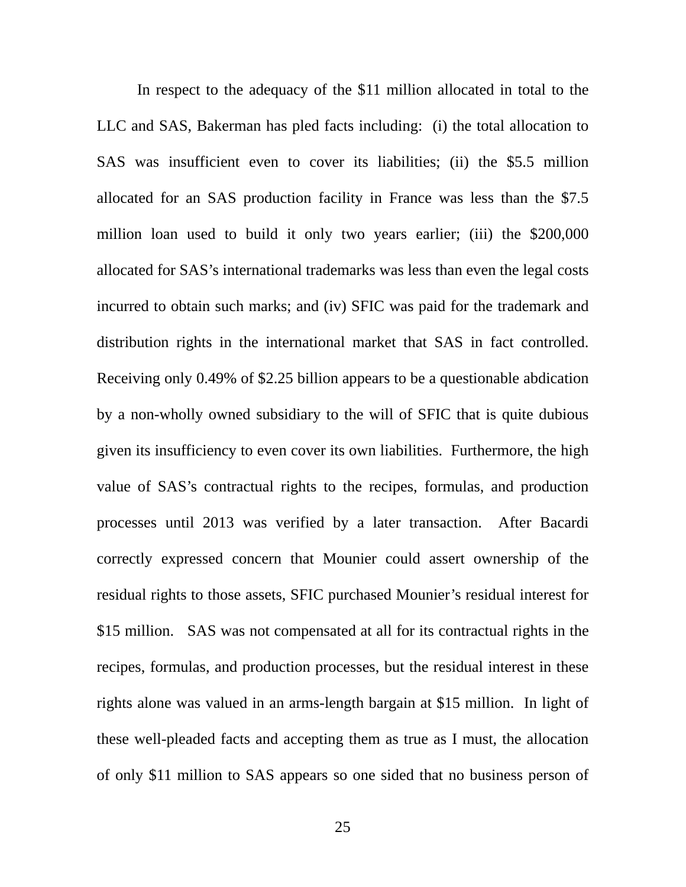In respect to the adequacy of the $11 million allocated in total to the LLC and SAS, Bakerman has pled facts including: (i) the total allocation to SAS was insufficient even to cover its liabilities; (ii) the $5.5 million allocated for an SAS production facility in France was less than the $7.5 million loan used to build it only two years earlier; (iii) the $200,000 allocated for SAS's international trademarks was less than even the legal costs incurred to obtain such marks; and (iv) SFIC was paid for the trademark and distribution rights in the international market that SAS in fact controlled. Receiving only 0.49% of $2.25 billion appears to be a questionable abdication by a non-wholly owned subsidiary to the will of SFIC that is quite dubious given its insufficiency to even cover its own liabilities. Furthermore, the high value of SAS's contractual rights to the recipes, formulas, and production processes until 2013 was verified by a later transaction. After Bacardi correctly expressed concern that Mounier could assert ownership of the residual rights to those assets, SFIC purchased Mounier's residual interest for $15 million. SAS was not compensated at all for its contractual rights in the recipes, formulas, and production processes, but the residual interest in these rights alone was valued in an arms-length bargain at $15 million. In light of these well-pleaded facts and accepting them as true as I must, the allocation of only $11 million to SAS appears so one sided that no business person of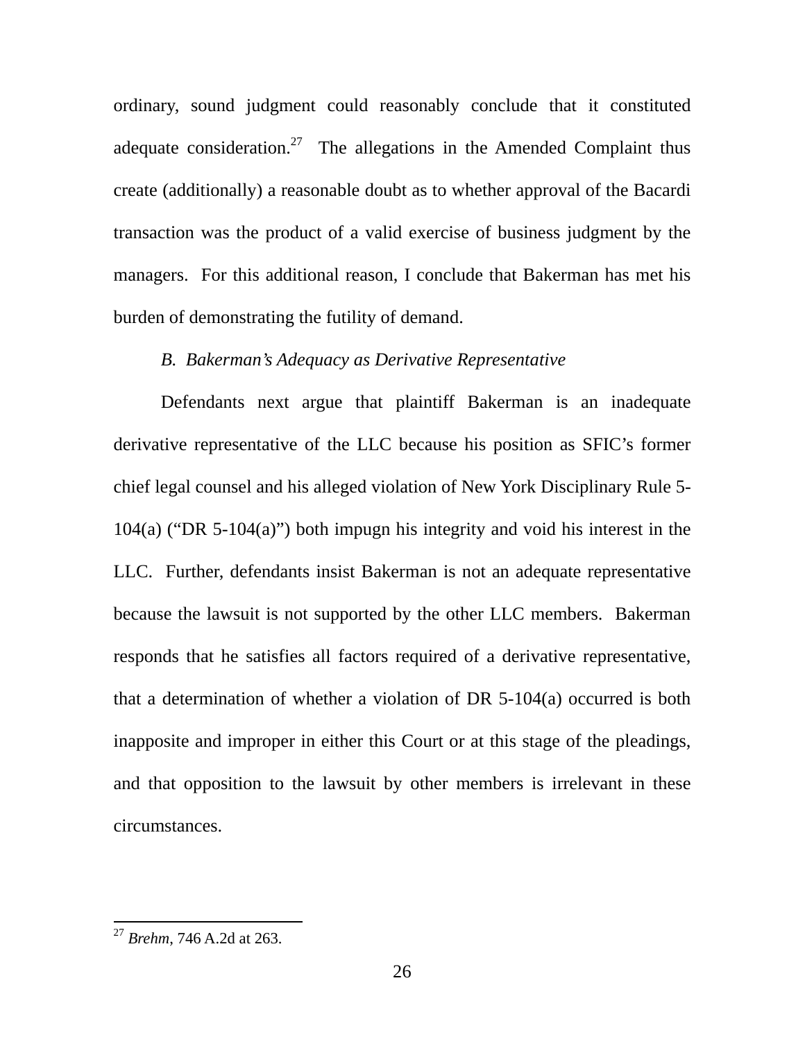ordinary, sound judgment could reasonably conclude that it constituted adequate consideration.[27] The allegations in the Amended Complaint thus create (additionally) a reasonable doubt as to whether approval of the Bacardi transaction was the product of a valid exercise of business judgment by the managers. For this additional reason, I conclude that Bakerman has met his burden of demonstrating the futility of demand.

*B. Bakerman's Adequacy as Derivative Representative*

Defendants next argue that plaintiff Bakerman is an inadequate derivative representative of the LLC because his position as SFIC's former chief legal counsel and his alleged violation of New York Disciplinary Rule 5-104(a) ("DR 5-104(a)") both impugn his integrity and void his interest in the LLC. Further, defendants insist Bakerman is not an adequate representative because the lawsuit is not supported by the other LLC members. Bakerman responds that he satisfies all factors required of a derivative representative, that a determination of whether a violation of DR 5-104(a) occurred is both inapposite and improper in either this Court or at this stage of the pleadings, and that opposition to the lawsuit by other members is irrelevant in these circumstances.

---

[27] *Brehm*, 746 A.2d at 263.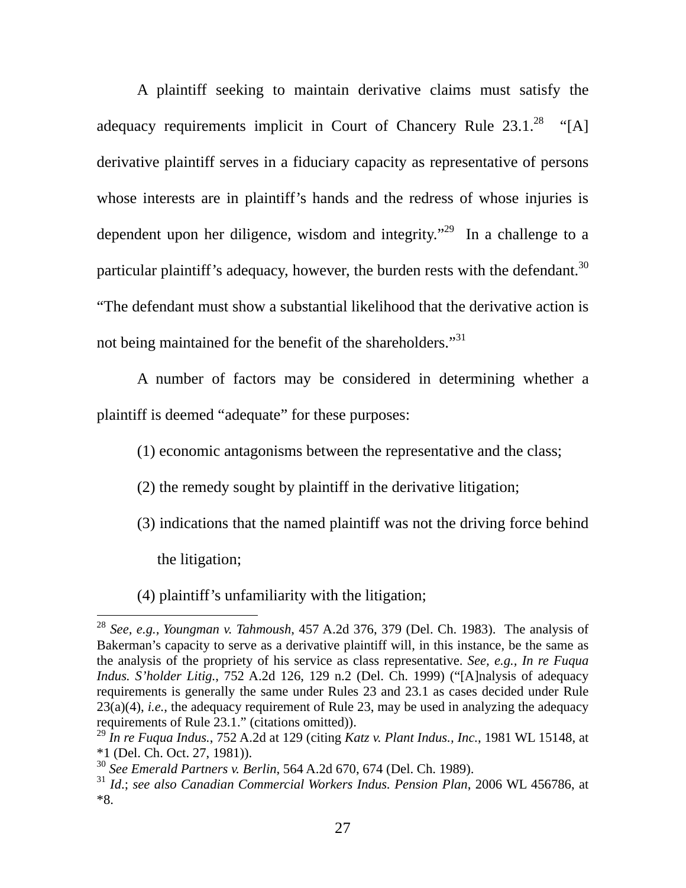A plaintiff seeking to maintain derivative claims must satisfy the adequacy requirements implicit in Court of Chancery Rule 23.1.[28] "[A] derivative plaintiff serves in a fiduciary capacity as representative of persons whose interests are in plaintiff's hands and the redress of whose injuries is dependent upon her diligence, wisdom and integrity."[29] In a challenge to a particular plaintiff's adequacy, however, the burden rests with the defendant.[30] "The defendant must show a substantial likelihood that the derivative action is not being maintained for the benefit of the shareholders."[31]

A number of factors may be considered in determining whether a plaintiff is deemed "adequate" for these purposes:

(1) economic antagonisms between the representative and the class;

(2) the remedy sought by plaintiff in the derivative litigation;

(3) indications that the named plaintiff was not the driving force behind the litigation;

(4) plaintiff's unfamiliarity with the litigation;

---

[28] *See, e.g.*, *Youngman v. Tahmoush*, 457 A.2d 376, 379 (Del. Ch. 1983). The analysis of Bakerman's capacity to serve as a derivative plaintiff will, in this instance, be the same as the analysis of the propriety of his service as class representative. *See, e.g.*, *In re Fuqua Indus. S'holder Litig.*, 752 A.2d 126, 129 n.2 (Del. Ch. 1999) ("[A]nalysis of adequacy requirements is generally the same under Rules 23 and 23.1 as cases decided under Rule 23(a)(4), *i.e.*, the adequacy requirement of Rule 23, may be used in analyzing the adequacy requirements of Rule 23.1." (citations omitted)).

[29] *In re Fuqua Indus.*, 752 A.2d at 129 (citing *Katz v. Plant Indus., Inc.*, 1981 WL 15148, at *1 (Del. Ch. Oct. 27, 1981)).

[30] *See Emerald Partners v. Berlin*, 564 A.2d 670, 674 (Del. Ch. 1989).

[31] *Id.*; *see also Canadian Commercial Workers Indus. Pension Plan*, 2006 WL 456786, at *8.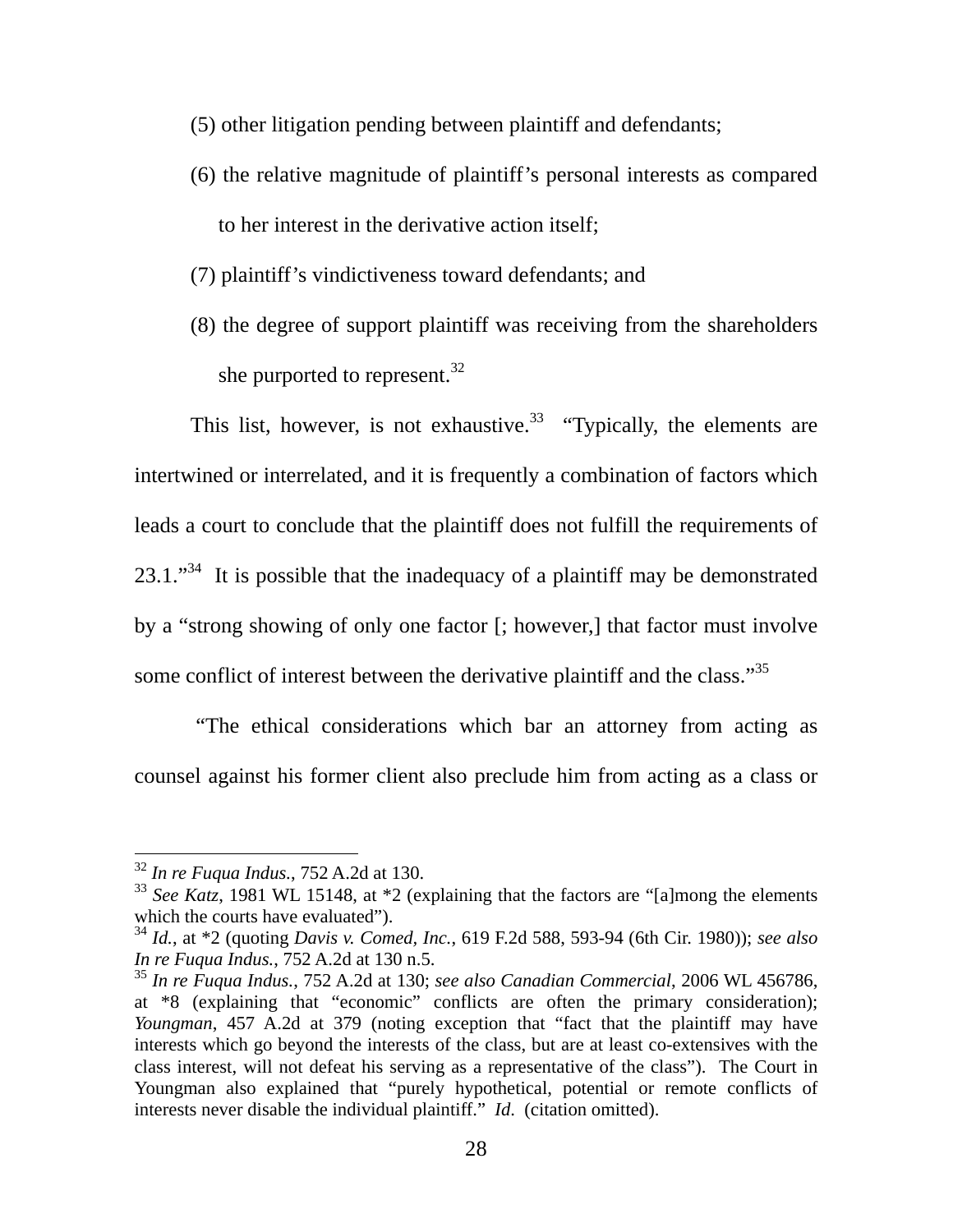(5) other litigation pending between plaintiff and defendants;

(6) the relative magnitude of plaintiff's personal interests as compared to her interest in the derivative action itself;

(7) plaintiff's vindictiveness toward defendants; and

(8) the degree of support plaintiff was receiving from the shareholders she purported to represent.[32]

This list, however, is not exhaustive.[33] "Typically, the elements are intertwined or interrelated, and it is frequently a combination of factors which leads a court to conclude that the plaintiff does not fulfill the requirements of 23.1."[34] It is possible that the inadequacy of a plaintiff may be demonstrated by a "strong showing of only one factor [; however,] that factor must involve some conflict of interest between the derivative plaintiff and the class."[35]

"The ethical considerations which bar an attorney from acting as counsel against his former client also preclude him from acting as a class or

---

[32] *In re Fuqua Indus.*, 752 A.2d at 130.

[33] *See Katz*, 1981 WL 15148, at *2 (explaining that the factors are "[a]mong the elements which the courts have evaluated").

[34] *Id.*, at *2 (quoting *Davis v. Comed, Inc.*, 619 F.2d 588, 593-94 (6th Cir. 1980)); *see also In re Fuqua Indus.*, 752 A.2d at 130 n.5.

[35] *In re Fuqua Indus.*, 752 A.2d at 130; *see also Canadian Commercial*, 2006 WL 456786, at *8 (explaining that "economic" conflicts are often the primary consideration); *Youngman*, 457 A.2d at 379 (noting exception that "fact that the plaintiff may have interests which go beyond the interests of the class, but are at least co-extensives with the class interest, will not defeat his serving as a representative of the class"). The Court in Youngman also explained that "purely hypothetical, potential or remote conflicts of interests never disable the individual plaintiff." *Id.* (citation omitted).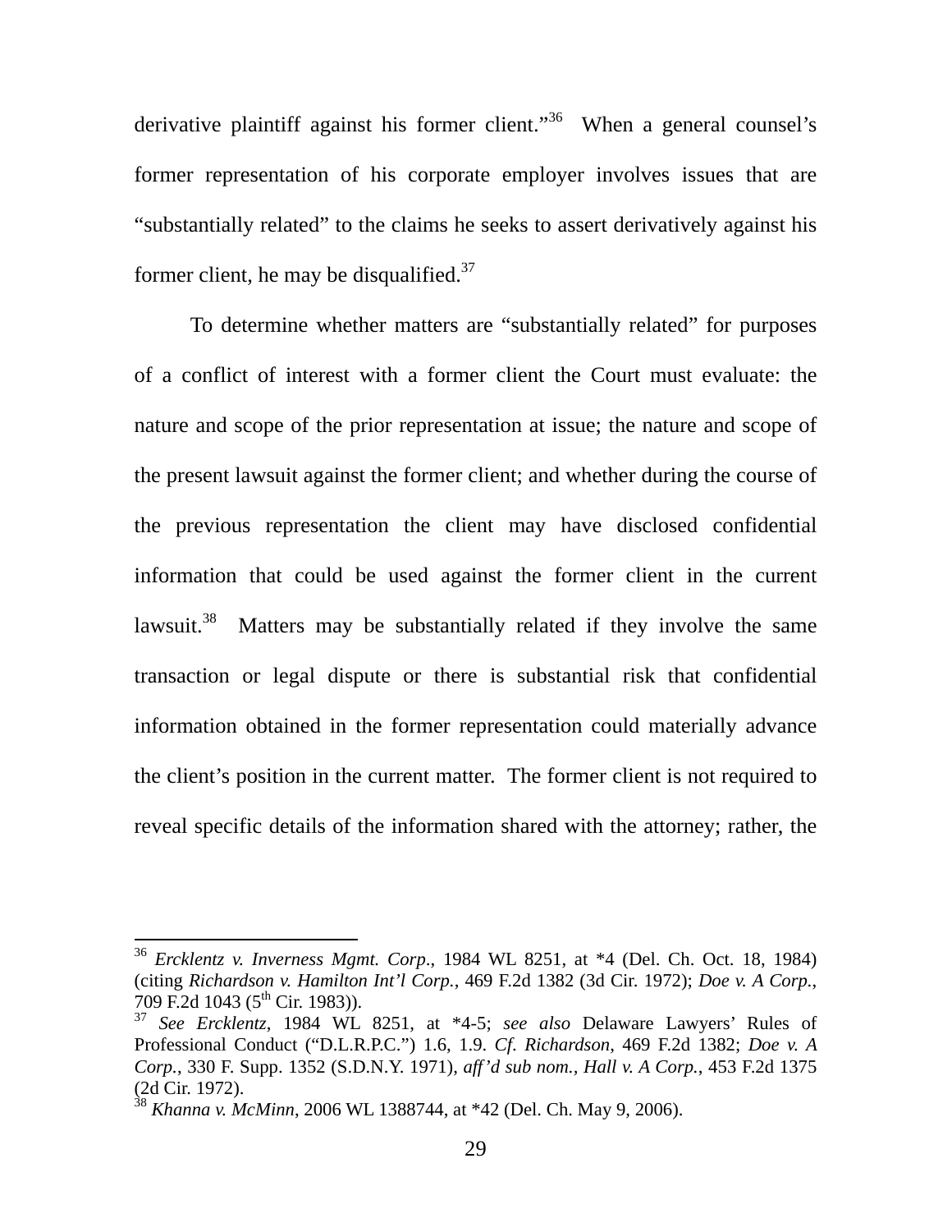derivative plaintiff against his former client."[36] When a general counsel's former representation of his corporate employer involves issues that are "substantially related" to the claims he seeks to assert derivatively against his former client, he may be disqualified.[37]

To determine whether matters are "substantially related" for purposes of a conflict of interest with a former client the Court must evaluate: the nature and scope of the prior representation at issue; the nature and scope of the present lawsuit against the former client; and whether during the course of the previous representation the client may have disclosed confidential information that could be used against the former client in the current lawsuit.[38] Matters may be substantially related if they involve the same transaction or legal dispute or there is substantial risk that confidential information obtained in the former representation could materially advance the client's position in the current matter. The former client is not required to reveal specific details of the information shared with the attorney; rather, the

---

[36] *Ercklentz v. Inverness Mgmt. Corp.*, 1984 WL 8251, at *4 (Del. Ch. Oct. 18, 1984) (citing *Richardson v. Hamilton Int'l Corp.*, 469 F.2d 1382 (3d Cir. 1972); *Doe v. A Corp.*, 709 F.2d 1043 (5th Cir. 1983)).

[37] *See Ercklentz*, 1984 WL 8251, at *4-5; *see also* Delaware Lawyers' Rules of Professional Conduct ("D.L.R.P.C.") 1.6, 1.9. *Cf. Richardson*, 469 F.2d 1382; *Doe v. A Corp.*, 330 F. Supp. 1352 (S.D.N.Y. 1971), *aff'd sub nom., Hall v. A Corp.*, 453 F.2d 1375 (2d Cir. 1972).

[38] *Khanna v. McMinn*, 2006 WL 1388744, at *42 (Del. Ch. May 9, 2006).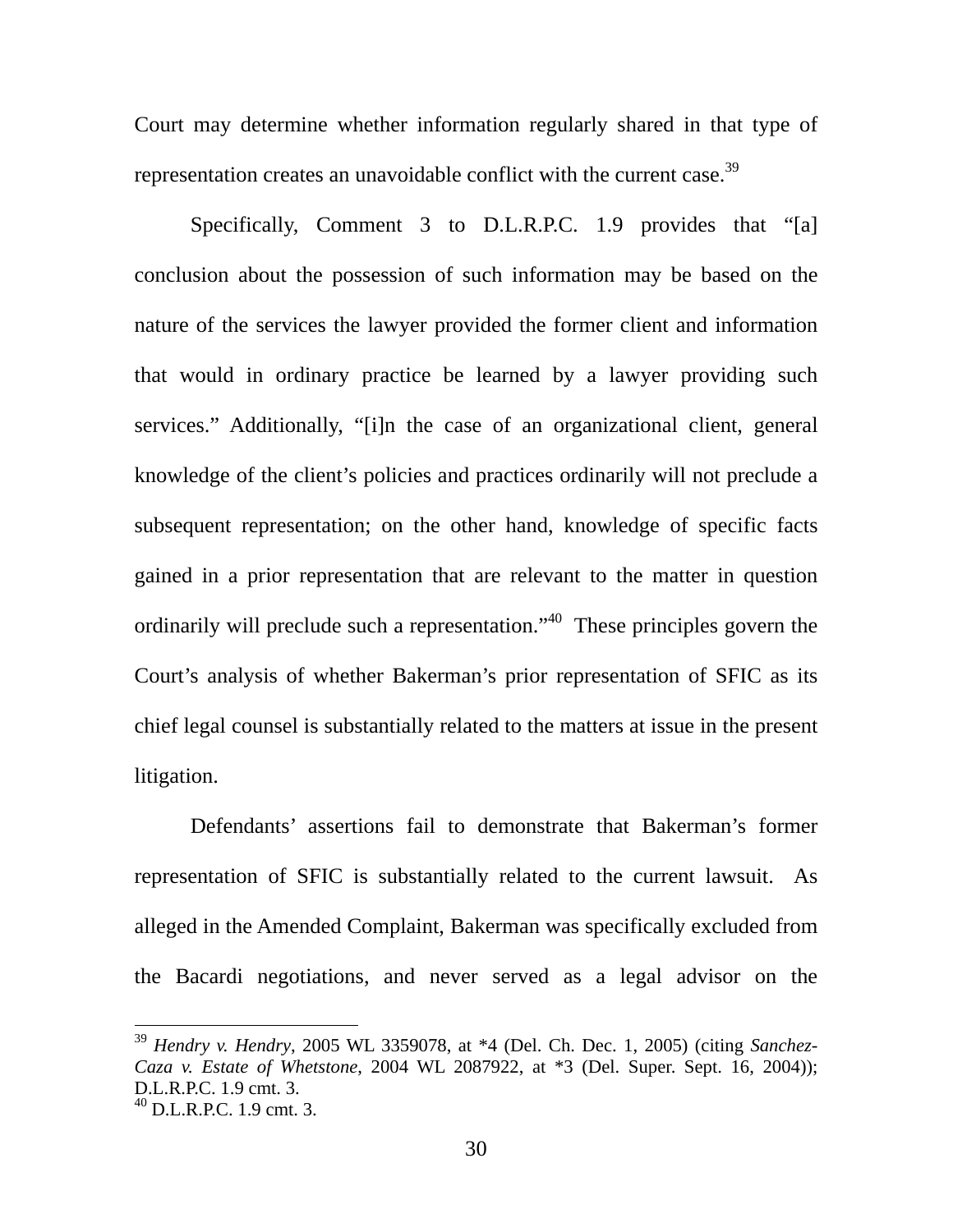Court may determine whether information regularly shared in that type of representation creates an unavoidable conflict with the current case.[39]

Specifically, Comment 3 to D.L.R.P.C. 1.9 provides that "[a] conclusion about the possession of such information may be based on the nature of the services the lawyer provided the former client and information that would in ordinary practice be learned by a lawyer providing such services." Additionally, "[i]n the case of an organizational client, general knowledge of the client's policies and practices ordinarily will not preclude a subsequent representation; on the other hand, knowledge of specific facts gained in a prior representation that are relevant to the matter in question ordinarily will preclude such a representation."[40] These principles govern the Court's analysis of whether Bakerman's prior representation of SFIC as its chief legal counsel is substantially related to the matters at issue in the present litigation.

Defendants' assertions fail to demonstrate that Bakerman's former representation of SFIC is substantially related to the current lawsuit. As alleged in the Amended Complaint, Bakerman was specifically excluded from the Bacardi negotiations, and never served as a legal advisor on the

---

[39] *Hendry v. Hendry*, 2005 WL 3359078, at *4 (Del. Ch. Dec. 1, 2005) (citing *Sanchez-Caza v. Estate of Whetstone*, 2004 WL 2087922, at *3 (Del. Super. Sept. 16, 2004)); D.L.R.P.C. 1.9 cmt. 3.

[40] D.L.R.P.C. 1.9 cmt. 3.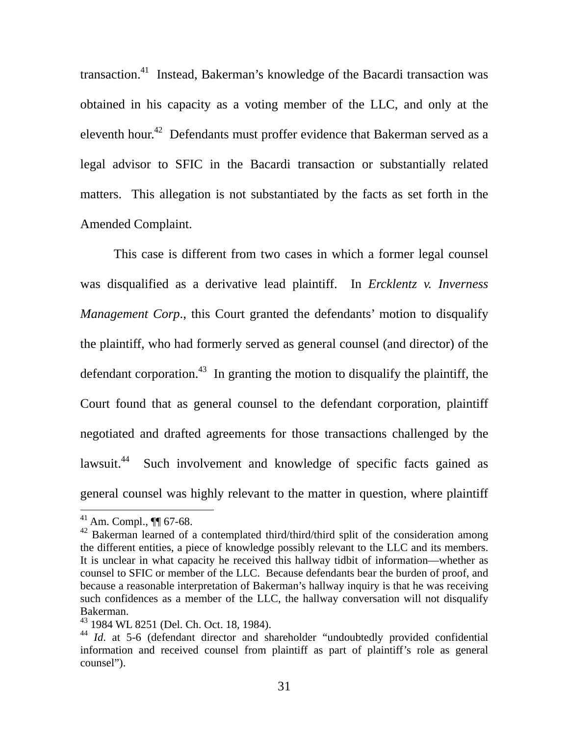transaction.[41] Instead, Bakerman's knowledge of the Bacardi transaction was obtained in his capacity as a voting member of the LLC, and only at the eleventh hour.[42] Defendants must proffer evidence that Bakerman served as a legal advisor to SFIC in the Bacardi transaction or substantially related matters. This allegation is not substantiated by the facts as set forth in the Amended Complaint.

This case is different from two cases in which a former legal counsel was disqualified as a derivative lead plaintiff. In *Ercklentz v. Inverness Management Corp.*, this Court granted the defendants' motion to disqualify the plaintiff, who had formerly served as general counsel (and director) of the defendant corporation.[43] In granting the motion to disqualify the plaintiff, the Court found that as general counsel to the defendant corporation, plaintiff negotiated and drafted agreements for those transactions challenged by the lawsuit.[44] Such involvement and knowledge of specific facts gained as general counsel was highly relevant to the matter in question, where plaintiff

---

[41] Am. Compl., ¶¶ 67-68.

[42] Bakerman learned of a contemplated third/third/third split of the consideration among the different entities, a piece of knowledge possibly relevant to the LLC and its members. It is unclear in what capacity he received this hallway tidbit of information—whether as counsel to SFIC or member of the LLC. Because defendants bear the burden of proof, and because a reasonable interpretation of Bakerman's hallway inquiry is that he was receiving such confidences as a member of the LLC, the hallway conversation will not disqualify Bakerman.

[43] 1984 WL 8251 (Del. Ch. Oct. 18, 1984).

[44] *Id.* at 5-6 (defendant director and shareholder "undoubtedly provided confidential information and received counsel from plaintiff as part of plaintiff's role as general counsel").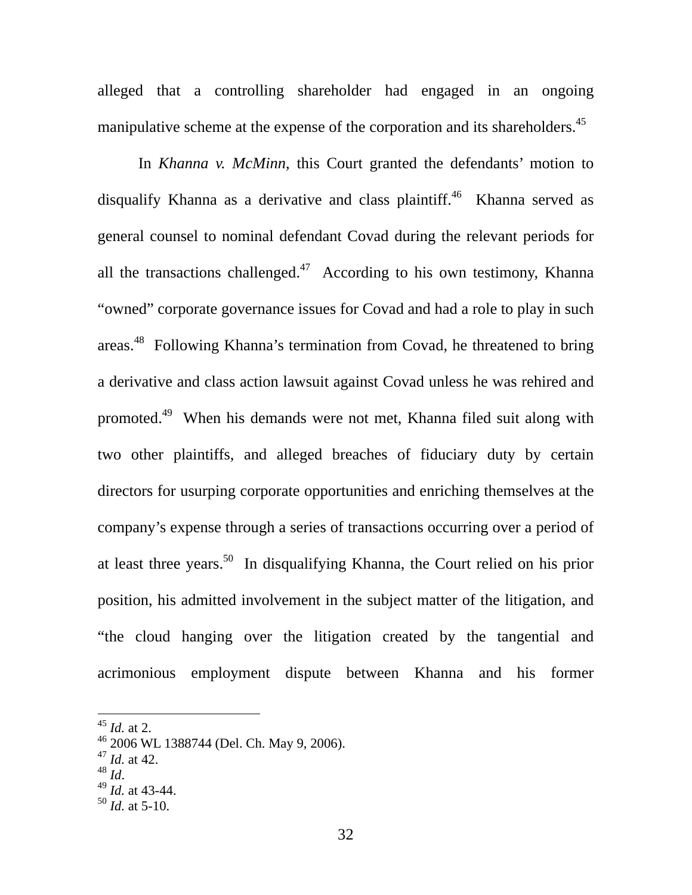alleged that a controlling shareholder had engaged in an ongoing manipulative scheme at the expense of the corporation and its shareholders.[45]

In *Khanna v. McMinn*, this Court granted the defendants' motion to disqualify Khanna as a derivative and class plaintiff.[46] Khanna served as general counsel to nominal defendant Covad during the relevant periods for all the transactions challenged.[47] According to his own testimony, Khanna "owned" corporate governance issues for Covad and had a role to play in such areas.[48] Following Khanna's termination from Covad, he threatened to bring a derivative and class action lawsuit against Covad unless he was rehired and promoted.[49] When his demands were not met, Khanna filed suit along with two other plaintiffs, and alleged breaches of fiduciary duty by certain directors for usurping corporate opportunities and enriching themselves at the company's expense through a series of transactions occurring over a period of at least three years.[50] In disqualifying Khanna, the Court relied on his prior position, his admitted involvement in the subject matter of the litigation, and "the cloud hanging over the litigation created by the tangential and acrimonious employment dispute between Khanna and his former

---

[45] *Id.* at 2.
[46] 2006 WL 1388744 (Del. Ch. May 9, 2006).
[47] *Id.* at 42.
[48] *Id*.
[49] *Id.* at 43-44.
[50] *Id.* at 5-10.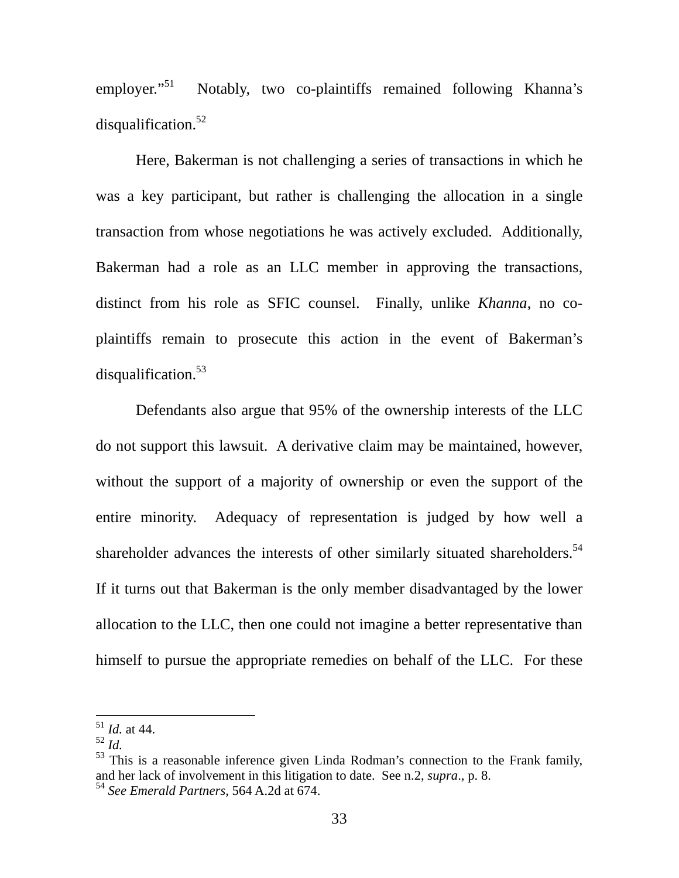employer."[51] Notably, two co-plaintiffs remained following Khanna's disqualification.[52]

Here, Bakerman is not challenging a series of transactions in which he was a key participant, but rather is challenging the allocation in a single transaction from whose negotiations he was actively excluded. Additionally, Bakerman had a role as an LLC member in approving the transactions, distinct from his role as SFIC counsel. Finally, unlike *Khanna*, no co-plaintiffs remain to prosecute this action in the event of Bakerman's disqualification.[53]

Defendants also argue that 95% of the ownership interests of the LLC do not support this lawsuit. A derivative claim may be maintained, however, without the support of a majority of ownership or even the support of the entire minority. Adequacy of representation is judged by how well a shareholder advances the interests of other similarly situated shareholders.[54] If it turns out that Bakerman is the only member disadvantaged by the lower allocation to the LLC, then one could not imagine a better representative than himself to pursue the appropriate remedies on behalf of the LLC. For these

---

[51] *Id.* at 44.

[52] *Id.*

[53] This is a reasonable inference given Linda Rodman's connection to the Frank family, and her lack of involvement in this litigation to date. See n.2, *supra*., p. 8.

[54] *See Emerald Partners*, 564 A.2d at 674.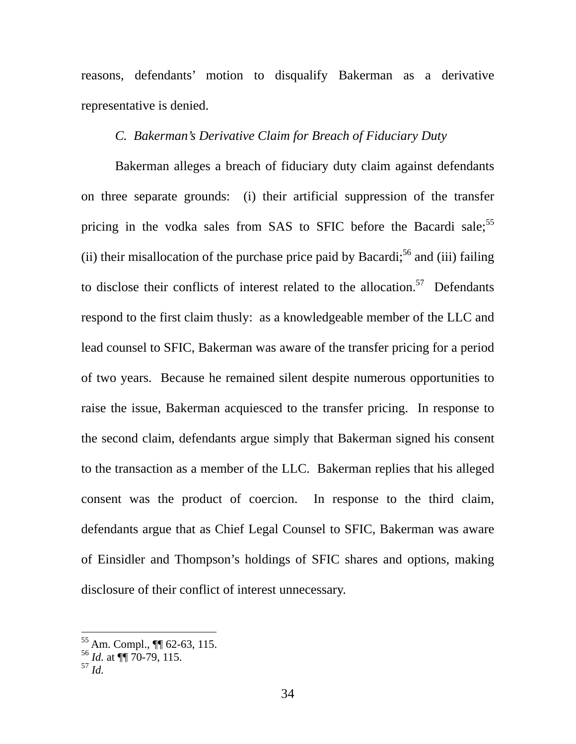reasons, defendants' motion to disqualify Bakerman as a derivative representative is denied.

### *C. Bakerman's Derivative Claim for Breach of Fiduciary Duty*

Bakerman alleges a breach of fiduciary duty claim against defendants on three separate grounds: (i) their artificial suppression of the transfer pricing in the vodka sales from SAS to SFIC before the Bacardi sale;[55] (ii) their misallocation of the purchase price paid by Bacardi;[56] and (iii) failing to disclose their conflicts of interest related to the allocation.[57] Defendants respond to the first claim thusly: as a knowledgeable member of the LLC and lead counsel to SFIC, Bakerman was aware of the transfer pricing for a period of two years. Because he remained silent despite numerous opportunities to raise the issue, Bakerman acquiesced to the transfer pricing. In response to the second claim, defendants argue simply that Bakerman signed his consent to the transaction as a member of the LLC. Bakerman replies that his alleged consent was the product of coercion. In response to the third claim, defendants argue that as Chief Legal Counsel to SFIC, Bakerman was aware of Einsidler and Thompson's holdings of SFIC shares and options, making disclosure of their conflict of interest unnecessary.

---

[55] Am. Compl., ¶¶ 62-63, 115.
[56] *Id.* at ¶¶ 70-79, 115.
[57] *Id.*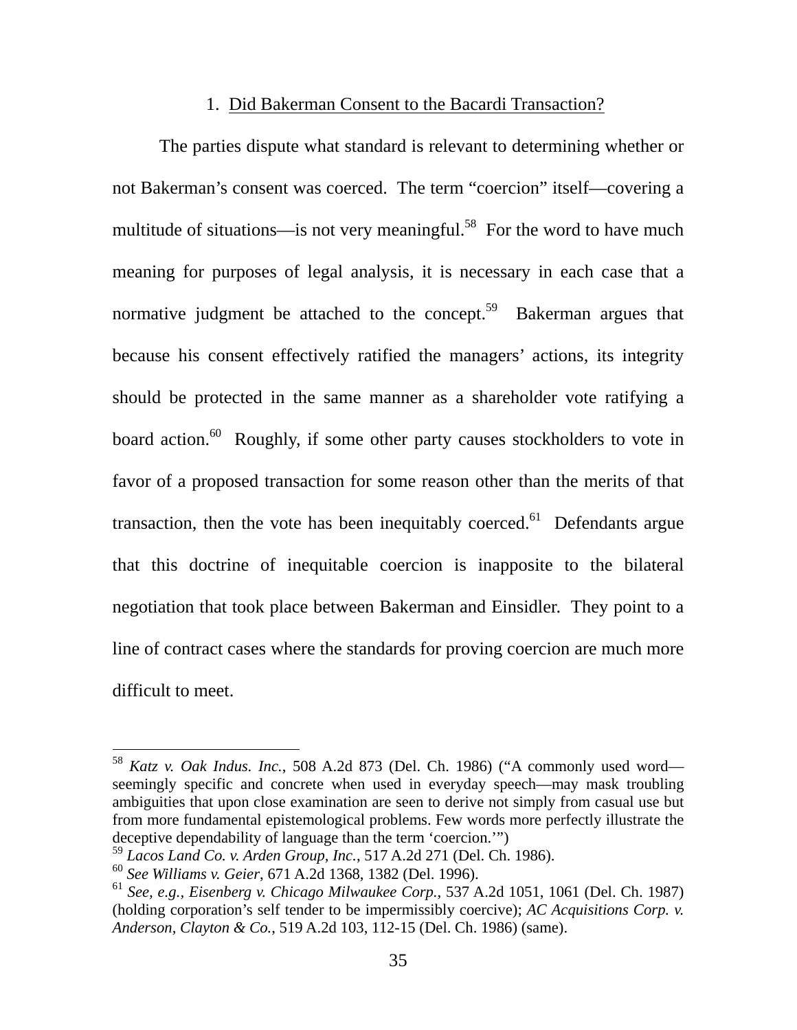### 1. Did Bakerman Consent to the Bacardi Transaction?

The parties dispute what standard is relevant to determining whether or not Bakerman's consent was coerced. The term "coercion" itself—covering a multitude of situations—is not very meaningful.[58] For the word to have much meaning for purposes of legal analysis, it is necessary in each case that a normative judgment be attached to the concept.[59] Bakerman argues that because his consent effectively ratified the managers' actions, its integrity should be protected in the same manner as a shareholder vote ratifying a board action.[60] Roughly, if some other party causes stockholders to vote in favor of a proposed transaction for some reason other than the merits of that transaction, then the vote has been inequitably coerced.[61] Defendants argue that this doctrine of inequitable coercion is inapposite to the bilateral negotiation that took place between Bakerman and Einsidler. They point to a line of contract cases where the standards for proving coercion are much more difficult to meet.

---

[58] *Katz v. Oak Indus. Inc.*, 508 A.2d 873 (Del. Ch. 1986) ("A commonly used word—seemingly specific and concrete when used in everyday speech—may mask troubling ambiguities that upon close examination are seen to derive not simply from casual use but from more fundamental epistemological problems. Few words more perfectly illustrate the deceptive dependability of language than the term 'coercion.'")

[59] *Lacos Land Co. v. Arden Group, Inc.*, 517 A.2d 271 (Del. Ch. 1986).

[60] *See Williams v. Geier*, 671 A.2d 1368, 1382 (Del. 1996).

[61] *See, e.g., Eisenberg v. Chicago Milwaukee Corp.*, 537 A.2d 1051, 1061 (Del. Ch. 1987) (holding corporation's self tender to be impermissibly coercive); *AC Acquisitions Corp. v. Anderson, Clayton & Co.*, 519 A.2d 103, 112-15 (Del. Ch. 1986) (same).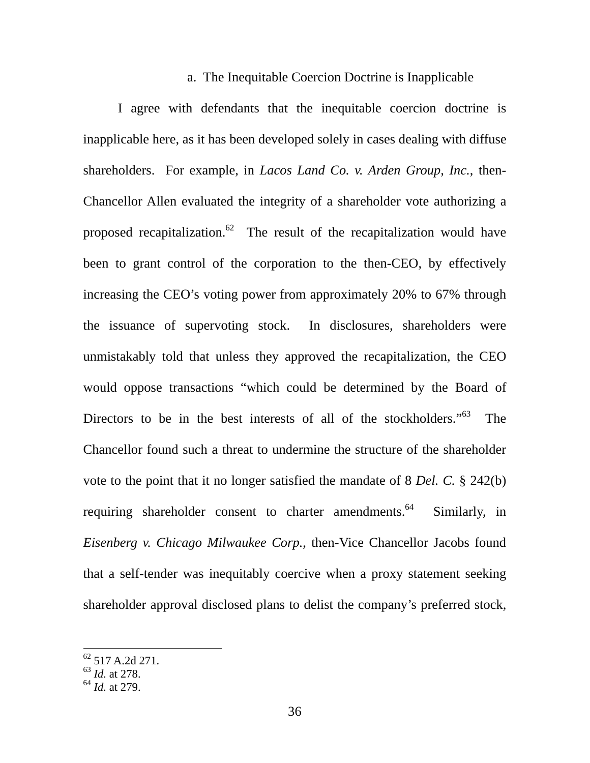### a. The Inequitable Coercion Doctrine is Inapplicable

I agree with defendants that the inequitable coercion doctrine is inapplicable here, as it has been developed solely in cases dealing with diffuse shareholders. For example, in *Lacos Land Co. v. Arden Group, Inc.*, then-Chancellor Allen evaluated the integrity of a shareholder vote authorizing a proposed recapitalization.[62] The result of the recapitalization would have been to grant control of the corporation to the then-CEO, by effectively increasing the CEO's voting power from approximately 20% to 67% through the issuance of supervoting stock. In disclosures, shareholders were unmistakably told that unless they approved the recapitalization, the CEO would oppose transactions "which could be determined by the Board of Directors to be in the best interests of all of the stockholders."[63] The Chancellor found such a threat to undermine the structure of the shareholder vote to the point that it no longer satisfied the mandate of 8 *Del. C.* § 242(b) requiring shareholder consent to charter amendments.[64] Similarly, in *Eisenberg v. Chicago Milwaukee Corp.*, then-Vice Chancellor Jacobs found that a self-tender was inequitably coercive when a proxy statement seeking shareholder approval disclosed plans to delist the company's preferred stock,

---

[62] 517 A.2d 271.
[63] *Id.* at 278.
[64] *Id.* at 279.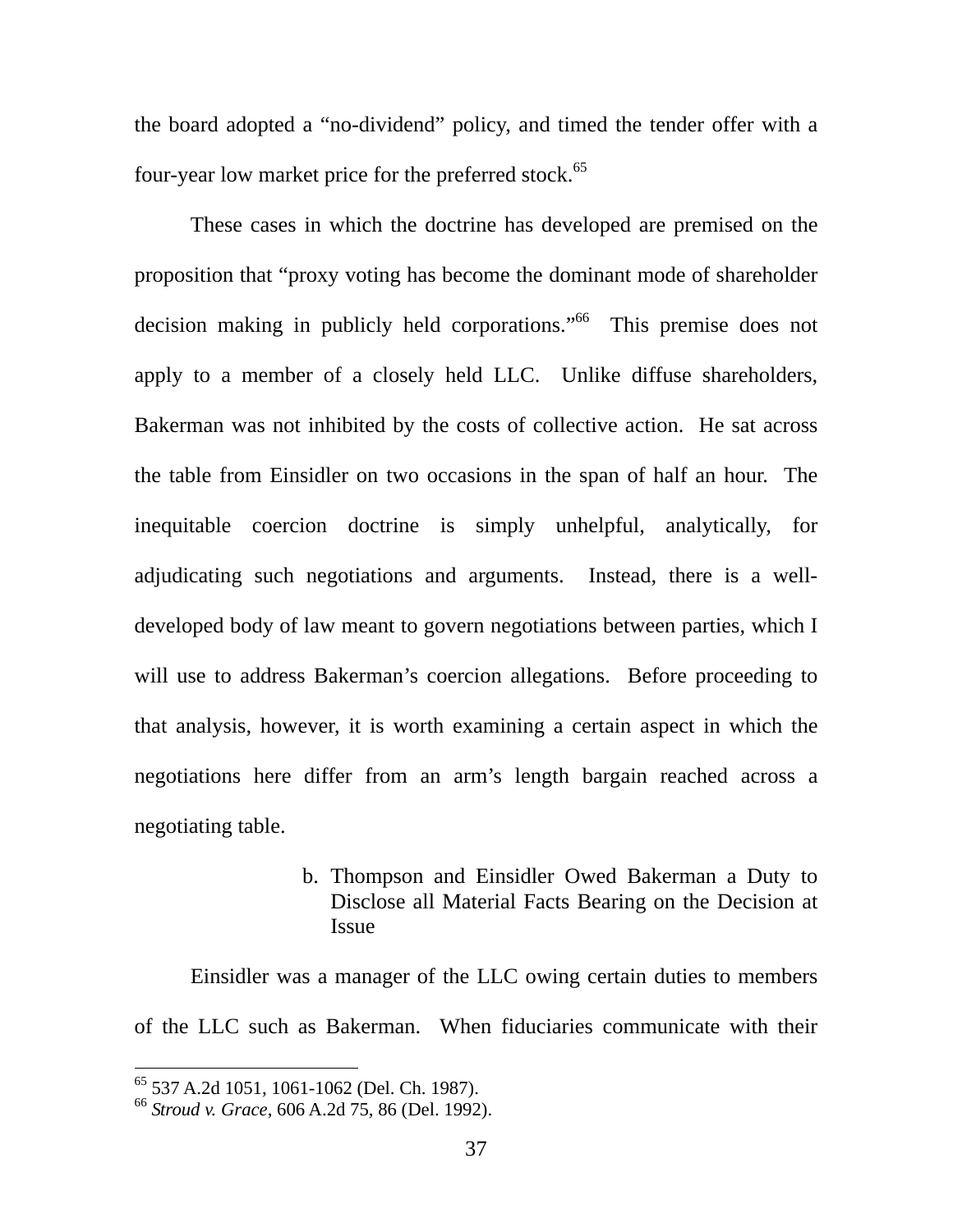the board adopted a "no-dividend" policy, and timed the tender offer with a four-year low market price for the preferred stock.[65]

These cases in which the doctrine has developed are premised on the proposition that "proxy voting has become the dominant mode of shareholder decision making in publicly held corporations."[66] This premise does not apply to a member of a closely held LLC. Unlike diffuse shareholders, Bakerman was not inhibited by the costs of collective action. He sat across the table from Einsidler on two occasions in the span of half an hour. The inequitable coercion doctrine is simply unhelpful, analytically, for adjudicating such negotiations and arguments. Instead, there is a well-developed body of law meant to govern negotiations between parties, which I will use to address Bakerman's coercion allegations. Before proceeding to that analysis, however, it is worth examining a certain aspect in which the negotiations here differ from an arm's length bargain reached across a negotiating table.

b. Thompson and Einsidler Owed Bakerman a Duty to Disclose all Material Facts Bearing on the Decision at Issue

Einsidler was a manager of the LLC owing certain duties to members of the LLC such as Bakerman. When fiduciaries communicate with their

[65] 537 A.2d 1051, 1061-1062 (Del. Ch. 1987).

[66] *Stroud v. Grace*, 606 A.2d 75, 86 (Del. 1992).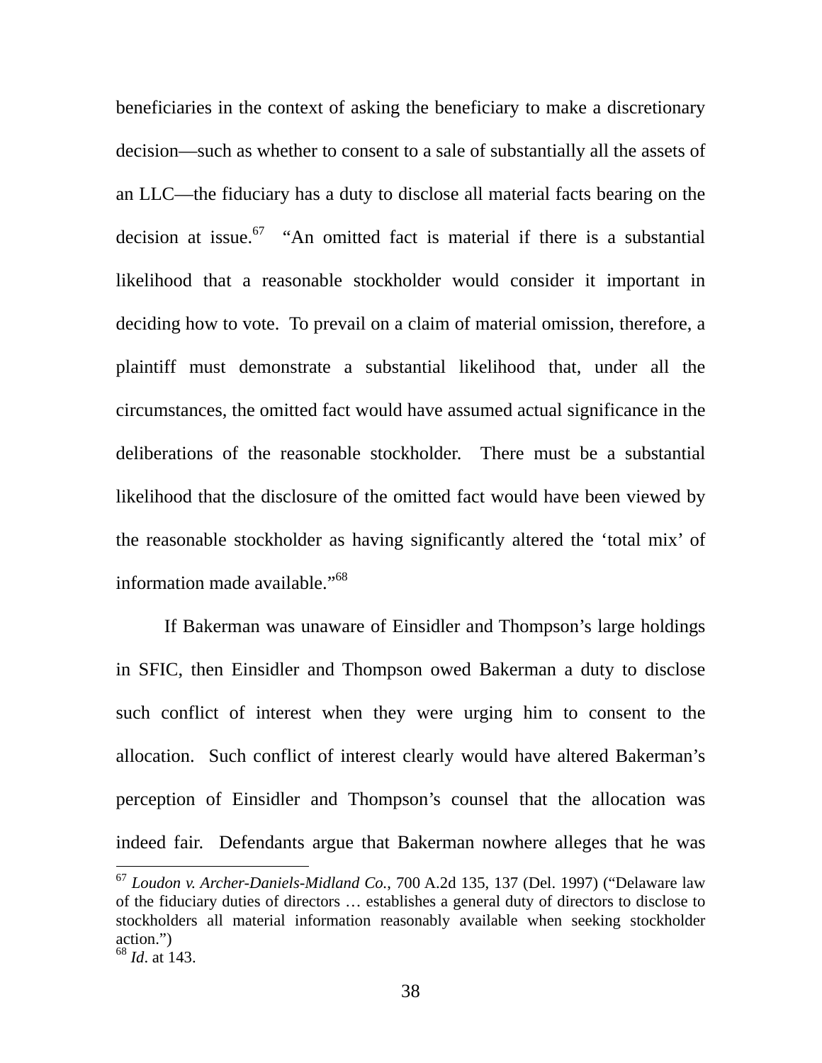beneficiaries in the context of asking the beneficiary to make a discretionary decision—such as whether to consent to a sale of substantially all the assets of an LLC—the fiduciary has a duty to disclose all material facts bearing on the decision at issue.[67] "An omitted fact is material if there is a substantial likelihood that a reasonable stockholder would consider it important in deciding how to vote. To prevail on a claim of material omission, therefore, a plaintiff must demonstrate a substantial likelihood that, under all the circumstances, the omitted fact would have assumed actual significance in the deliberations of the reasonable stockholder. There must be a substantial likelihood that the disclosure of the omitted fact would have been viewed by the reasonable stockholder as having significantly altered the 'total mix' of information made available."[68]

If Bakerman was unaware of Einsidler and Thompson's large holdings in SFIC, then Einsidler and Thompson owed Bakerman a duty to disclose such conflict of interest when they were urging him to consent to the allocation. Such conflict of interest clearly would have altered Bakerman's perception of Einsidler and Thompson's counsel that the allocation was indeed fair. Defendants argue that Bakerman nowhere alleges that he was

---

[67] *Loudon v. Archer-Daniels-Midland Co.*, 700 A.2d 135, 137 (Del. 1997) ("Delaware law of the fiduciary duties of directors … establishes a general duty of directors to disclose to stockholders all material information reasonably available when seeking stockholder action.")

[68] *Id*. at 143.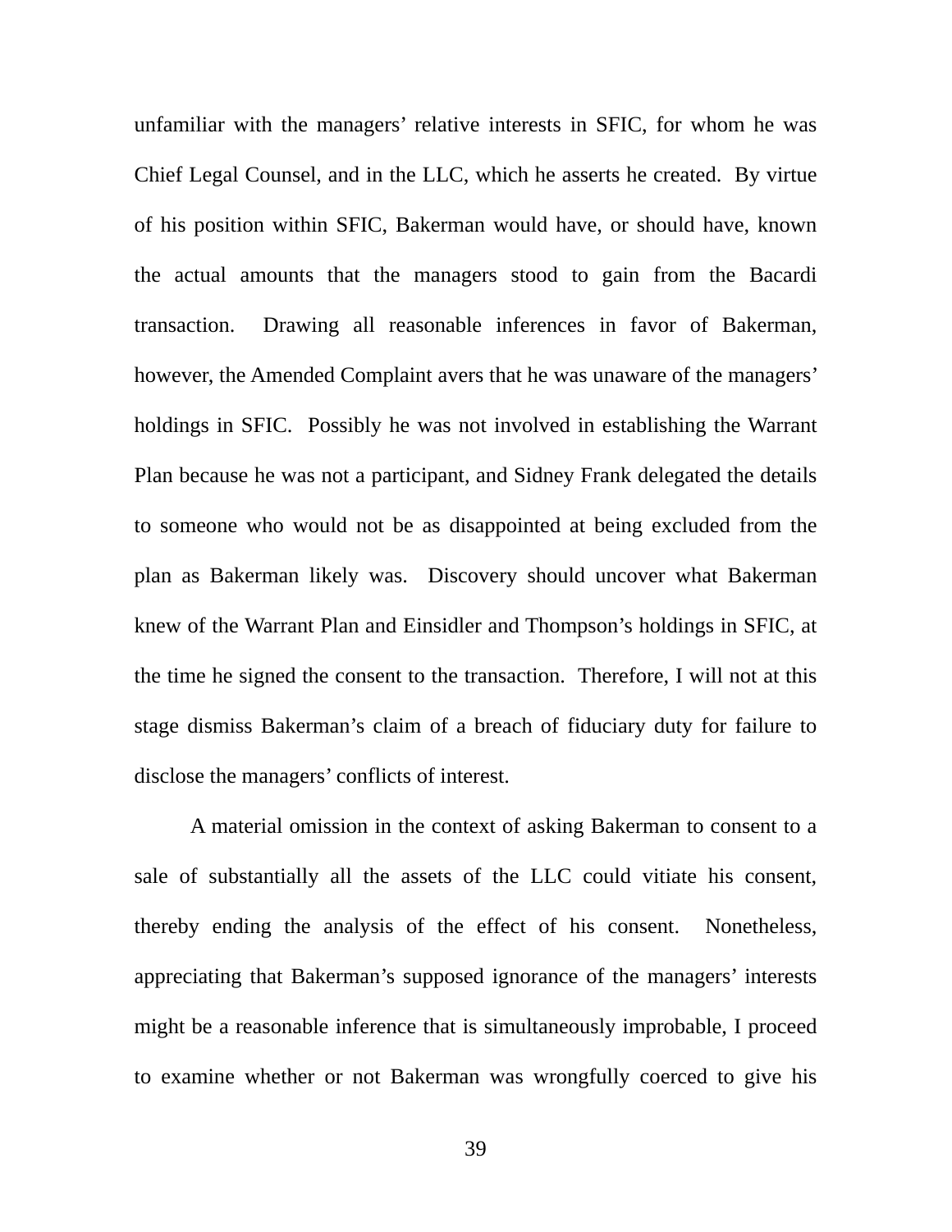unfamiliar with the managers' relative interests in SFIC, for whom he was Chief Legal Counsel, and in the LLC, which he asserts he created. By virtue of his position within SFIC, Bakerman would have, or should have, known the actual amounts that the managers stood to gain from the Bacardi transaction. Drawing all reasonable inferences in favor of Bakerman, however, the Amended Complaint avers that he was unaware of the managers' holdings in SFIC. Possibly he was not involved in establishing the Warrant Plan because he was not a participant, and Sidney Frank delegated the details to someone who would not be as disappointed at being excluded from the plan as Bakerman likely was. Discovery should uncover what Bakerman knew of the Warrant Plan and Einsidler and Thompson's holdings in SFIC, at the time he signed the consent to the transaction. Therefore, I will not at this stage dismiss Bakerman's claim of a breach of fiduciary duty for failure to disclose the managers' conflicts of interest.

A material omission in the context of asking Bakerman to consent to a sale of substantially all the assets of the LLC could vitiate his consent, thereby ending the analysis of the effect of his consent. Nonetheless, appreciating that Bakerman's supposed ignorance of the managers' interests might be a reasonable inference that is simultaneously improbable, I proceed to examine whether or not Bakerman was wrongfully coerced to give his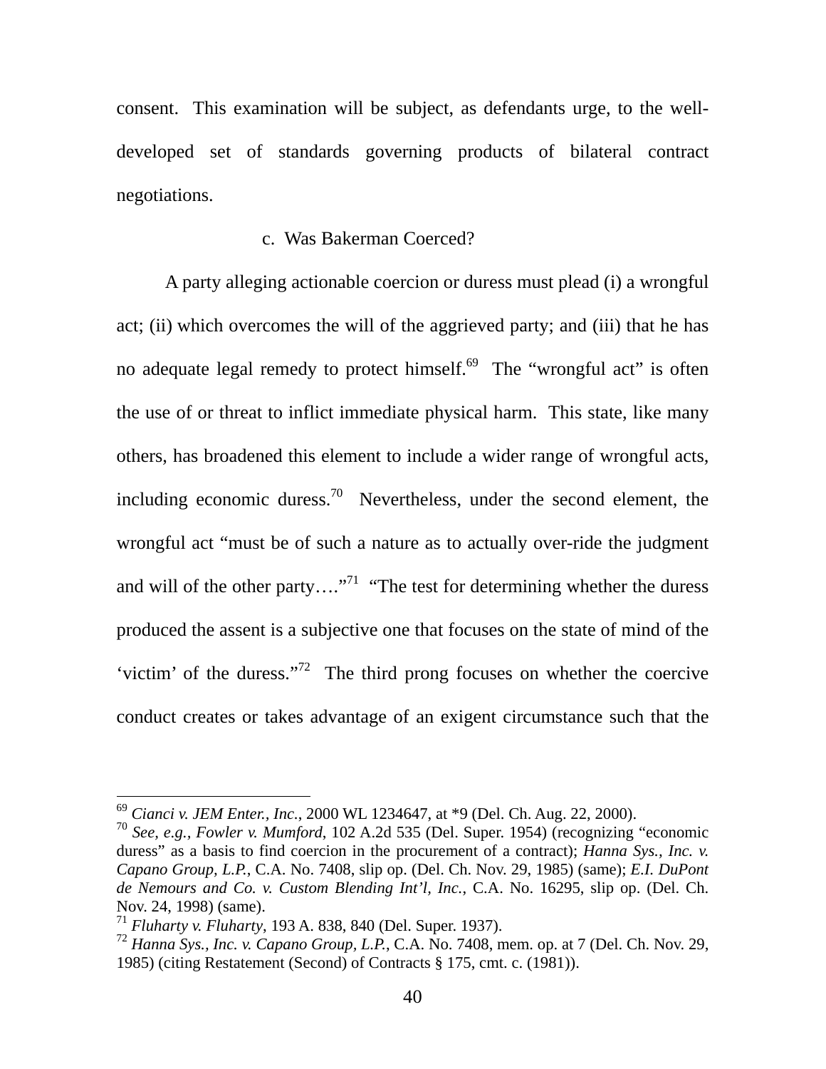consent. This examination will be subject, as defendants urge, to the well-developed set of standards governing products of bilateral contract negotiations.

c. Was Bakerman Coerced?

A party alleging actionable coercion or duress must plead (i) a wrongful act; (ii) which overcomes the will of the aggrieved party; and (iii) that he has no adequate legal remedy to protect himself.[69] The "wrongful act" is often the use of or threat to inflict immediate physical harm. This state, like many others, has broadened this element to include a wider range of wrongful acts, including economic duress.[70] Nevertheless, under the second element, the wrongful act "must be of such a nature as to actually over-ride the judgment and will of the other party…."[71] "The test for determining whether the duress produced the assent is a subjective one that focuses on the state of mind of the 'victim' of the duress."[72] The third prong focuses on whether the coercive conduct creates or takes advantage of an exigent circumstance such that the

---

[69] *Cianci v. JEM Enter., Inc.*, 2000 WL 1234647, at *9 (Del. Ch. Aug. 22, 2000).

[70] *See, e.g., Fowler v. Mumford*, 102 A.2d 535 (Del. Super. 1954) (recognizing "economic duress" as a basis to find coercion in the procurement of a contract); *Hanna Sys., Inc. v. Capano Group, L.P.*, C.A. No. 7408, slip op. (Del. Ch. Nov. 29, 1985) (same); *E.I. DuPont de Nemours and Co. v. Custom Blending Int'l, Inc.*, C.A. No. 16295, slip op. (Del. Ch. Nov. 24, 1998) (same).

[71] *Fluharty v. Fluharty*, 193 A. 838, 840 (Del. Super. 1937).

[72] *Hanna Sys., Inc. v. Capano Group, L.P.*, C.A. No. 7408, mem. op. at 7 (Del. Ch. Nov. 29, 1985) (citing Restatement (Second) of Contracts § 175, cmt. c. (1981)).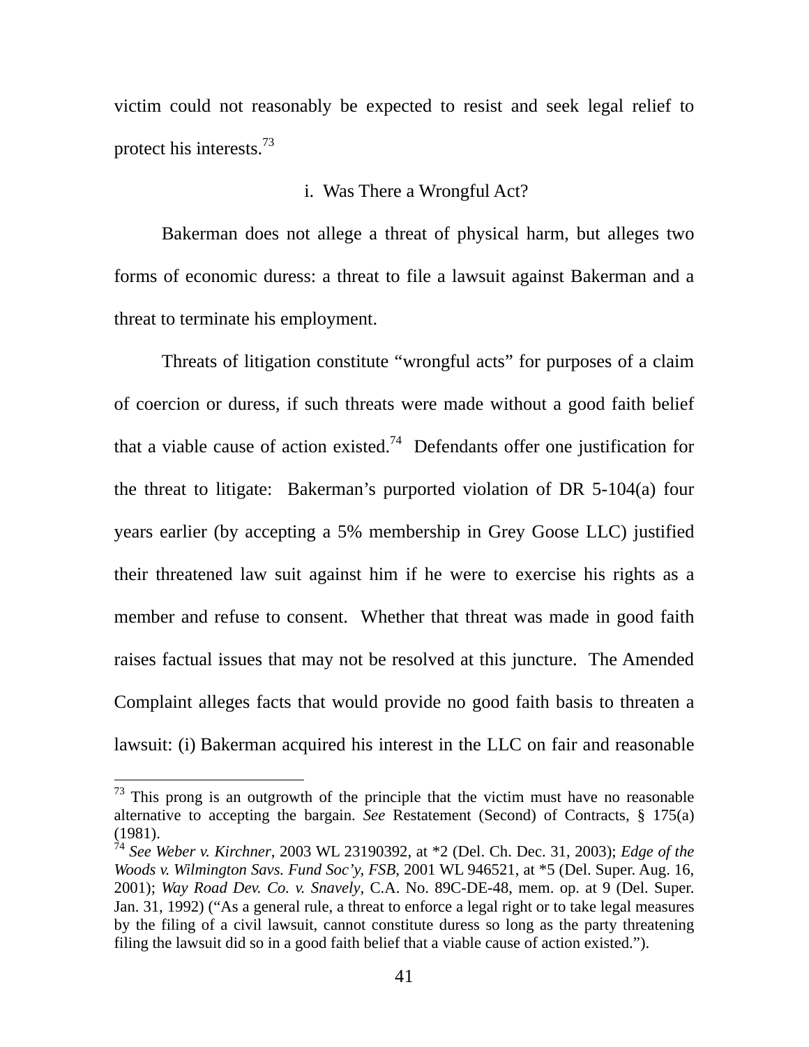victim could not reasonably be expected to resist and seek legal relief to protect his interests.[73]

i. Was There a Wrongful Act?

Bakerman does not allege a threat of physical harm, but alleges two forms of economic duress: a threat to file a lawsuit against Bakerman and a threat to terminate his employment.

Threats of litigation constitute "wrongful acts" for purposes of a claim of coercion or duress, if such threats were made without a good faith belief that a viable cause of action existed.[74] Defendants offer one justification for the threat to litigate: Bakerman's purported violation of DR 5-104(a) four years earlier (by accepting a 5% membership in Grey Goose LLC) justified their threatened law suit against him if he were to exercise his rights as a member and refuse to consent. Whether that threat was made in good faith raises factual issues that may not be resolved at this juncture. The Amended Complaint alleges facts that would provide no good faith basis to threaten a lawsuit: (i) Bakerman acquired his interest in the LLC on fair and reasonable

---

[73] This prong is an outgrowth of the principle that the victim must have no reasonable alternative to accepting the bargain. *See* Restatement (Second) of Contracts, § 175(a) (1981).

[74] *See Weber v. Kirchner*, 2003 WL 23190392, at *2 (Del. Ch. Dec. 31, 2003); *Edge of the Woods v. Wilmington Savs. Fund Soc'y, FSB*, 2001 WL 946521, at *5 (Del. Super. Aug. 16, 2001); *Way Road Dev. Co. v. Snavely*, C.A. No. 89C-DE-48, mem. op. at 9 (Del. Super. Jan. 31, 1992) ("As a general rule, a threat to enforce a legal right or to take legal measures by the filing of a civil lawsuit, cannot constitute duress so long as the party threatening filing the lawsuit did so in a good faith belief that a viable cause of action existed.").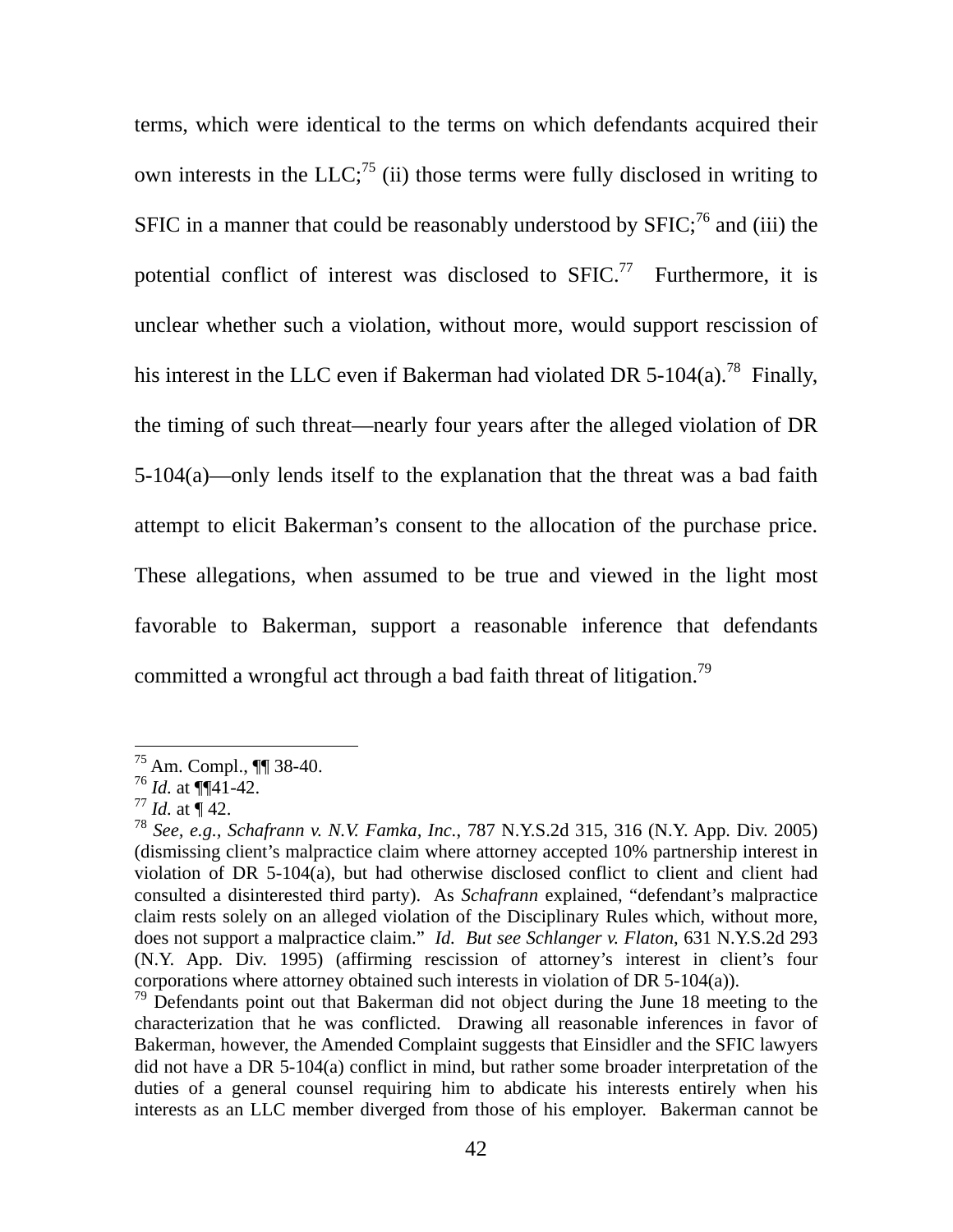terms, which were identical to the terms on which defendants acquired their own interests in the LLC;[75] (ii) those terms were fully disclosed in writing to SFIC in a manner that could be reasonably understood by SFIC;[76] and (iii) the potential conflict of interest was disclosed to SFIC.[77] Furthermore, it is unclear whether such a violation, without more, would support rescission of his interest in the LLC even if Bakerman had violated DR 5-104(a).[78] Finally, the timing of such threat—nearly four years after the alleged violation of DR 5-104(a)—only lends itself to the explanation that the threat was a bad faith attempt to elicit Bakerman's consent to the allocation of the purchase price. These allegations, when assumed to be true and viewed in the light most favorable to Bakerman, support a reasonable inference that defendants committed a wrongful act through a bad faith threat of litigation.[79]

---

[75] Am. Compl., ¶¶ 38-40.

[76] *Id.* at ¶¶41-42.

[77] *Id.* at ¶ 42.

[78] *See, e.g., Schafrann v. N.V. Famka, Inc.*, 787 N.Y.S.2d 315, 316 (N.Y. App. Div. 2005) (dismissing client's malpractice claim where attorney accepted 10% partnership interest in violation of DR 5-104(a), but had otherwise disclosed conflict to client and client had consulted a disinterested third party). As *Schafrann* explained, "defendant's malpractice claim rests solely on an alleged violation of the Disciplinary Rules which, without more, does not support a malpractice claim." *Id. But see Schlanger v. Flaton*, 631 N.Y.S.2d 293 (N.Y. App. Div. 1995) (affirming rescission of attorney's interest in client's four corporations where attorney obtained such interests in violation of DR 5-104(a)).

[79] Defendants point out that Bakerman did not object during the June 18 meeting to the characterization that he was conflicted. Drawing all reasonable inferences in favor of Bakerman, however, the Amended Complaint suggests that Einsidler and the SFIC lawyers did not have a DR 5-104(a) conflict in mind, but rather some broader interpretation of the duties of a general counsel requiring him to abdicate his interests entirely when his interests as an LLC member diverged from those of his employer. Bakerman cannot be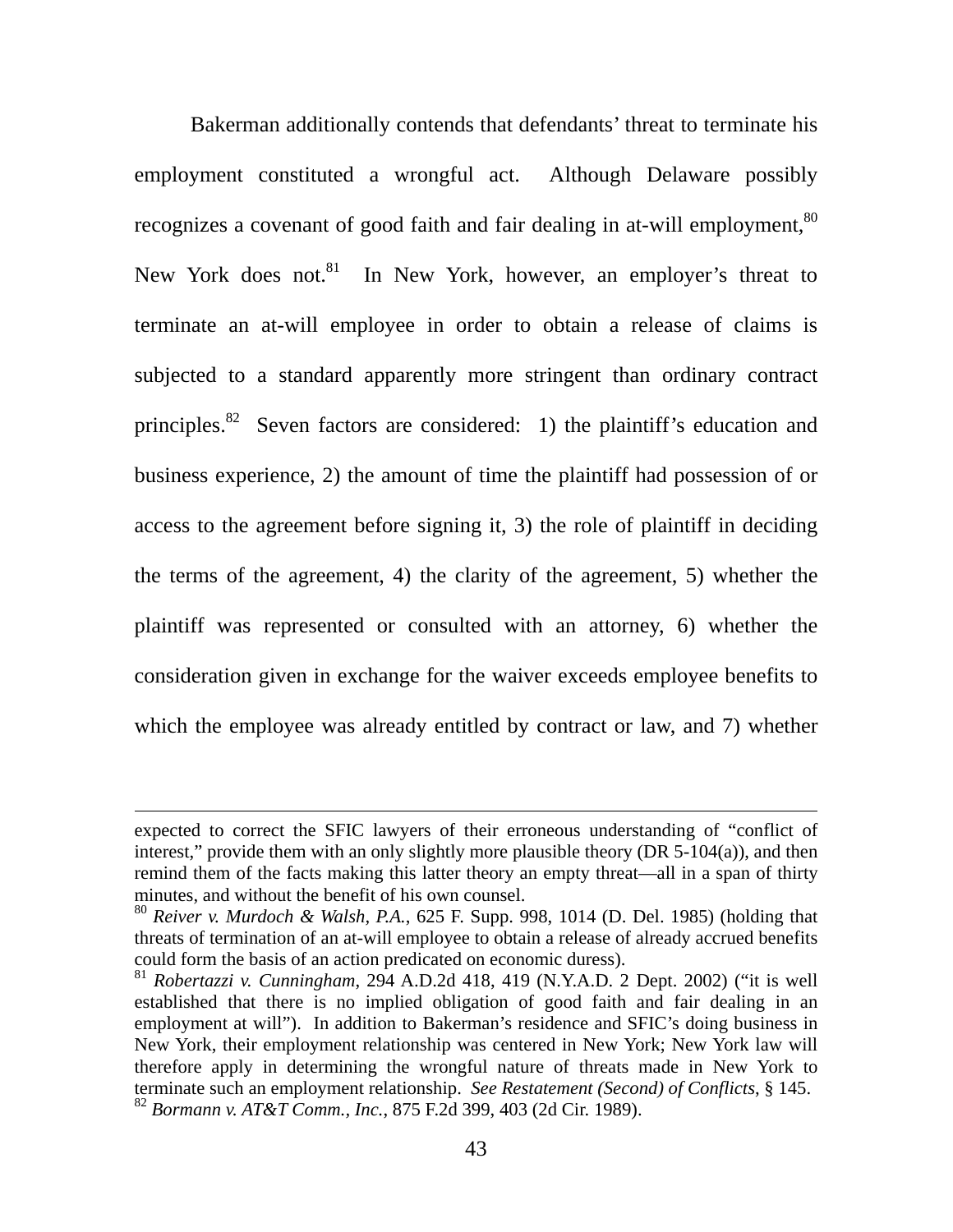Bakerman additionally contends that defendants' threat to terminate his employment constituted a wrongful act. Although Delaware possibly recognizes a covenant of good faith and fair dealing in at-will employment,[80] New York does not.[81] In New York, however, an employer's threat to terminate an at-will employee in order to obtain a release of claims is subjected to a standard apparently more stringent than ordinary contract principles.[82] Seven factors are considered: 1) the plaintiff's education and business experience, 2) the amount of time the plaintiff had possession of or access to the agreement before signing it, 3) the role of plaintiff in deciding the terms of the agreement, 4) the clarity of the agreement, 5) whether the plaintiff was represented or consulted with an attorney, 6) whether the consideration given in exchange for the waiver exceeds employee benefits to which the employee was already entitled by contract or law, and 7) whether

---

expected to correct the SFIC lawyers of their erroneous understanding of "conflict of interest," provide them with an only slightly more plausible theory (DR 5-104(a)), and then remind them of the facts making this latter theory an empty threat—all in a span of thirty minutes, and without the benefit of his own counsel.

[80] *Reiver v. Murdoch & Walsh, P.A.*, 625 F. Supp. 998, 1014 (D. Del. 1985) (holding that threats of termination of an at-will employee to obtain a release of already accrued benefits could form the basis of an action predicated on economic duress).

[81] *Robertazzi v. Cunningham*, 294 A.D.2d 418, 419 (N.Y.A.D. 2 Dept. 2002) ("it is well established that there is no implied obligation of good faith and fair dealing in an employment at will"). In addition to Bakerman's residence and SFIC's doing business in New York, their employment relationship was centered in New York; New York law will therefore apply in determining the wrongful nature of threats made in New York to terminate such an employment relationship. *See Restatement (Second) of Conflicts*, § 145.

[82] *Bormann v. AT&T Comm., Inc.*, 875 F.2d 399, 403 (2d Cir. 1989).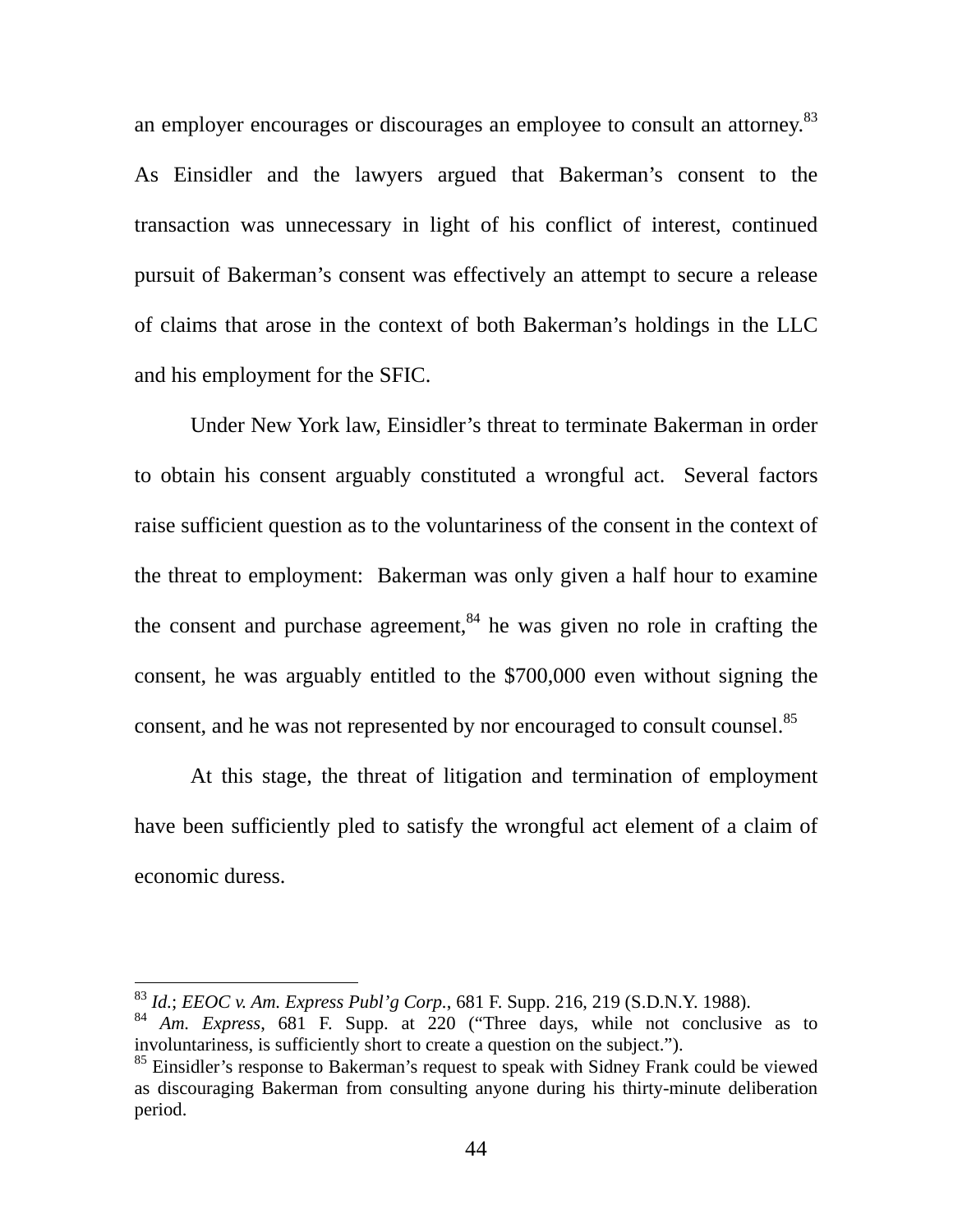an employer encourages or discourages an employee to consult an attorney.[83] As Einsidler and the lawyers argued that Bakerman's consent to the transaction was unnecessary in light of his conflict of interest, continued pursuit of Bakerman's consent was effectively an attempt to secure a release of claims that arose in the context of both Bakerman's holdings in the LLC and his employment for the SFIC.

Under New York law, Einsidler's threat to terminate Bakerman in order to obtain his consent arguably constituted a wrongful act. Several factors raise sufficient question as to the voluntariness of the consent in the context of the threat to employment: Bakerman was only given a half hour to examine the consent and purchase agreement,[84] he was given no role in crafting the consent, he was arguably entitled to the $700,000 even without signing the consent, and he was not represented by nor encouraged to consult counsel.[85]

At this stage, the threat of litigation and termination of employment have been sufficiently pled to satisfy the wrongful act element of a claim of economic duress.

---

[83] *Id.*; *EEOC v. Am. Express Publ'g Corp.*, 681 F. Supp. 216, 219 (S.D.N.Y. 1988).

[84] *Am. Express*, 681 F. Supp. at 220 ("Three days, while not conclusive as to involuntariness, is sufficiently short to create a question on the subject.").

[85] Einsidler's response to Bakerman's request to speak with Sidney Frank could be viewed as discouraging Bakerman from consulting anyone during his thirty-minute deliberation period.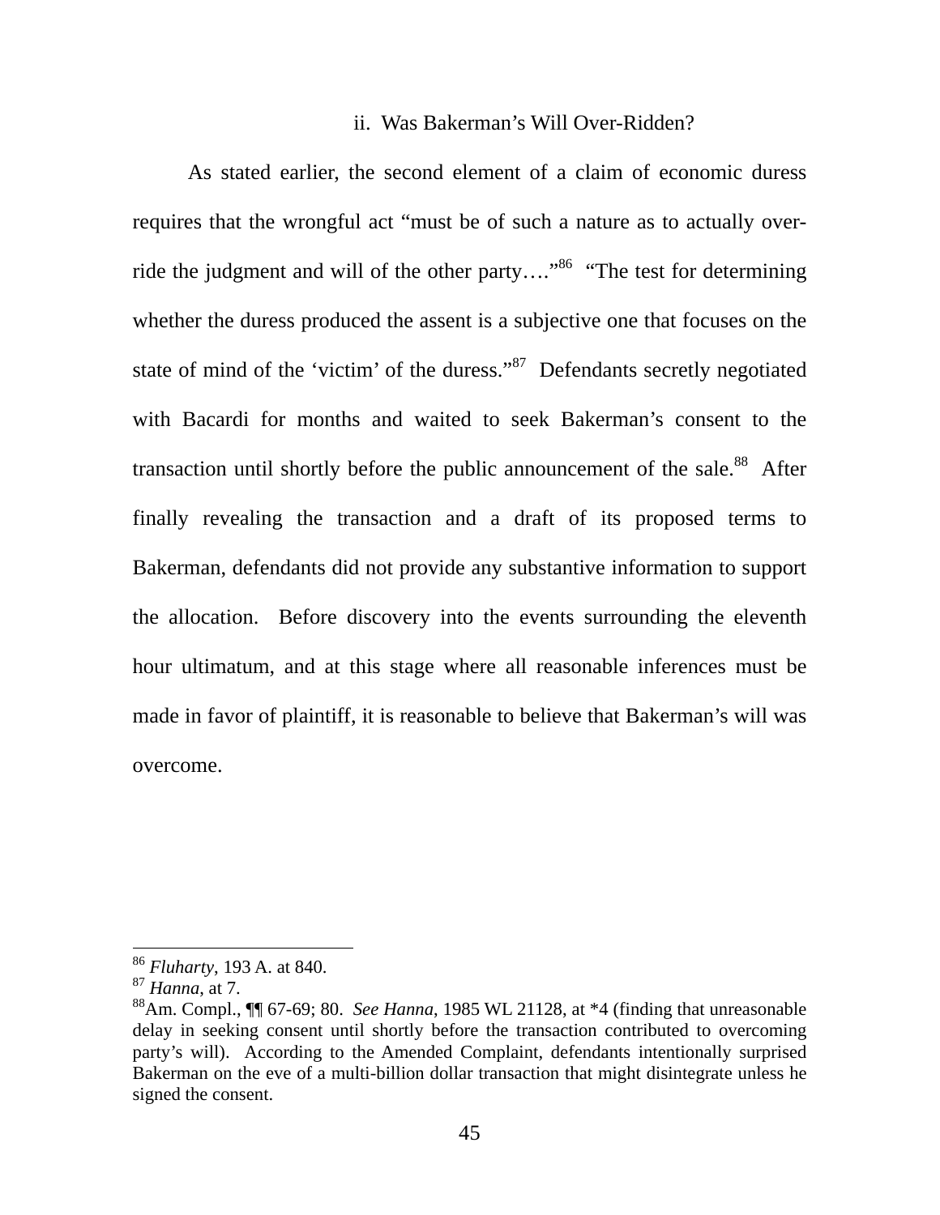### ii. Was Bakerman's Will Over-Ridden?

As stated earlier, the second element of a claim of economic duress requires that the wrongful act "must be of such a nature as to actually over-ride the judgment and will of the other party…."[86] "The test for determining whether the duress produced the assent is a subjective one that focuses on the state of mind of the 'victim' of the duress."[87] Defendants secretly negotiated with Bacardi for months and waited to seek Bakerman's consent to the transaction until shortly before the public announcement of the sale.[88] After finally revealing the transaction and a draft of its proposed terms to Bakerman, defendants did not provide any substantive information to support the allocation. Before discovery into the events surrounding the eleventh hour ultimatum, and at this stage where all reasonable inferences must be made in favor of plaintiff, it is reasonable to believe that Bakerman's will was overcome.

---

[86] *Fluharty*, 193 A. at 840.

[87] *Hanna*, at 7.

[88] Am. Compl., ¶¶ 67-69; 80. *See Hanna*, 1985 WL 21128, at *4 (finding that unreasonable delay in seeking consent until shortly before the transaction contributed to overcoming party's will). According to the Amended Complaint, defendants intentionally surprised Bakerman on the eve of a multi-billion dollar transaction that might disintegrate unless he signed the consent.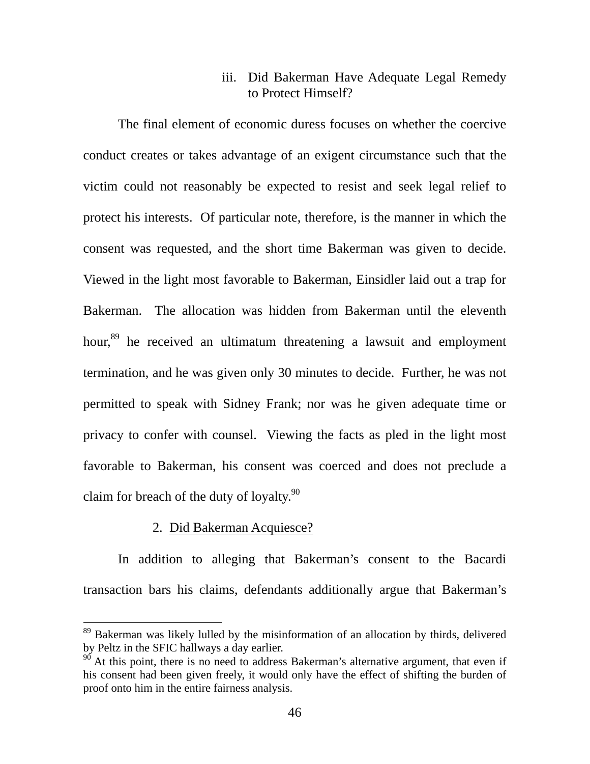### iii. Did Bakerman Have Adequate Legal Remedy to Protect Himself?

The final element of economic duress focuses on whether the coercive conduct creates or takes advantage of an exigent circumstance such that the victim could not reasonably be expected to resist and seek legal relief to protect his interests. Of particular note, therefore, is the manner in which the consent was requested, and the short time Bakerman was given to decide. Viewed in the light most favorable to Bakerman, Einsidler laid out a trap for Bakerman. The allocation was hidden from Bakerman until the eleventh hour,[89] he received an ultimatum threatening a lawsuit and employment termination, and he was given only 30 minutes to decide. Further, he was not permitted to speak with Sidney Frank; nor was he given adequate time or privacy to confer with counsel. Viewing the facts as pled in the light most favorable to Bakerman, his consent was coerced and does not preclude a claim for breach of the duty of loyalty.[90]

#### 2. Did Bakerman Acquiesce?

In addition to alleging that Bakerman's consent to the Bacardi transaction bars his claims, defendants additionally argue that Bakerman's

---

[89] Bakerman was likely lulled by the misinformation of an allocation by thirds, delivered by Peltz in the SFIC hallways a day earlier.

[90] At this point, there is no need to address Bakerman's alternative argument, that even if his consent had been given freely, it would only have the effect of shifting the burden of proof onto him in the entire fairness analysis.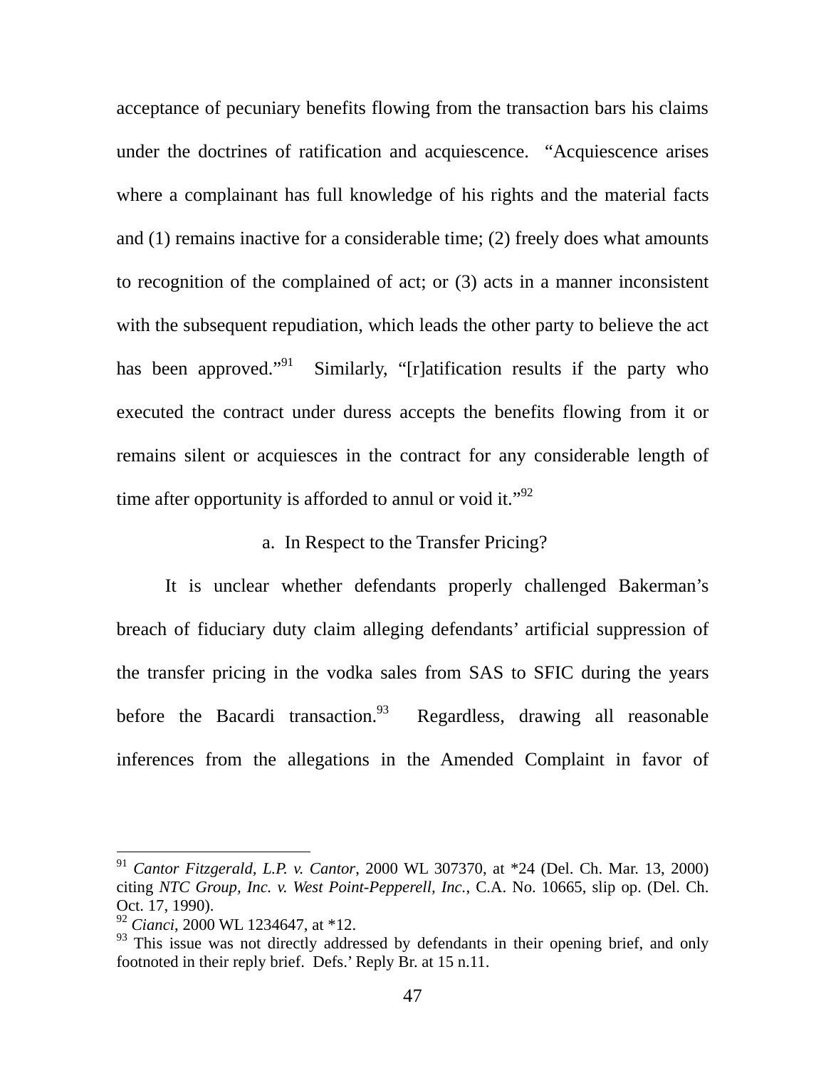acceptance of pecuniary benefits flowing from the transaction bars his claims under the doctrines of ratification and acquiescence. "Acquiescence arises where a complainant has full knowledge of his rights and the material facts and (1) remains inactive for a considerable time; (2) freely does what amounts to recognition of the complained of act; or (3) acts in a manner inconsistent with the subsequent repudiation, which leads the other party to believe the act has been approved."[91] Similarly, "[r]atification results if the party who executed the contract under duress accepts the benefits flowing from it or remains silent or acquiesces in the contract for any considerable length of time after opportunity is afforded to annul or void it."[92]

a. In Respect to the Transfer Pricing?

It is unclear whether defendants properly challenged Bakerman's breach of fiduciary duty claim alleging defendants' artificial suppression of the transfer pricing in the vodka sales from SAS to SFIC during the years before the Bacardi transaction.[93] Regardless, drawing all reasonable inferences from the allegations in the Amended Complaint in favor of

---

[91] *Cantor Fitzgerald, L.P. v. Cantor*, 2000 WL 307370, at *24 (Del. Ch. Mar. 13, 2000) citing *NTC Group, Inc. v. West Point-Pepperell, Inc.*, C.A. No. 10665, slip op. (Del. Ch. Oct. 17, 1990).

[92] *Cianci*, 2000 WL 1234647, at *12.

[93] This issue was not directly addressed by defendants in their opening brief, and only footnoted in their reply brief. Defs.' Reply Br. at 15 n.11.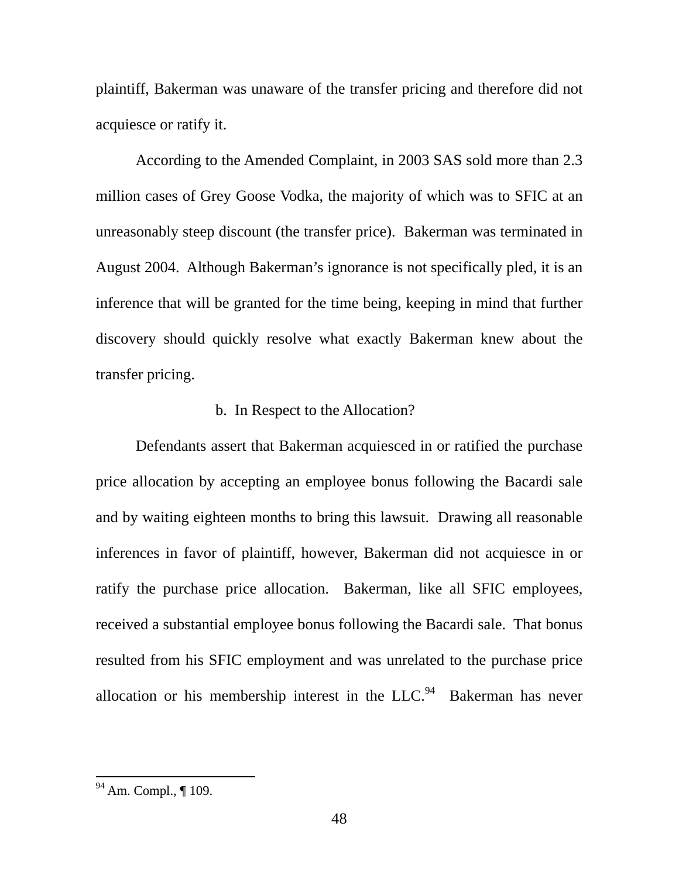plaintiff, Bakerman was unaware of the transfer pricing and therefore did not acquiesce or ratify it.

According to the Amended Complaint, in 2003 SAS sold more than 2.3 million cases of Grey Goose Vodka, the majority of which was to SFIC at an unreasonably steep discount (the transfer price). Bakerman was terminated in August 2004. Although Bakerman's ignorance is not specifically pled, it is an inference that will be granted for the time being, keeping in mind that further discovery should quickly resolve what exactly Bakerman knew about the transfer pricing.

b. In Respect to the Allocation?

Defendants assert that Bakerman acquiesced in or ratified the purchase price allocation by accepting an employee bonus following the Bacardi sale and by waiting eighteen months to bring this lawsuit. Drawing all reasonable inferences in favor of plaintiff, however, Bakerman did not acquiesce in or ratify the purchase price allocation. Bakerman, like all SFIC employees, received a substantial employee bonus following the Bacardi sale. That bonus resulted from his SFIC employment and was unrelated to the purchase price allocation or his membership interest in the LLC.[94] Bakerman has never

[94] Am. Compl., ¶ 109.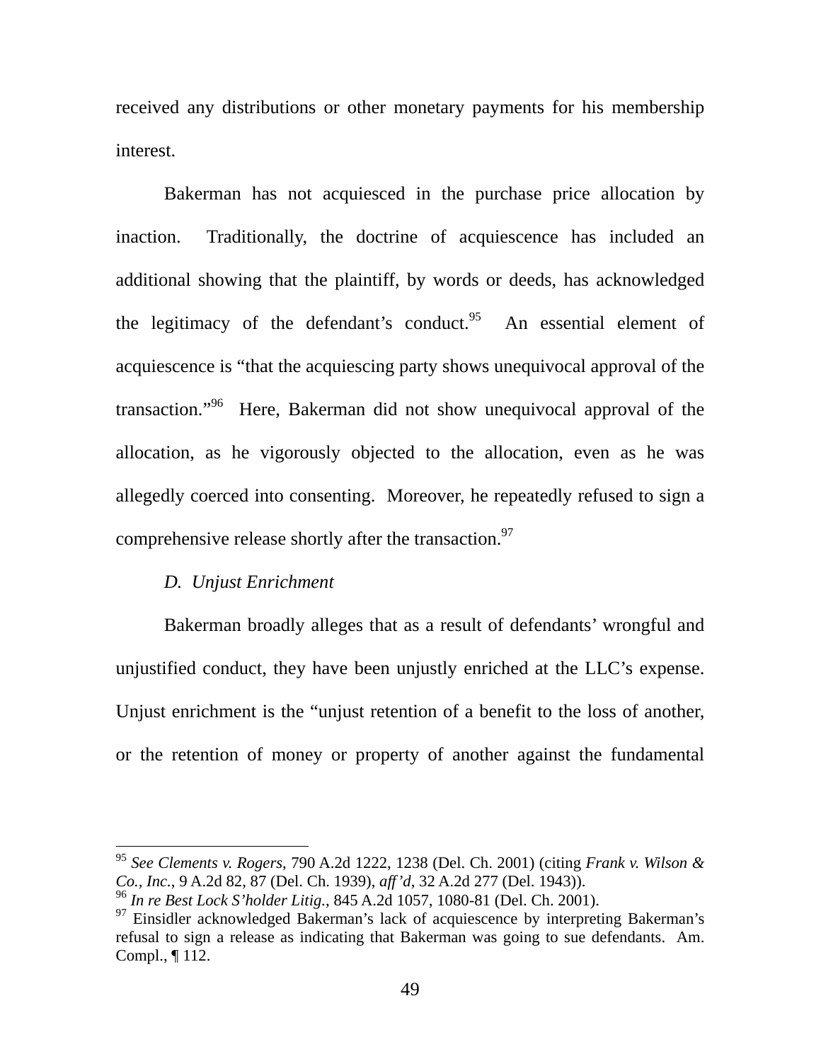received any distributions or other monetary payments for his membership interest.

Bakerman has not acquiesced in the purchase price allocation by inaction. Traditionally, the doctrine of acquiescence has included an additional showing that the plaintiff, by words or deeds, has acknowledged the legitimacy of the defendant's conduct.[95] An essential element of acquiescence is "that the acquiescing party shows unequivocal approval of the transaction."[96] Here, Bakerman did not show unequivocal approval of the allocation, as he vigorously objected to the allocation, even as he was allegedly coerced into consenting. Moreover, he repeatedly refused to sign a comprehensive release shortly after the transaction.[97]

*D. Unjust Enrichment*

Bakerman broadly alleges that as a result of defendants' wrongful and unjustified conduct, they have been unjustly enriched at the LLC's expense. Unjust enrichment is the "unjust retention of a benefit to the loss of another, or the retention of money or property of another against the fundamental

---

[95] *See Clements v. Rogers*, 790 A.2d 1222, 1238 (Del. Ch. 2001) (citing *Frank v. Wilson & Co., Inc.*, 9 A.2d 82, 87 (Del. Ch. 1939), *aff'd*, 32 A.2d 277 (Del. 1943)).

[96] *In re Best Lock S'holder Litig.*, 845 A.2d 1057, 1080-81 (Del. Ch. 2001).

[97] Einsidler acknowledged Bakerman's lack of acquiescence by interpreting Bakerman's refusal to sign a release as indicating that Bakerman was going to sue defendants. Am. Compl., ¶ 112.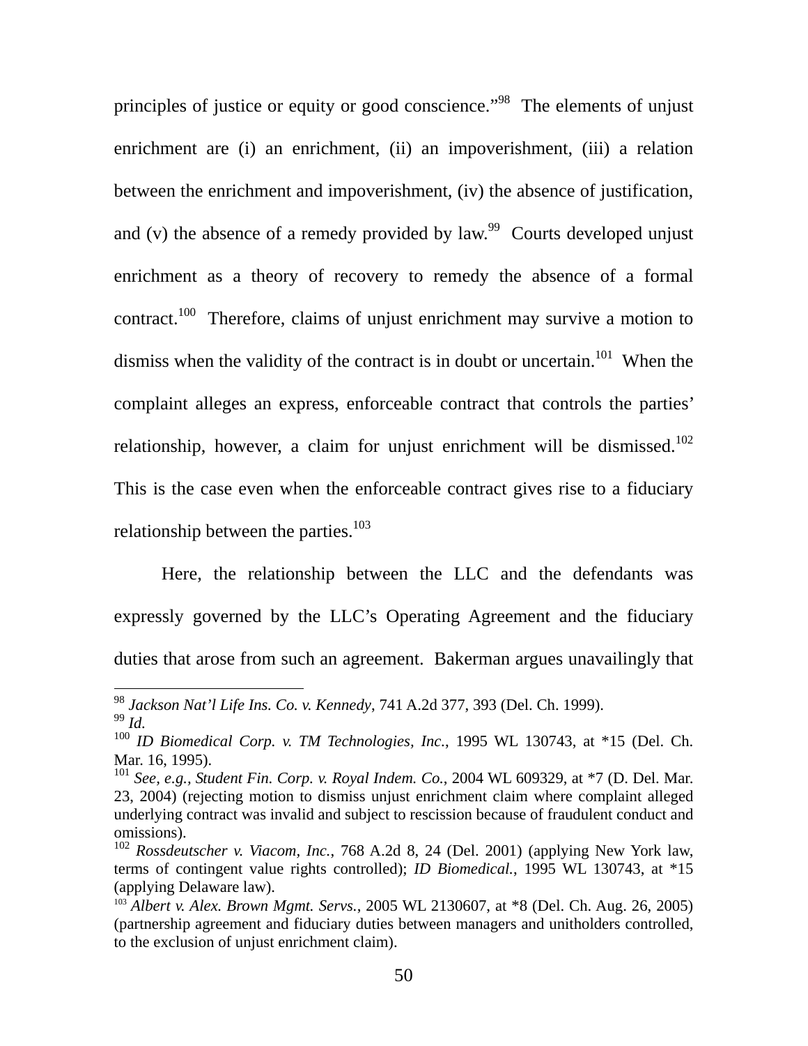principles of justice or equity or good conscience."[98] The elements of unjust enrichment are (i) an enrichment, (ii) an impoverishment, (iii) a relation between the enrichment and impoverishment, (iv) the absence of justification, and (v) the absence of a remedy provided by law.[99] Courts developed unjust enrichment as a theory of recovery to remedy the absence of a formal contract.[100] Therefore, claims of unjust enrichment may survive a motion to dismiss when the validity of the contract is in doubt or uncertain.[101] When the complaint alleges an express, enforceable contract that controls the parties' relationship, however, a claim for unjust enrichment will be dismissed.[102] This is the case even when the enforceable contract gives rise to a fiduciary relationship between the parties.[103]

Here, the relationship between the LLC and the defendants was expressly governed by the LLC's Operating Agreement and the fiduciary duties that arose from such an agreement. Bakerman argues unavailingly that

---

[98] *Jackson Nat'l Life Ins. Co. v. Kennedy*, 741 A.2d 377, 393 (Del. Ch. 1999).

[99] *Id.*

[100] *ID Biomedical Corp. v. TM Technologies, Inc.*, 1995 WL 130743, at *15 (Del. Ch. Mar. 16, 1995).

[101] *See, e.g.*, *Student Fin. Corp. v. Royal Indem. Co.*, 2004 WL 609329, at *7 (D. Del. Mar. 23, 2004) (rejecting motion to dismiss unjust enrichment claim where complaint alleged underlying contract was invalid and subject to rescission because of fraudulent conduct and omissions).

[102] *Rossdeutscher v. Viacom, Inc.*, 768 A.2d 8, 24 (Del. 2001) (applying New York law, terms of contingent value rights controlled); *ID Biomedical.*, 1995 WL 130743, at *15 (applying Delaware law).

[103] *Albert v. Alex. Brown Mgmt. Servs.*, 2005 WL 2130607, at *8 (Del. Ch. Aug. 26, 2005) (partnership agreement and fiduciary duties between managers and unitholders controlled, to the exclusion of unjust enrichment claim).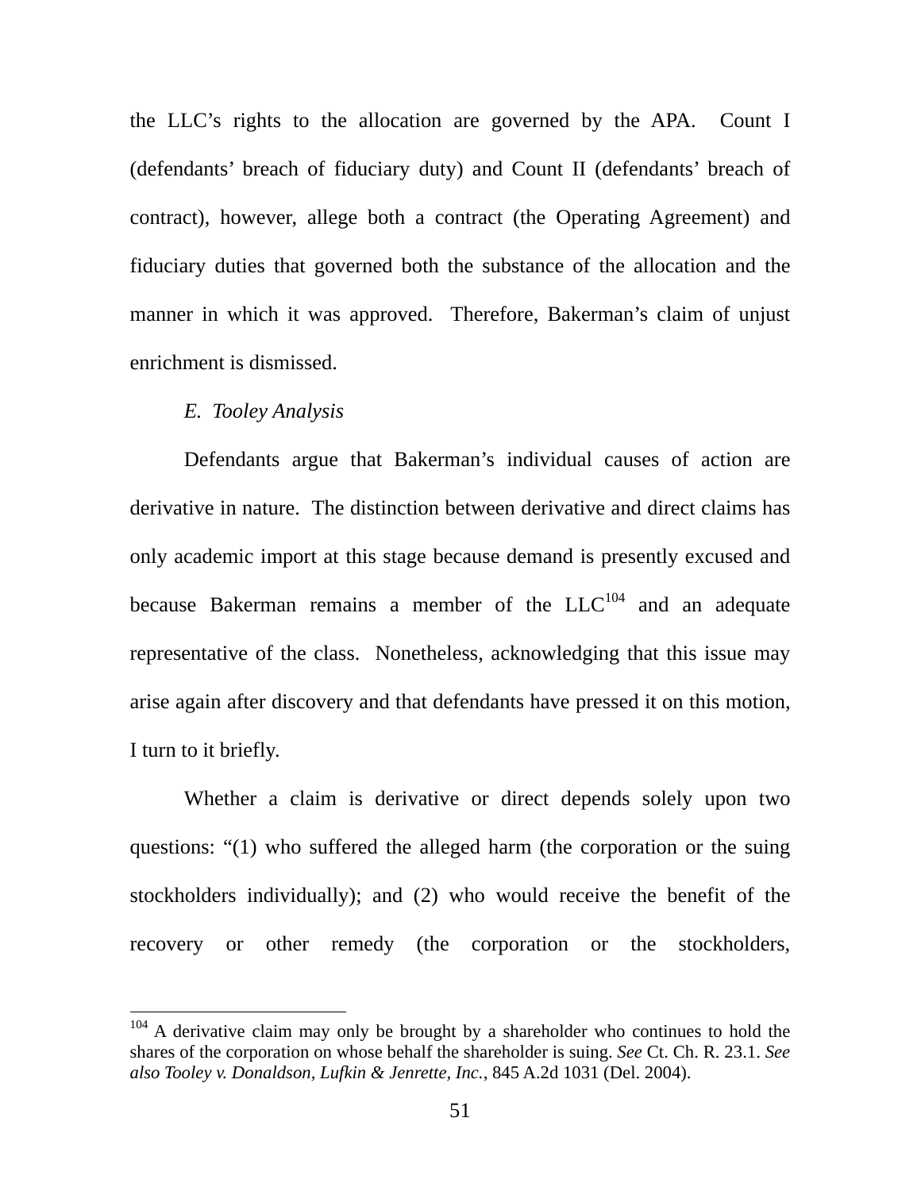the LLC's rights to the allocation are governed by the APA. Count I (defendants' breach of fiduciary duty) and Count II (defendants' breach of contract), however, allege both a contract (the Operating Agreement) and fiduciary duties that governed both the substance of the allocation and the manner in which it was approved. Therefore, Bakerman's claim of unjust enrichment is dismissed.

*E. Tooley Analysis*

Defendants argue that Bakerman's individual causes of action are derivative in nature. The distinction between derivative and direct claims has only academic import at this stage because demand is presently excused and because Bakerman remains a member of the LLC[104] and an adequate representative of the class. Nonetheless, acknowledging that this issue may arise again after discovery and that defendants have pressed it on this motion, I turn to it briefly.

Whether a claim is derivative or direct depends solely upon two questions: "(1) who suffered the alleged harm (the corporation or the suing stockholders individually); and (2) who would receive the benefit of the recovery or other remedy (the corporation or the stockholders,

---

[104] A derivative claim may only be brought by a shareholder who continues to hold the shares of the corporation on whose behalf the shareholder is suing. *See* Ct. Ch. R. 23.1. *See also Tooley v. Donaldson, Lufkin & Jenrette, Inc.*, 845 A.2d 1031 (Del. 2004).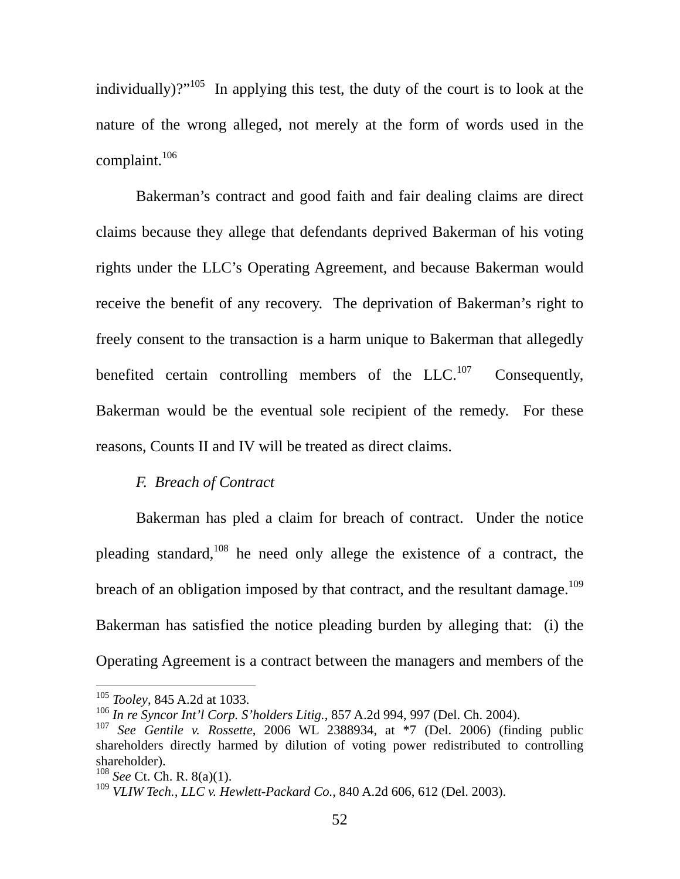individually)?"[105] In applying this test, the duty of the court is to look at the nature of the wrong alleged, not merely at the form of words used in the complaint.[106]

Bakerman's contract and good faith and fair dealing claims are direct claims because they allege that defendants deprived Bakerman of his voting rights under the LLC's Operating Agreement, and because Bakerman would receive the benefit of any recovery. The deprivation of Bakerman's right to freely consent to the transaction is a harm unique to Bakerman that allegedly benefited certain controlling members of the LLC.[107] Consequently, Bakerman would be the eventual sole recipient of the remedy. For these reasons, Counts II and IV will be treated as direct claims.

*F. Breach of Contract*

Bakerman has pled a claim for breach of contract. Under the notice pleading standard,[108] he need only allege the existence of a contract, the breach of an obligation imposed by that contract, and the resultant damage.[109] Bakerman has satisfied the notice pleading burden by alleging that: (i) the Operating Agreement is a contract between the managers and members of the

---

[105] *Tooley*, 845 A.2d at 1033.

[106] *In re Syncor Int'l Corp. S'holders Litig.*, 857 A.2d 994, 997 (Del. Ch. 2004).

[107] *See Gentile v. Rossette*, 2006 WL 2388934, at *7 (Del. 2006) (finding public shareholders directly harmed by dilution of voting power redistributed to controlling shareholder).

[108] *See* Ct. Ch. R. 8(a)(1).

[109] *VLIW Tech., LLC v. Hewlett-Packard Co.*, 840 A.2d 606, 612 (Del. 2003).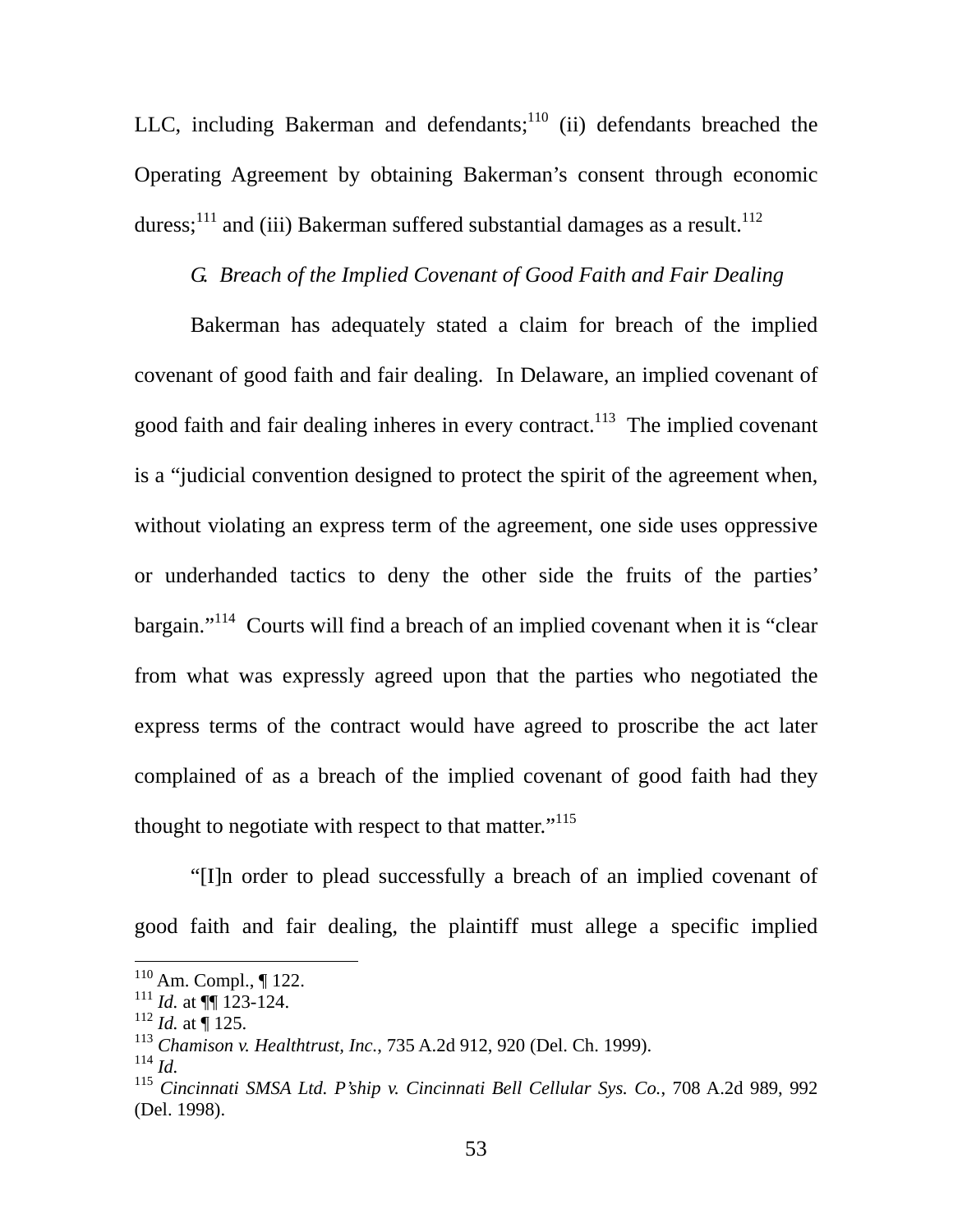LLC, including Bakerman and defendants;[110] (ii) defendants breached the Operating Agreement by obtaining Bakerman's consent through economic duress;[111] and (iii) Bakerman suffered substantial damages as a result.[112]

### *G. Breach of the Implied Covenant of Good Faith and Fair Dealing*

Bakerman has adequately stated a claim for breach of the implied covenant of good faith and fair dealing. In Delaware, an implied covenant of good faith and fair dealing inheres in every contract.[113] The implied covenant is a "judicial convention designed to protect the spirit of the agreement when, without violating an express term of the agreement, one side uses oppressive or underhanded tactics to deny the other side the fruits of the parties' bargain."[114] Courts will find a breach of an implied covenant when it is "clear from what was expressly agreed upon that the parties who negotiated the express terms of the contract would have agreed to proscribe the act later complained of as a breach of the implied covenant of good faith had they thought to negotiate with respect to that matter."[115]

"[I]n order to plead successfully a breach of an implied covenant of good faith and fair dealing, the plaintiff must allege a specific implied

---

[110] Am. Compl., ¶ 122.
[111] *Id.* at ¶¶ 123-124.
[112] *Id.* at ¶ 125.
[113] *Chamison v. Healthtrust, Inc.*, 735 A.2d 912, 920 (Del. Ch. 1999).
[114] *Id.*
[115] *Cincinnati SMSA Ltd. P'ship v. Cincinnati Bell Cellular Sys. Co.*, 708 A.2d 989, 992 (Del. 1998).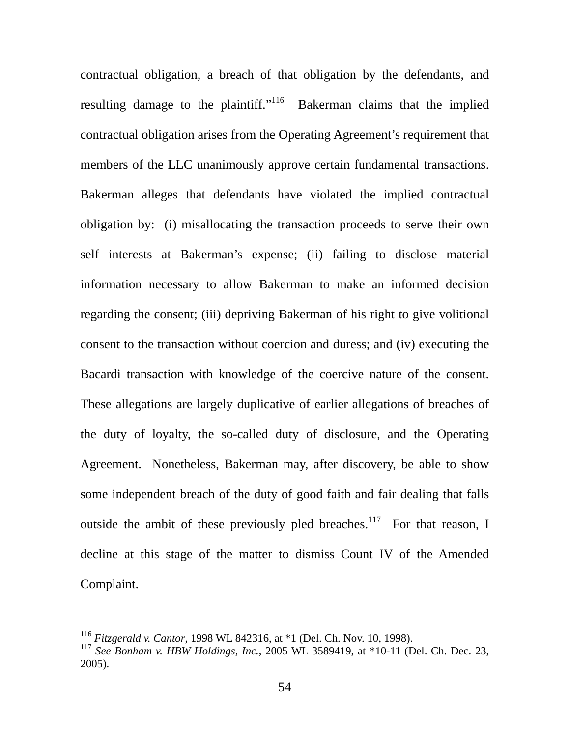contractual obligation, a breach of that obligation by the defendants, and resulting damage to the plaintiff."[116] Bakerman claims that the implied contractual obligation arises from the Operating Agreement's requirement that members of the LLC unanimously approve certain fundamental transactions. Bakerman alleges that defendants have violated the implied contractual obligation by: (i) misallocating the transaction proceeds to serve their own self interests at Bakerman's expense; (ii) failing to disclose material information necessary to allow Bakerman to make an informed decision regarding the consent; (iii) depriving Bakerman of his right to give volitional consent to the transaction without coercion and duress; and (iv) executing the Bacardi transaction with knowledge of the coercive nature of the consent. These allegations are largely duplicative of earlier allegations of breaches of the duty of loyalty, the so-called duty of disclosure, and the Operating Agreement. Nonetheless, Bakerman may, after discovery, be able to show some independent breach of the duty of good faith and fair dealing that falls outside the ambit of these previously pled breaches.[117] For that reason, I decline at this stage of the matter to dismiss Count IV of the Amended Complaint.

---

[116] *Fitzgerald v. Cantor*, 1998 WL 842316, at *1 (Del. Ch. Nov. 10, 1998).

[117] *See Bonham v. HBW Holdings, Inc.*, 2005 WL 3589419, at *10-11 (Del. Ch. Dec. 23, 2005).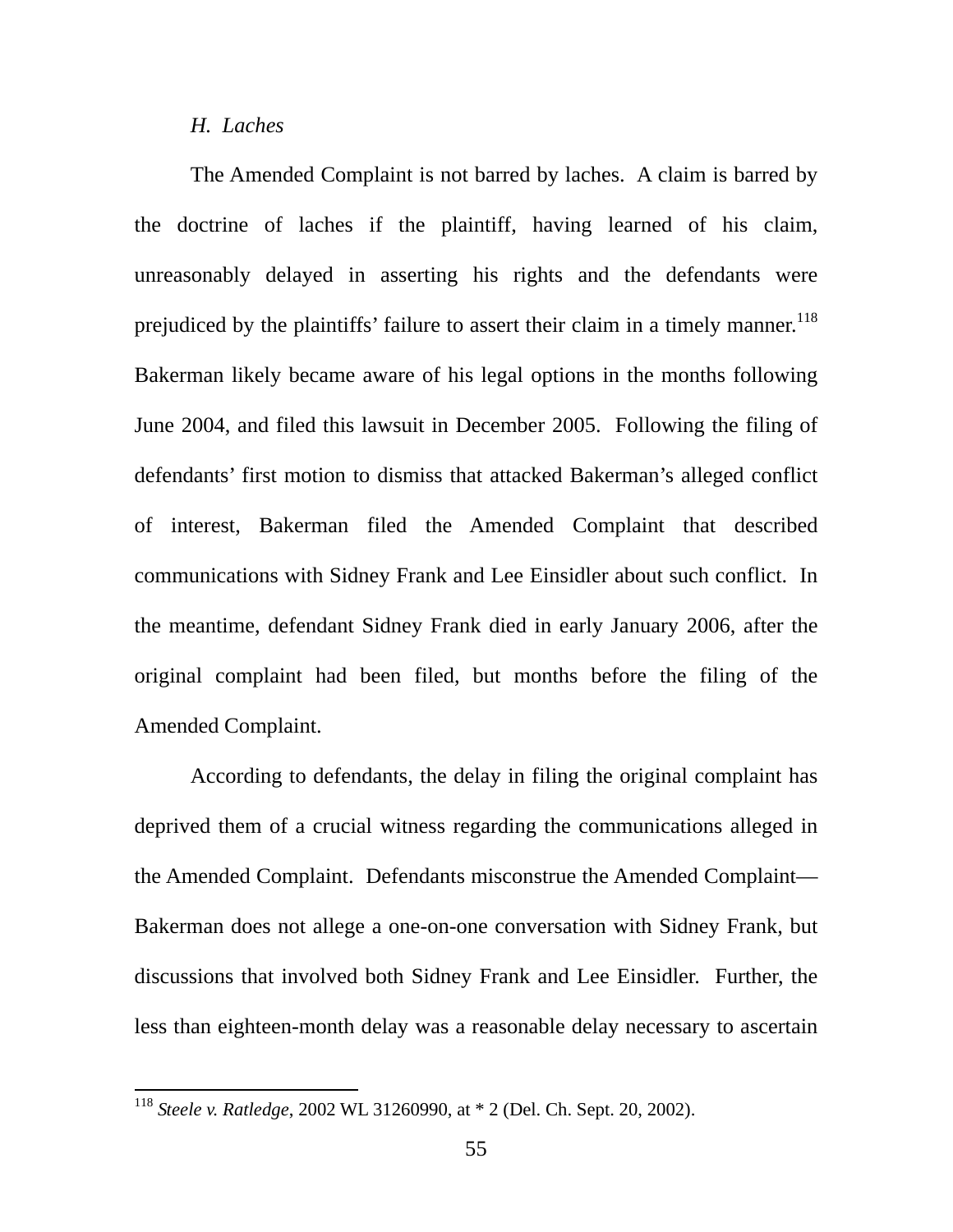### *H. Laches*

The Amended Complaint is not barred by laches. A claim is barred by the doctrine of laches if the plaintiff, having learned of his claim, unreasonably delayed in asserting his rights and the defendants were prejudiced by the plaintiffs' failure to assert their claim in a timely manner.[118] Bakerman likely became aware of his legal options in the months following June 2004, and filed this lawsuit in December 2005. Following the filing of defendants' first motion to dismiss that attacked Bakerman's alleged conflict of interest, Bakerman filed the Amended Complaint that described communications with Sidney Frank and Lee Einsidler about such conflict. In the meantime, defendant Sidney Frank died in early January 2006, after the original complaint had been filed, but months before the filing of the Amended Complaint.

According to defendants, the delay in filing the original complaint has deprived them of a crucial witness regarding the communications alleged in the Amended Complaint. Defendants misconstrue the Amended Complaint—Bakerman does not allege a one-on-one conversation with Sidney Frank, but discussions that involved both Sidney Frank and Lee Einsidler. Further, the less than eighteen-month delay was a reasonable delay necessary to ascertain

---

[118] *Steele v. Ratledge*, 2002 WL 31260990, at * 2 (Del. Ch. Sept. 20, 2002).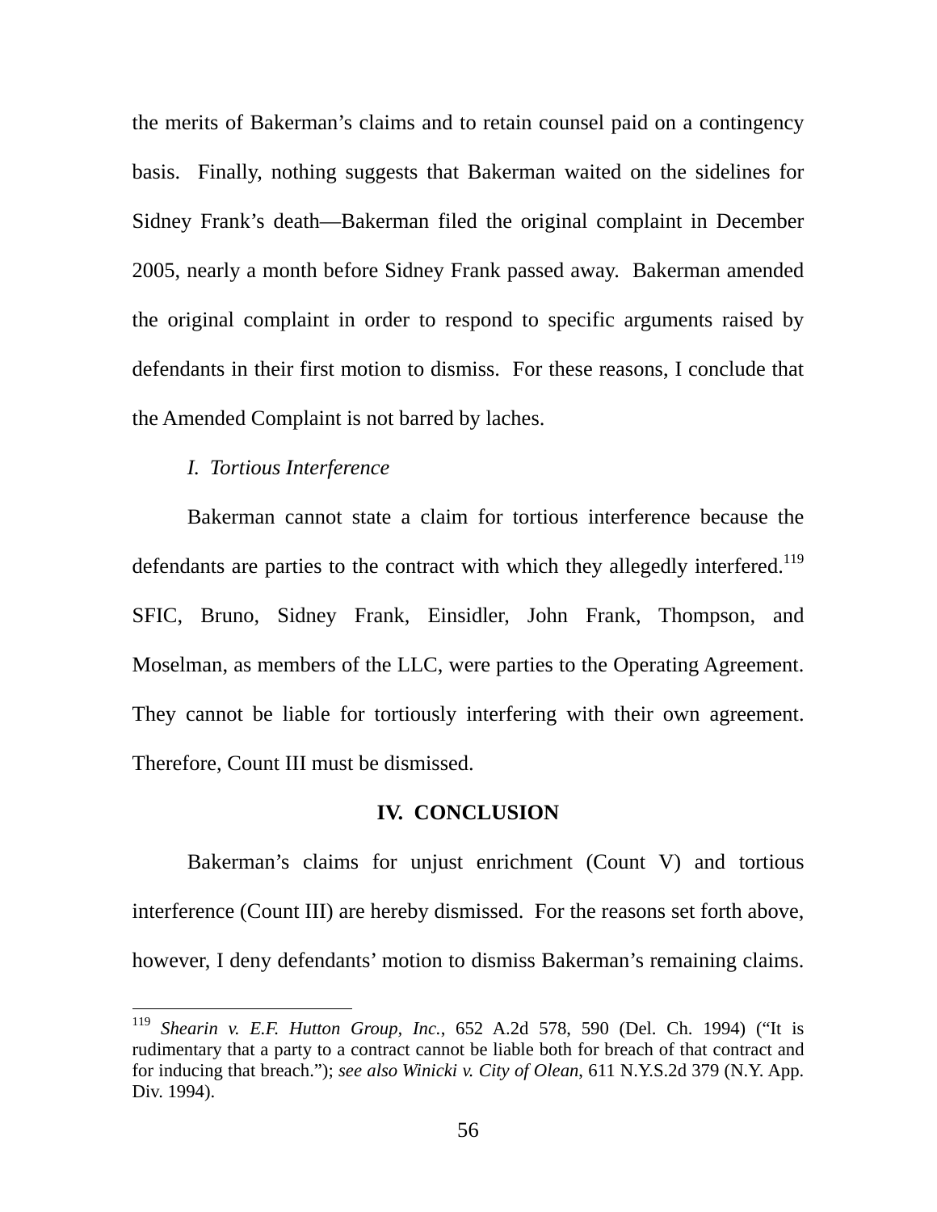the merits of Bakerman's claims and to retain counsel paid on a contingency basis. Finally, nothing suggests that Bakerman waited on the sidelines for Sidney Frank's death—Bakerman filed the original complaint in December 2005, nearly a month before Sidney Frank passed away. Bakerman amended the original complaint in order to respond to specific arguments raised by defendants in their first motion to dismiss. For these reasons, I conclude that the Amended Complaint is not barred by laches.

*I. Tortious Interference*

Bakerman cannot state a claim for tortious interference because the defendants are parties to the contract with which they allegedly interfered.[119] SFIC, Bruno, Sidney Frank, Einsidler, John Frank, Thompson, and Moselman, as members of the LLC, were parties to the Operating Agreement. They cannot be liable for tortiously interfering with their own agreement. Therefore, Count III must be dismissed.

## IV. CONCLUSION

Bakerman's claims for unjust enrichment (Count V) and tortious interference (Count III) are hereby dismissed. For the reasons set forth above, however, I deny defendants' motion to dismiss Bakerman's remaining claims.

---

[119] *Shearin v. E.F. Hutton Group, Inc.*, 652 A.2d 578, 590 (Del. Ch. 1994) ("It is rudimentary that a party to a contract cannot be liable both for breach of that contract and for inducing that breach."); *see also Winicki v. City of Olean*, 611 N.Y.S.2d 379 (N.Y. App. Div. 1994).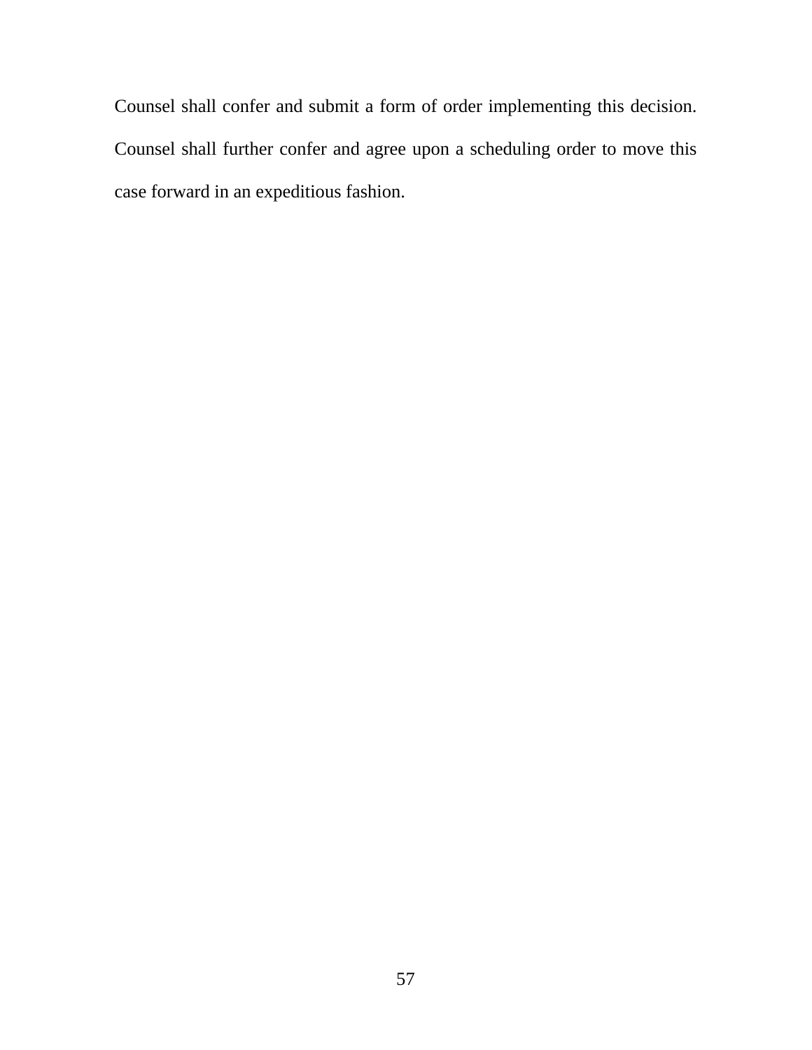Counsel shall confer and submit a form of order implementing this decision. Counsel shall further confer and agree upon a scheduling order to move this case forward in an expeditious fashion.